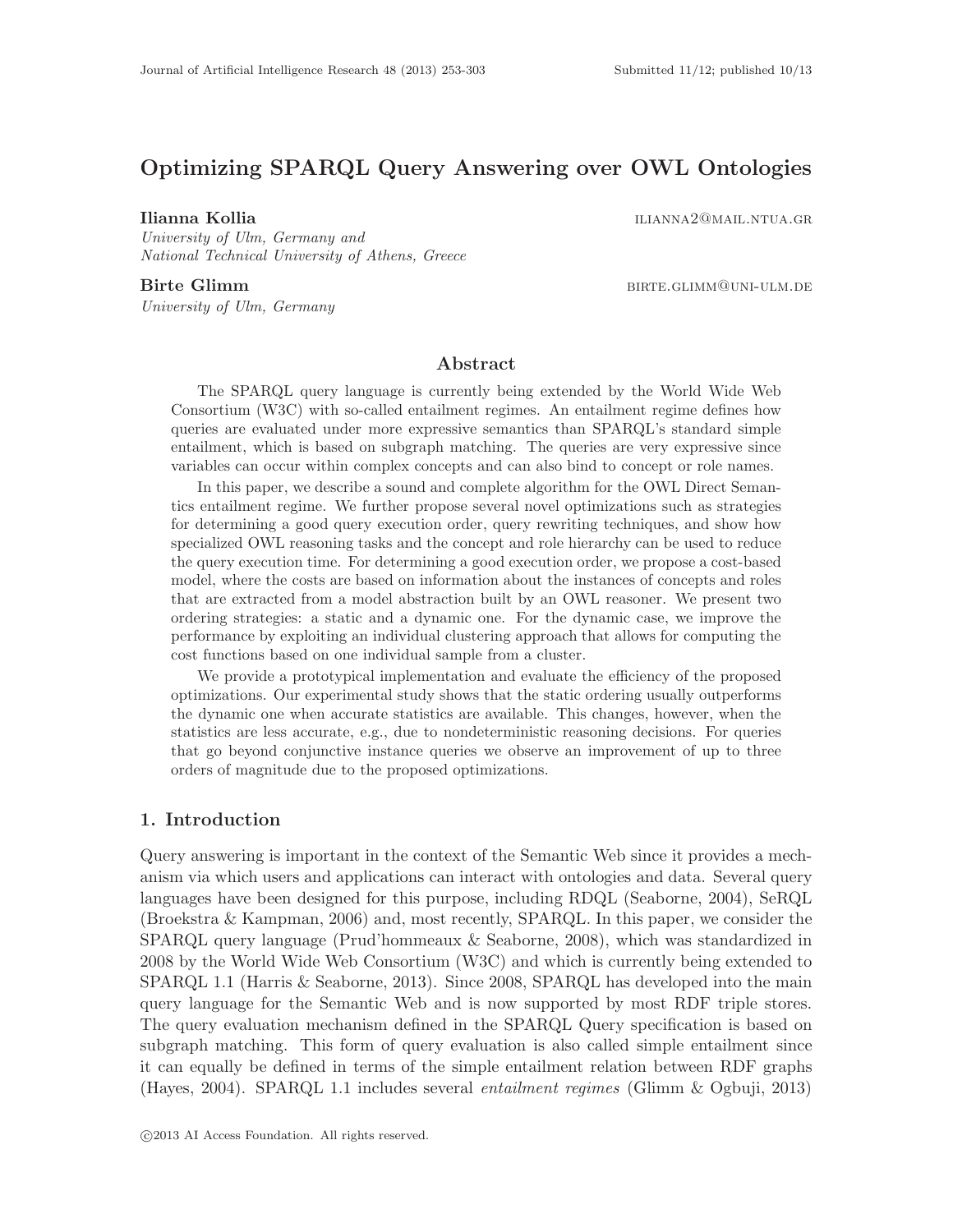# Optimizing SPARQL Query Answering over OWL Ontologies

**Ilianna Kollia** ILIANNA2@MAIL.NTUA.GR
*University of Ulm, Germany and*
*National Technical University of Athens, Greece*

**Birte Glimm** BIRTE.GLIMM@UNI-ULM.DE
*University of Ulm, Germany*

## Abstract

The SPARQL query language is currently being extended by the World Wide Web Consortium (W3C) with so-called entailment regimes. An entailment regime defines how queries are evaluated under more expressive semantics than SPARQL's standard simple entailment, which is based on subgraph matching. The queries are very expressive since variables can occur within complex concepts and can also bind to concept or role names.

In this paper, we describe a sound and complete algorithm for the OWL Direct Semantics entailment regime. We further propose several novel optimizations such as strategies for determining a good query execution order, query rewriting techniques, and show how specialized OWL reasoning tasks and the concept and role hierarchy can be used to reduce the query execution time. For determining a good execution order, we propose a cost-based model, where the costs are based on information about the instances of concepts and roles that are extracted from a model abstraction built by an OWL reasoner. We present two ordering strategies: a static and a dynamic one. For the dynamic case, we improve the performance by exploiting an individual clustering approach that allows for computing the cost functions based on one individual sample from a cluster.

We provide a prototypical implementation and evaluate the efficiency of the proposed optimizations. Our experimental study shows that the static ordering usually outperforms the dynamic one when accurate statistics are available. This changes, however, when the statistics are less accurate, e.g., due to nondeterministic reasoning decisions. For queries that go beyond conjunctive instance queries we observe an improvement of up to three orders of magnitude due to the proposed optimizations.

## 1. Introduction

Query answering is important in the context of the Semantic Web since it provides a mechanism via which users and applications can interact with ontologies and data. Several query languages have been designed for this purpose, including RDQL (Seaborne, 2004), SeRQL (Broekstra & Kampman, 2006) and, most recently, SPARQL. In this paper, we consider the SPARQL query language (Prud'hommeaux & Seaborne, 2008), which was standardized in 2008 by the World Wide Web Consortium (W3C) and which is currently being extended to SPARQL 1.1 (Harris & Seaborne, 2013). Since 2008, SPARQL has developed into the main query language for the Semantic Web and is now supported by most RDF triple stores. The query evaluation mechanism defined in the SPARQL Query specification is based on subgraph matching. This form of query evaluation is also called simple entailment since it can equally be defined in terms of the simple entailment relation between RDF graphs (Hayes, 2004). SPARQL 1.1 includes several *entailment regimes* (Glimm & Ogbuji, 2013)

©2013 AI Access Foundation. All rights reserved.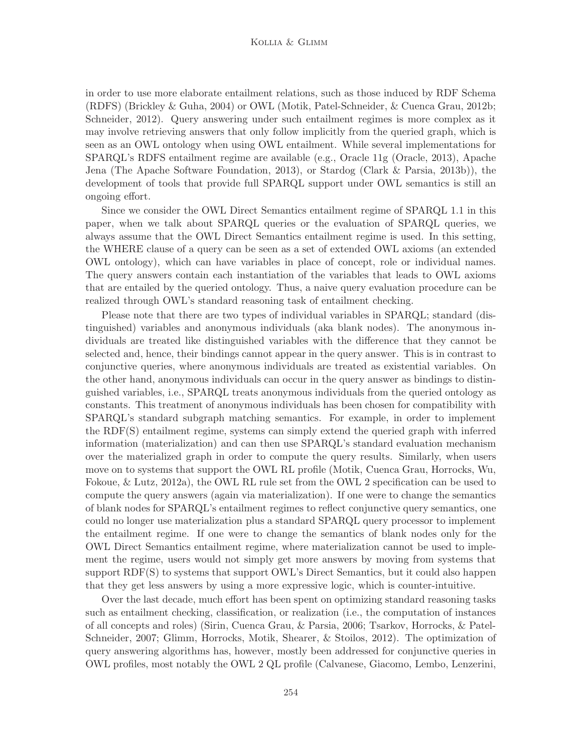in order to use more elaborate entailment relations, such as those induced by RDF Schema (RDFS) (Brickley & Guha, 2004) or OWL (Motik, Patel-Schneider, & Cuenca Grau, 2012b; Schneider, 2012). Query answering under such entailment regimes is more complex as it may involve retrieving answers that only follow implicitly from the queried graph, which is seen as an OWL ontology when using OWL entailment. While several implementations for SPARQL's RDFS entailment regime are available (e.g., Oracle 11g (Oracle, 2013), Apache Jena (The Apache Software Foundation, 2013), or Stardog (Clark & Parsia, 2013b)), the development of tools that provide full SPARQL support under OWL semantics is still an ongoing effort.

Since we consider the OWL Direct Semantics entailment regime of SPARQL 1.1 in this paper, when we talk about SPARQL queries or the evaluation of SPARQL queries, we always assume that the OWL Direct Semantics entailment regime is used. In this setting, the WHERE clause of a query can be seen as a set of extended OWL axioms (an extended OWL ontology), which can have variables in place of concept, role or individual names. The query answers contain each instantiation of the variables that leads to OWL axioms that are entailed by the queried ontology. Thus, a naive query evaluation procedure can be realized through OWL's standard reasoning task of entailment checking.

Please note that there are two types of individual variables in SPARQL; standard (distinguished) variables and anonymous individuals (aka blank nodes). The anonymous individuals are treated like distinguished variables with the difference that they cannot be selected and, hence, their bindings cannot appear in the query answer. This is in contrast to conjunctive queries, where anonymous individuals are treated as existential variables. On the other hand, anonymous individuals can occur in the query answer as bindings to distinguished variables, i.e., SPARQL treats anonymous individuals from the queried ontology as constants. This treatment of anonymous individuals has been chosen for compatibility with SPARQL's standard subgraph matching semantics. For example, in order to implement the RDF(S) entailment regime, systems can simply extend the queried graph with inferred information (materialization) and can then use SPARQL's standard evaluation mechanism over the materialized graph in order to compute the query results. Similarly, when users move on to systems that support the OWL RL profile (Motik, Cuenca Grau, Horrocks, Wu, Fokoue, & Lutz, 2012a), the OWL RL rule set from the OWL 2 specification can be used to compute the query answers (again via materialization). If one were to change the semantics of blank nodes for SPARQL's entailment regimes to reflect conjunctive query semantics, one could no longer use materialization plus a standard SPARQL query processor to implement the entailment regime. If one were to change the semantics of blank nodes only for the OWL Direct Semantics entailment regime, where materialization cannot be used to implement the regime, users would not simply get more answers by moving from systems that support RDF(S) to systems that support OWL's Direct Semantics, but it could also happen that they get less answers by using a more expressive logic, which is counter-intuitive.

Over the last decade, much effort has been spent on optimizing standard reasoning tasks such as entailment checking, classification, or realization (i.e., the computation of instances of all concepts and roles) (Sirin, Cuenca Grau, & Parsia, 2006; Tsarkov, Horrocks, & Patel-Schneider, 2007; Glimm, Horrocks, Motik, Shearer, & Stoilos, 2012). The optimization of query answering algorithms has, however, mostly been addressed for conjunctive queries in OWL profiles, most notably the OWL 2 QL profile (Calvanese, Giacomo, Lembo, Lenzerini,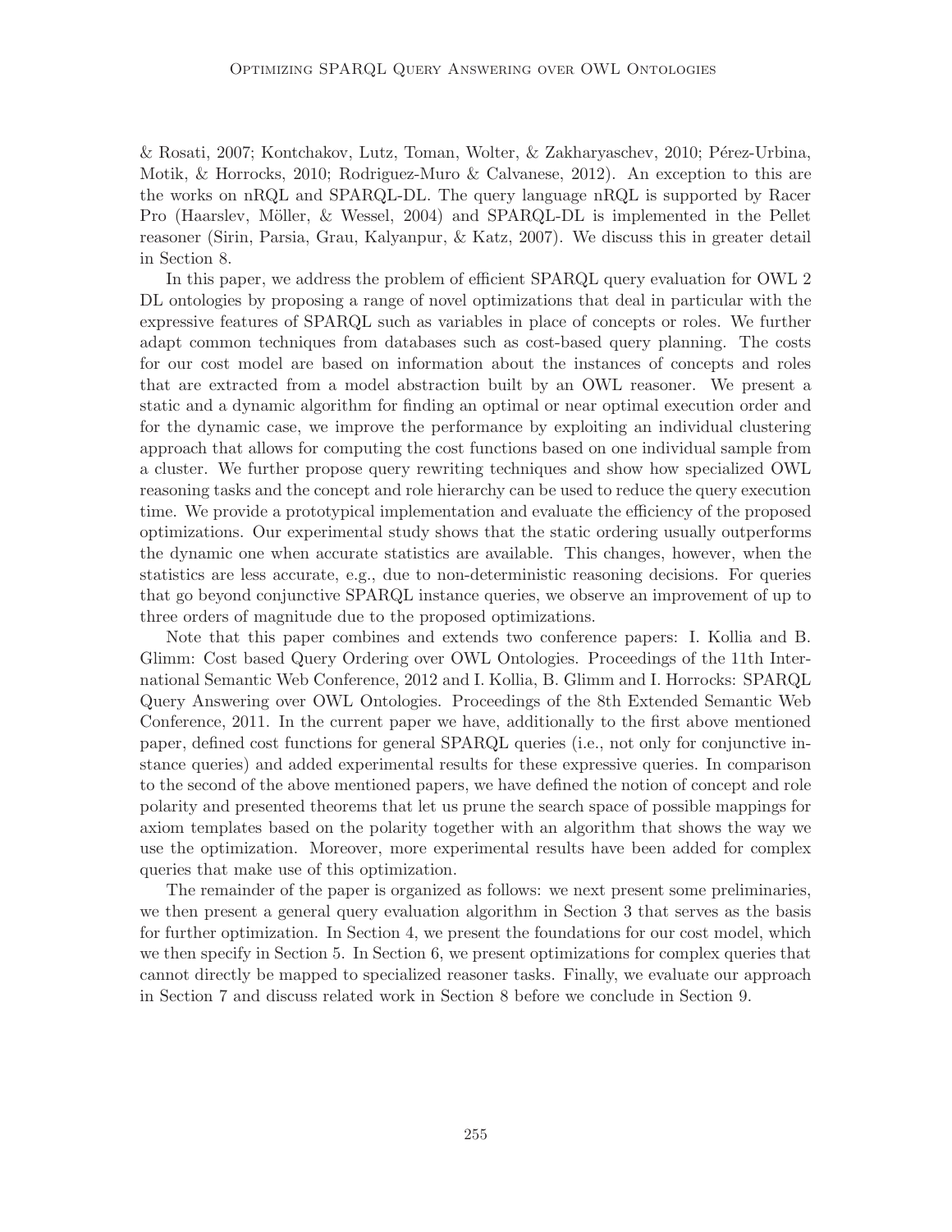& Rosati, 2007; Kontchakov, Lutz, Toman, Wolter, & Zakharyaschev, 2010; Pérez-Urbina, Motik, & Horrocks, 2010; Rodriguez-Muro & Calvanese, 2012). An exception to this are the works on nRQL and SPARQL-DL. The query language nRQL is supported by Racer Pro (Haarslev, Möller, & Wessel, 2004) and SPARQL-DL is implemented in the Pellet reasoner (Sirin, Parsia, Grau, Kalyanpur, & Katz, 2007). We discuss this in greater detail in Section 8.

In this paper, we address the problem of efficient SPARQL query evaluation for OWL 2 DL ontologies by proposing a range of novel optimizations that deal in particular with the expressive features of SPARQL such as variables in place of concepts or roles. We further adapt common techniques from databases such as cost-based query planning. The costs for our cost model are based on information about the instances of concepts and roles that are extracted from a model abstraction built by an OWL reasoner. We present a static and a dynamic algorithm for finding an optimal or near optimal execution order and for the dynamic case, we improve the performance by exploiting an individual clustering approach that allows for computing the cost functions based on one individual sample from a cluster. We further propose query rewriting techniques and show how specialized OWL reasoning tasks and the concept and role hierarchy can be used to reduce the query execution time. We provide a prototypical implementation and evaluate the efficiency of the proposed optimizations. Our experimental study shows that the static ordering usually outperforms the dynamic one when accurate statistics are available. This changes, however, when the statistics are less accurate, e.g., due to non-deterministic reasoning decisions. For queries that go beyond conjunctive SPARQL instance queries, we observe an improvement of up to three orders of magnitude due to the proposed optimizations.

Note that this paper combines and extends two conference papers: I. Kollia and B. Glimm: Cost based Query Ordering over OWL Ontologies. Proceedings of the 11th International Semantic Web Conference, 2012 and I. Kollia, B. Glimm and I. Horrocks: SPARQL Query Answering over OWL Ontologies. Proceedings of the 8th Extended Semantic Web Conference, 2011. In the current paper we have, additionally to the first above mentioned paper, defined cost functions for general SPARQL queries (i.e., not only for conjunctive instance queries) and added experimental results for these expressive queries. In comparison to the second of the above mentioned papers, we have defined the notion of concept and role polarity and presented theorems that let us prune the search space of possible mappings for axiom templates based on the polarity together with an algorithm that shows the way we use the optimization. Moreover, more experimental results have been added for complex queries that make use of this optimization.

The remainder of the paper is organized as follows: we next present some preliminaries, we then present a general query evaluation algorithm in Section 3 that serves as the basis for further optimization. In Section 4, we present the foundations for our cost model, which we then specify in Section 5. In Section 6, we present optimizations for complex queries that cannot directly be mapped to specialized reasoner tasks. Finally, we evaluate our approach in Section 7 and discuss related work in Section 8 before we conclude in Section 9.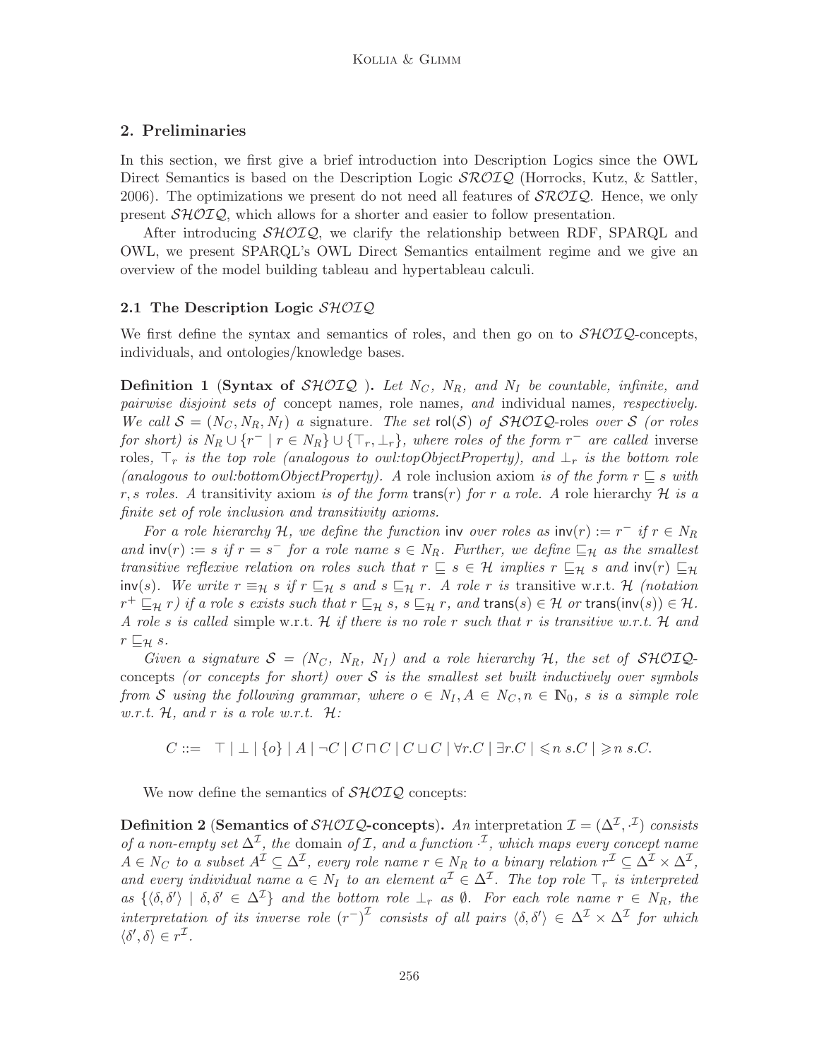## 2. Preliminaries

In this section, we first give a brief introduction into Description Logics since the OWL Direct Semantics is based on the Description Logic $\mathcal{SROIQ}$ (Horrocks, Kutz, & Sattler, 2006). The optimizations we present do not need all features of $\mathcal{SROIQ}$. Hence, we only present $\mathcal{SHOIQ}$, which allows for a shorter and easier to follow presentation.

After introducing $\mathcal{SHOIQ}$, we clarify the relationship between RDF, SPARQL and OWL, we present SPARQL's OWL Direct Semantics entailment regime and we give an overview of the model building tableau and hypertableau calculi.

### 2.1 The Description Logic $\mathcal{SHOIQ}$

We first define the syntax and semantics of roles, and then go on to $\mathcal{SHOIQ}$-concepts, individuals, and ontologies/knowledge bases.

**Definition 1** (**Syntax of $\mathcal{SHOIQ}$**). *Let $N_C$, $N_R$, and $N_I$ be countable, infinite, and pairwise disjoint sets of* concept names*,* role names*, and* individual names*, respectively. We call $\mathcal{S} = (N_C, N_R, N_I)$ a* signature*. The set $\mathsf{rol}(\mathcal{S})$ of $\mathcal{SHOIQ}$-*roles *over $\mathcal{S}$ (or roles for short) is $N_R \cup \{r^- \mid r \in N_R\} \cup \{\top_r, \bot_r\}$, where roles of the form $r^-$ are called* inverse roles*, $\top_r$ is the top role (analogous to owl:topObjectProperty), and $\bot_r$ is the bottom role (analogous to owl:bottomObjectProperty). A* role inclusion axiom *is of the form $r \sqsubseteq s$ with $r, s$ roles. A* transitivity axiom *is of the form $\mathsf{trans}(r)$ for $r$ a role. A* role hierarchy *$\mathcal{H}$ is a finite set of role inclusion and transitivity axioms.*

*For a role hierarchy $\mathcal{H}$, we define the function $\mathsf{inv}$ over roles as $\mathsf{inv}(r) := r^-$ if $r \in N_R$ and $\mathsf{inv}(r) := s$ if $r = s^-$ for a role name $s \in N_R$. Further, we define $\sqsubseteq_\mathcal{H}$ as the smallest transitive reflexive relation on roles such that $r \sqsubseteq s \in \mathcal{H}$ implies $r \sqsubseteq_\mathcal{H} s$ and $\mathsf{inv}(r) \sqsubseteq_\mathcal{H} \mathsf{inv}(s)$. We write $r \equiv_\mathcal{H} s$ if $r \sqsubseteq_\mathcal{H} s$ and $s \sqsubseteq_\mathcal{H} r$. A role $r$ is* transitive *w.r.t. $\mathcal{H}$ (notation $r^+ \sqsubseteq_\mathcal{H} r$) if a role $s$ exists such that $r \sqsubseteq_\mathcal{H} s$, $s \sqsubseteq_\mathcal{H} r$, and $\mathsf{trans}(s) \in \mathcal{H}$ or $\mathsf{trans}(\mathsf{inv}(s)) \in \mathcal{H}$. A role $s$ is called* simple *w.r.t. $\mathcal{H}$ if there is no role $r$ such that $r$ is transitive w.r.t. $\mathcal{H}$ and $r \sqsubseteq_\mathcal{H} s$.*

*Given a signature $\mathcal{S} = (N_C, N_R, N_I)$ and a role hierarchy $\mathcal{H}$, the set of $\mathcal{SHOIQ}$-*concepts *(or concepts for short) over $\mathcal{S}$ is the smallest set built inductively over symbols from $\mathcal{S}$ using the following grammar, where $o \in N_I, A \in N_C, n \in \mathbb{N}_0$, $s$ is a simple role w.r.t. $\mathcal{H}$, and $r$ is a role w.r.t. $\mathcal{H}$:*

$$C ::= \ \top \mid \bot \mid \{o\} \mid A \mid \neg C \mid C \sqcap C \mid C \sqcup C \mid \forall r.C \mid \exists r.C \mid \leqslant n\ s.C \mid \geqslant n\ s.C.$$

We now define the semantics of $\mathcal{SHOIQ}$ concepts:

**Definition 2** (**Semantics of $\mathcal{SHOIQ}$-concepts**). *An* interpretation *$\mathcal{I} = (\Delta^\mathcal{I}, \cdot^\mathcal{I})$ consists of a non-empty set $\Delta^\mathcal{I}$, the* domain *of $\mathcal{I}$, and a function $\cdot^\mathcal{I}$, which maps every concept name $A \in N_C$ to a subset $A^\mathcal{I} \subseteq \Delta^\mathcal{I}$, every role name $r \in N_R$ to a binary relation $r^\mathcal{I} \subseteq \Delta^\mathcal{I} \times \Delta^\mathcal{I}$, and every individual name $a \in N_I$ to an element $a^\mathcal{I} \in \Delta^\mathcal{I}$. The top role $\top_r$ is interpreted as $\{\langle \delta, \delta' \rangle \mid \delta, \delta' \in \Delta^\mathcal{I}\}$ and the bottom role $\bot_r$ as $\emptyset$. For each role name $r \in N_R$, the interpretation of its inverse role $(r^-)^\mathcal{I}$ consists of all pairs $\langle \delta, \delta' \rangle \in \Delta^\mathcal{I} \times \Delta^\mathcal{I}$ for which $\langle \delta', \delta \rangle \in r^\mathcal{I}$.*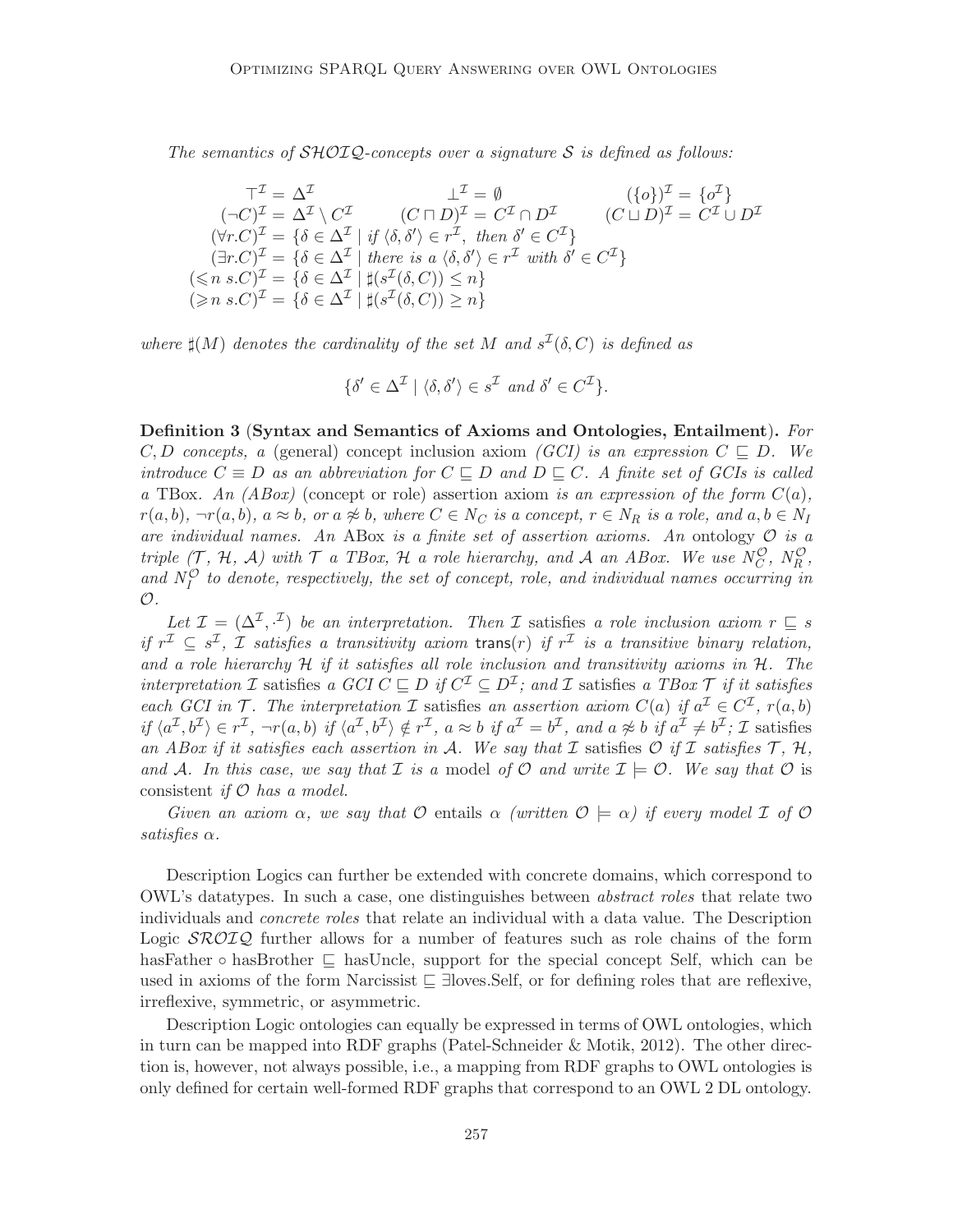*The semantics of $\mathcal{SHOIQ}$-concepts over a signature $\mathcal{S}$ is defined as follows:*

$$
\begin{array}{lll}
\top^{\mathcal{I}} = \Delta^{\mathcal{I}} & \bot^{\mathcal{I}} = \emptyset & (\{o\})^{\mathcal{I}} = \{o^{\mathcal{I}}\} \\
(\neg C)^{\mathcal{I}} = \Delta^{\mathcal{I}} \setminus C^{\mathcal{I}} & (C \sqcap D)^{\mathcal{I}} = C^{\mathcal{I}} \cap D^{\mathcal{I}} & (C \sqcup D)^{\mathcal{I}} = C^{\mathcal{I}} \cup D^{\mathcal{I}} \\
(\forall r.C)^{\mathcal{I}} = \{\delta \in \Delta^{\mathcal{I}} \mid \text{if } \langle \delta, \delta' \rangle \in r^{\mathcal{I}}, \text{ then } \delta' \in C^{\mathcal{I}}\} & & \\
(\exists r.C)^{\mathcal{I}} = \{\delta \in \Delta^{\mathcal{I}} \mid \text{there is a } \langle \delta, \delta' \rangle \in r^{\mathcal{I}} \text{ with } \delta' \in C^{\mathcal{I}}\} & & \\
(\leqslant n\ s.C)^{\mathcal{I}} = \{\delta \in \Delta^{\mathcal{I}} \mid \sharp(s^{\mathcal{I}}(\delta, C)) \leq n\} & & \\
(\geqslant n\ s.C)^{\mathcal{I}} = \{\delta \in \Delta^{\mathcal{I}} \mid \sharp(s^{\mathcal{I}}(\delta, C)) \geq n\} & &
\end{array}
$$

*where $\sharp(M)$ denotes the cardinality of the set $M$ and $s^{\mathcal{I}}(\delta, C)$ is defined as*

$$\{\delta' \in \Delta^{\mathcal{I}} \mid \langle \delta, \delta' \rangle \in s^{\mathcal{I}} \text{ and } \delta' \in C^{\mathcal{I}}\}.$$

**Definition 3** (**Syntax and Semantics of Axioms and Ontologies, Entailment**). *For $C, D$ concepts, a* (general) concept inclusion axiom *(GCI) is an expression $C \sqsubseteq D$. We introduce $C \equiv D$ as an abbreviation for $C \sqsubseteq D$ and $D \sqsubseteq C$. A finite set of GCIs is called a* TBox*. An (ABox)* (concept or role) assertion axiom *is an expression of the form $C(a)$, $r(a, b)$, $\neg r(a, b)$, $a \approx b$, or $a \not\approx b$, where $C \in N_C$ is a concept, $r \in N_R$ is a role, and $a, b \in N_I$ are individual names. An* ABox *is a finite set of assertion axioms. An* ontology *$\mathcal{O}$ is a triple ($\mathcal{T}$, $\mathcal{H}$, $\mathcal{A}$) with $\mathcal{T}$ a TBox, $\mathcal{H}$ a role hierarchy, and $\mathcal{A}$ an ABox. We use $N_C^{\mathcal{O}}$, $N_R^{\mathcal{O}}$, and $N_I^{\mathcal{O}}$ to denote, respectively, the set of concept, role, and individual names occurring in $\mathcal{O}$.*

*Let $\mathcal{I} = (\Delta^{\mathcal{I}}, \cdot^{\mathcal{I}})$ be an interpretation. Then $\mathcal{I}$* satisfies *a role inclusion axiom $r \sqsubseteq s$ if $r^{\mathcal{I}} \subseteq s^{\mathcal{I}}$, $\mathcal{I}$ satisfies a transitivity axiom $\mathsf{trans}(r)$ if $r^{\mathcal{I}}$ is a transitive binary relation, and a role hierarchy $\mathcal{H}$ if it satisfies all role inclusion and transitivity axioms in $\mathcal{H}$. The interpretation $\mathcal{I}$* satisfies *a GCI $C \sqsubseteq D$ if $C^{\mathcal{I}} \subseteq D^{\mathcal{I}}$; and $\mathcal{I}$* satisfies *a TBox $\mathcal{T}$ if it satisfies each GCI in $\mathcal{T}$. The interpretation $\mathcal{I}$* satisfies *an assertion axiom $C(a)$ if $a^{\mathcal{I}} \in C^{\mathcal{I}}$, $r(a, b)$ if $\langle a^{\mathcal{I}}, b^{\mathcal{I}} \rangle \in r^{\mathcal{I}}$, $\neg r(a, b)$ if $\langle a^{\mathcal{I}}, b^{\mathcal{I}} \rangle \notin r^{\mathcal{I}}$, $a \approx b$ if $a^{\mathcal{I}} = b^{\mathcal{I}}$, and $a \not\approx b$ if $a^{\mathcal{I}} \neq b^{\mathcal{I}}$; $\mathcal{I}$* satisfies *an ABox if it satisfies each assertion in $\mathcal{A}$. We say that $\mathcal{I}$* satisfies *$\mathcal{O}$ if $\mathcal{I}$ satisfies $\mathcal{T}$, $\mathcal{H}$, and $\mathcal{A}$. In this case, we say that $\mathcal{I}$ is a* model *of $\mathcal{O}$ and write $\mathcal{I} \models \mathcal{O}$. We say that $\mathcal{O}$ is* consistent *if $\mathcal{O}$ has a model.*

*Given an axiom $\alpha$, we say that $\mathcal{O}$* entails *$\alpha$ (written $\mathcal{O} \models \alpha$) if every model $\mathcal{I}$ of $\mathcal{O}$ satisfies $\alpha$.*

Description Logics can further be extended with concrete domains, which correspond to OWL's datatypes. In such a case, one distinguishes between *abstract roles* that relate two individuals and *concrete roles* that relate an individual with a data value. The Description Logic $\mathcal{SROIQ}$ further allows for a number of features such as role chains of the form hasFather $\circ$ hasBrother $\sqsubseteq$ hasUncle, support for the special concept Self, which can be used in axioms of the form Narcissist $\sqsubseteq$ $\exists$loves.Self, or for defining roles that are reflexive, irreflexive, symmetric, or asymmetric.

Description Logic ontologies can equally be expressed in terms of OWL ontologies, which in turn can be mapped into RDF graphs (Patel-Schneider & Motik, 2012). The other direction is, however, not always possible, i.e., a mapping from RDF graphs to OWL ontologies is only defined for certain well-formed RDF graphs that correspond to an OWL 2 DL ontology.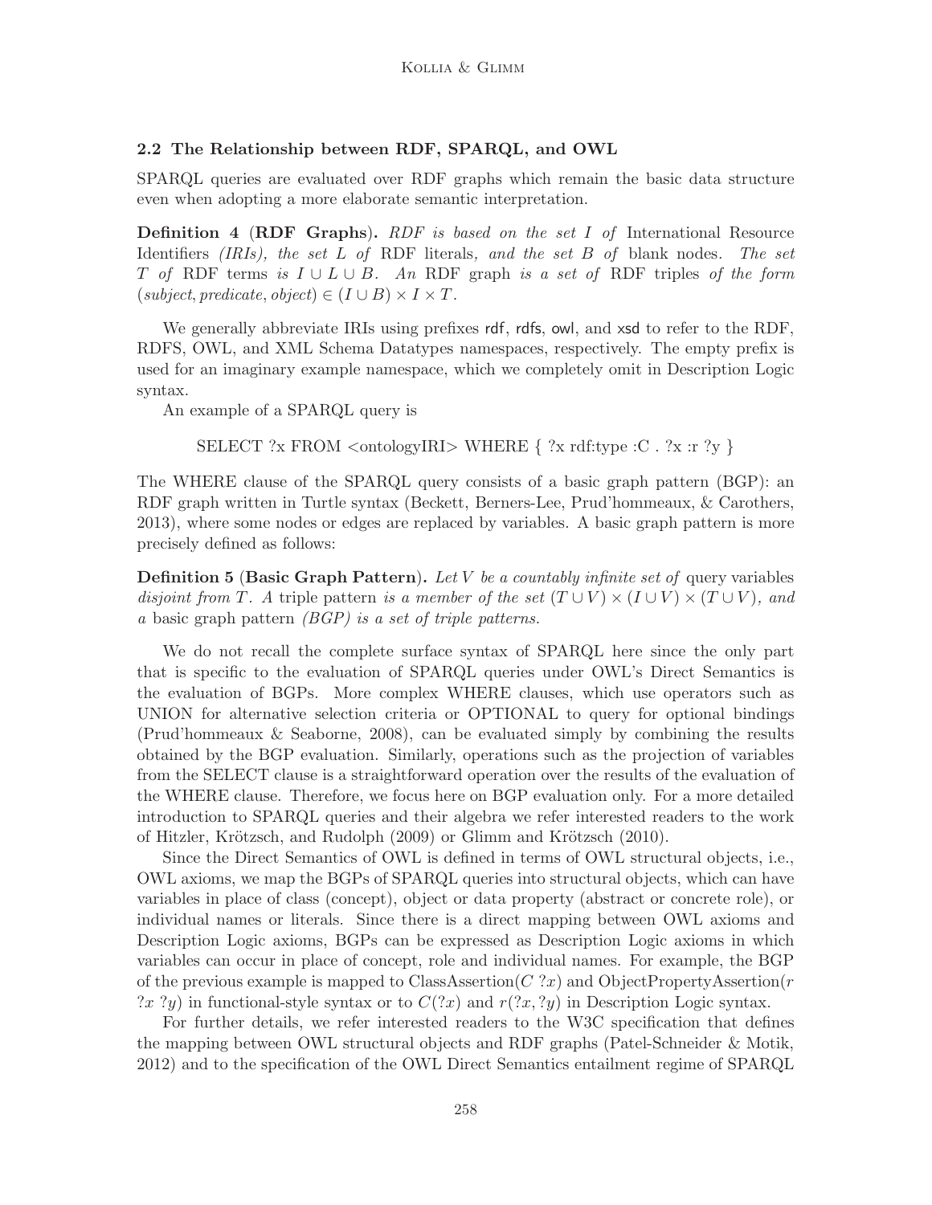### 2.2 The Relationship between RDF, SPARQL, and OWL

SPARQL queries are evaluated over RDF graphs which remain the basic data structure even when adopting a more elaborate semantic interpretation.

**Definition 4** (**RDF Graphs**). *RDF is based on the set $I$ of* International Resource Identifiers *(IRIs), the set $L$ of* RDF literals*, and the set $B$ of* blank nodes*. The set $T$ of* RDF terms *is $I \cup L \cup B$. An* RDF graph *is a set of* RDF triples *of the form* $(subject, predicate, object) \in (I \cup B) \times I \times T$.

We generally abbreviate IRIs using prefixes rdf, rdfs, owl, and xsd to refer to the RDF, RDFS, OWL, and XML Schema Datatypes namespaces, respectively. The empty prefix is used for an imaginary example namespace, which we completely omit in Description Logic syntax.

An example of a SPARQL query is

SELECT ?x FROM <ontologyIRI> WHERE { ?x rdf:type :C . ?x :r ?y }

The WHERE clause of the SPARQL query consists of a basic graph pattern (BGP): an RDF graph written in Turtle syntax (Beckett, Berners-Lee, Prud'hommeaux, & Carothers, 2013), where some nodes or edges are replaced by variables. A basic graph pattern is more precisely defined as follows:

**Definition 5** (**Basic Graph Pattern**). *Let $V$ be a countably infinite set of* query variables *disjoint from $T$. A* triple pattern *is a member of the set $(T \cup V) \times (I \cup V) \times (T \cup V)$, and a* basic graph pattern *(BGP) is a set of triple patterns.*

We do not recall the complete surface syntax of SPARQL here since the only part that is specific to the evaluation of SPARQL queries under OWL's Direct Semantics is the evaluation of BGPs. More complex WHERE clauses, which use operators such as UNION for alternative selection criteria or OPTIONAL to query for optional bindings (Prud'hommeaux & Seaborne, 2008), can be evaluated simply by combining the results obtained by the BGP evaluation. Similarly, operations such as the projection of variables from the SELECT clause is a straightforward operation over the results of the evaluation of the WHERE clause. Therefore, we focus here on BGP evaluation only. For a more detailed introduction to SPARQL queries and their algebra we refer interested readers to the work of Hitzler, Krötzsch, and Rudolph (2009) or Glimm and Krötzsch (2010).

Since the Direct Semantics of OWL is defined in terms of OWL structural objects, i.e., OWL axioms, we map the BGPs of SPARQL queries into structural objects, which can have variables in place of class (concept), object or data property (abstract or concrete role), or individual names or literals. Since there is a direct mapping between OWL axioms and Description Logic axioms, BGPs can be expressed as Description Logic axioms in which variables can occur in place of concept, role and individual names. For example, the BGP of the previous example is mapped to ClassAssertion($C$ $?x$) and ObjectPropertyAssertion($r$ $?x$ $?y$) in functional-style syntax or to $C(?x)$ and $r(?x, ?y)$ in Description Logic syntax.

For further details, we refer interested readers to the W3C specification that defines the mapping between OWL structural objects and RDF graphs (Patel-Schneider & Motik, 2012) and to the specification of the OWL Direct Semantics entailment regime of SPARQL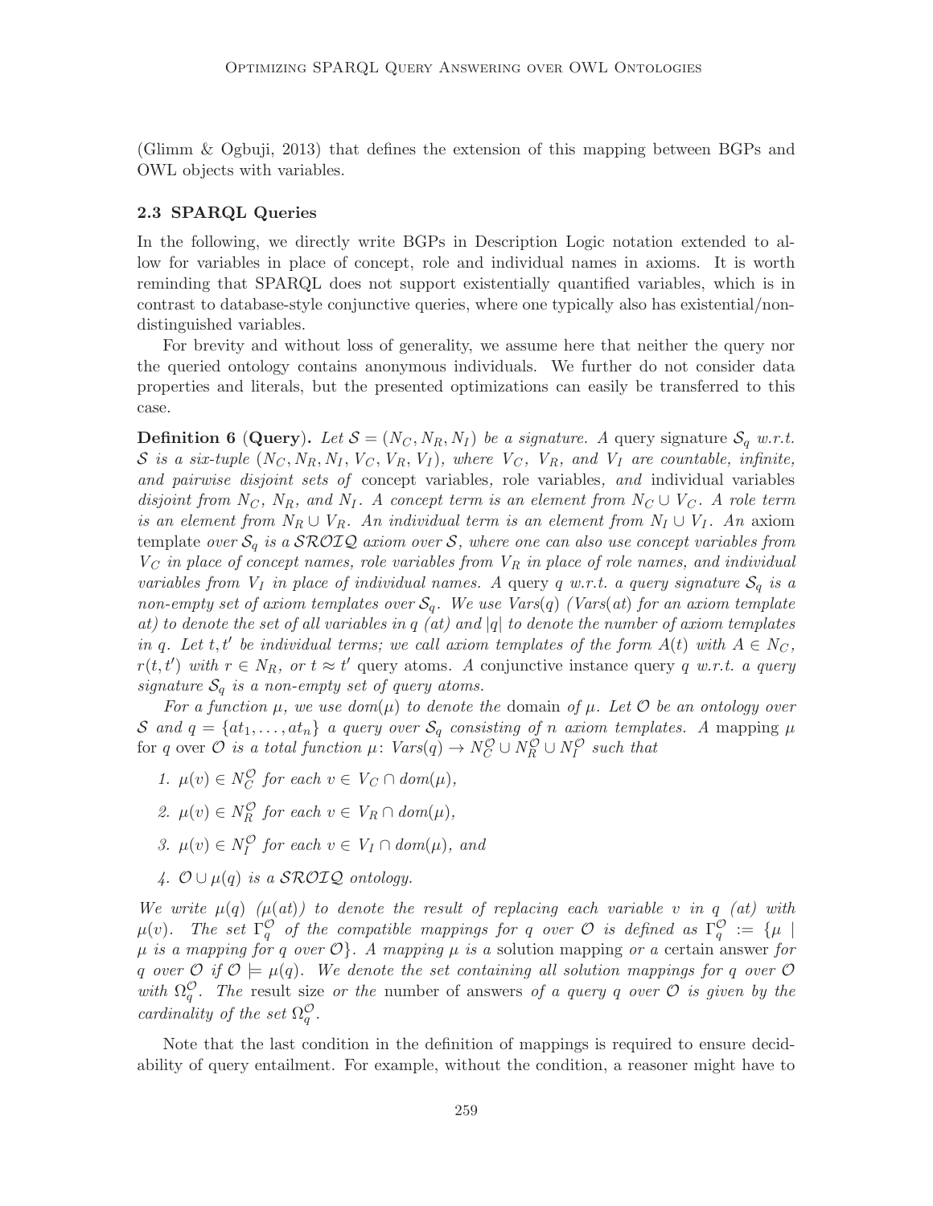(Glimm & Ogbuji, 2013) that defines the extension of this mapping between BGPs and OWL objects with variables.

### 2.3 SPARQL Queries

In the following, we directly write BGPs in Description Logic notation extended to allow for variables in place of concept, role and individual names in axioms. It is worth reminding that SPARQL does not support existentially quantified variables, which is in contrast to database-style conjunctive queries, where one typically also has existential/non-distinguished variables.

For brevity and without loss of generality, we assume here that neither the query nor the queried ontology contains anonymous individuals. We further do not consider data properties and literals, but the presented optimizations can easily be transferred to this case.

**Definition 6** (**Query**). *Let $\mathcal{S} = (N_C, N_R, N_I)$ be a signature. A* query signature *$\mathcal{S}_q$ w.r.t. $\mathcal{S}$ is a six-tuple $(N_C, N_R, N_I, V_C, V_R, V_I)$, where $V_C$, $V_R$, and $V_I$ are countable, infinite, and pairwise disjoint sets of* concept variables*,* role variables*, and* individual variables *disjoint from $N_C$, $N_R$, and $N_I$. A concept term is an element from $N_C \cup V_C$. A role term is an element from $N_R \cup V_R$. An individual term is an element from $N_I \cup V_I$. An* axiom template *over $\mathcal{S}_q$ is a $\mathcal{SROIQ}$ axiom over $\mathcal{S}$, where one can also use concept variables from $V_C$ in place of concept names, role variables from $V_R$ in place of role names, and individual variables from $V_I$ in place of individual names. A* query *$q$ w.r.t. a query signature $\mathcal{S}_q$ is a non-empty set of axiom templates over $\mathcal{S}_q$. We use $Vars(q)$ ($Vars(at)$ for an axiom template $at$) to denote the set of all variables in $q$ ($at$) and $|q|$ to denote the number of axiom templates in $q$. Let $t, t'$ be individual terms; we call axiom templates of the form $A(t)$ with $A \in N_C$, $r(t, t')$ with $r \in N_R$, or $t \approx t'$* query atoms*. A* conjunctive instance query *$q$ w.r.t. a query signature $\mathcal{S}_q$ is a non-empty set of query atoms.*

*For a function $\mu$, we use $dom(\mu)$ to denote the* domain *of $\mu$. Let $\mathcal{O}$ be an ontology over $\mathcal{S}$ and $q = \{at_1, \ldots, at_n\}$ a query over $\mathcal{S}_q$ consisting of $n$ axiom templates. A* mapping *$\mu$* for *$q$* over *$\mathcal{O}$ is a total function $\mu\colon Vars(q) \to N_C^{\mathcal{O}} \cup N_R^{\mathcal{O}} \cup N_I^{\mathcal{O}}$ such that*

1. *$\mu(v) \in N_C^{\mathcal{O}}$ for each $v \in V_C \cap dom(\mu)$,*
2. *$\mu(v) \in N_R^{\mathcal{O}}$ for each $v \in V_R \cap dom(\mu)$,*
3. *$\mu(v) \in N_I^{\mathcal{O}}$ for each $v \in V_I \cap dom(\mu)$, and*
4. *$\mathcal{O} \cup \mu(q)$ is a $\mathcal{SROIQ}$ ontology.*

*We write $\mu(q)$ ($\mu(at)$) to denote the result of replacing each variable $v$ in $q$ ($at$) with $\mu(v)$. The set $\Gamma_q^{\mathcal{O}}$ of the compatible mappings for $q$ over $\mathcal{O}$ is defined as $\Gamma_q^{\mathcal{O}} := \{\mu \mid \mu$ is a mapping for $q$ over $\mathcal{O}\}$. A mapping $\mu$ is a* solution mapping *or a* certain answer *for $q$ over $\mathcal{O}$ if $\mathcal{O} \models \mu(q)$. We denote the set containing all solution mappings for $q$ over $\mathcal{O}$ with $\Omega_q^{\mathcal{O}}$. The* result size *or the* number of answers *of a query $q$ over $\mathcal{O}$ is given by the cardinality of the set $\Omega_q^{\mathcal{O}}$.*

Note that the last condition in the definition of mappings is required to ensure decidability of query entailment. For example, without the condition, a reasoner might have to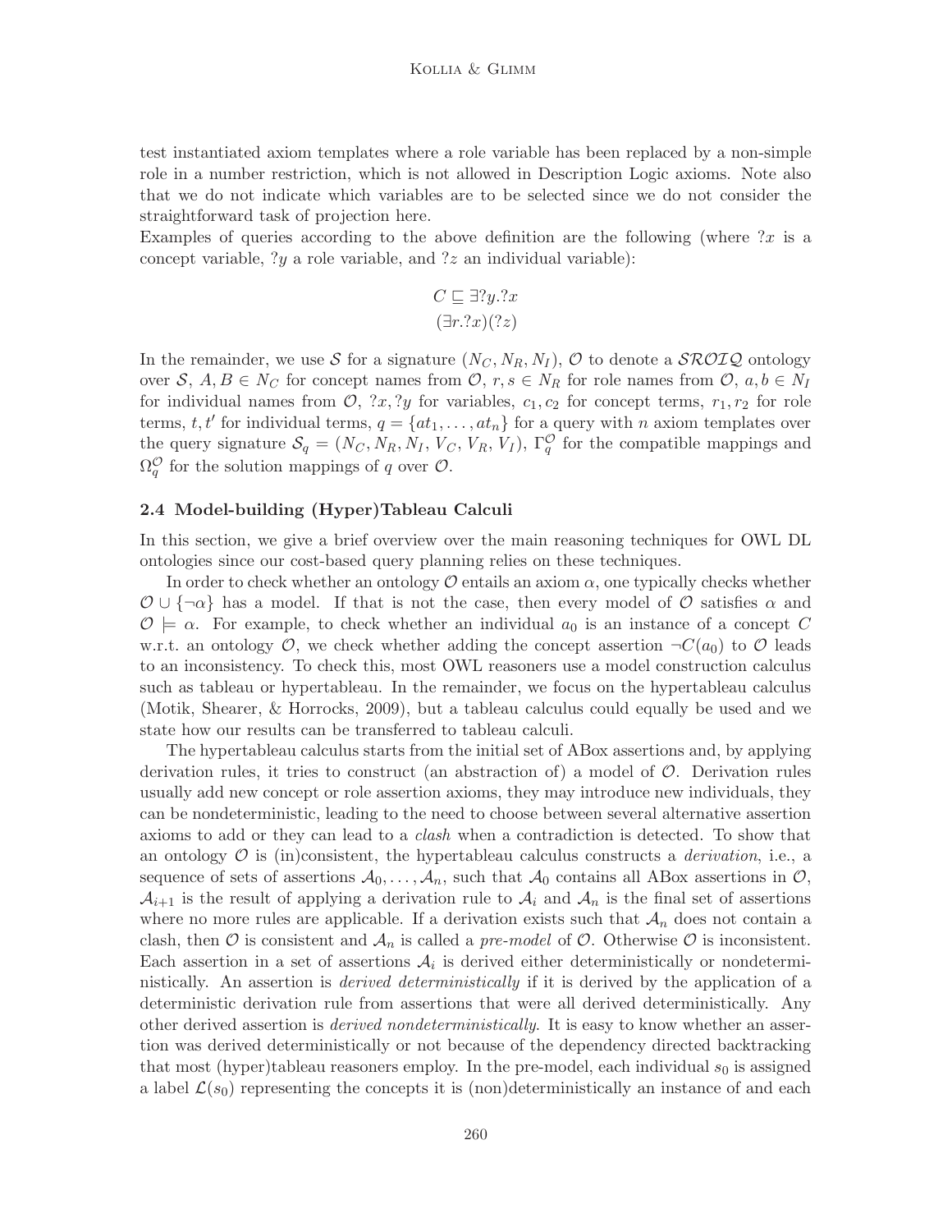test instantiated axiom templates where a role variable has been replaced by a non-simple role in a number restriction, which is not allowed in Description Logic axioms. Note also that we do not indicate which variables are to be selected since we do not consider the straightforward task of projection here.

Examples of queries according to the above definition are the following (where $?x$ is a concept variable, $?y$ a role variable, and $?z$ an individual variable):

$$C \sqsubseteq \exists ?y.?x$$
$$(\exists r.?x)(?z)$$

In the remainder, we use $\mathcal{S}$ for a signature $(N_C, N_R, N_I)$, $\mathcal{O}$ to denote a $\mathcal{SROIQ}$ ontology over $\mathcal{S}$, $A, B \in N_C$ for concept names from $\mathcal{O}$, $r, s \in N_R$ for role names from $\mathcal{O}$, $a, b \in N_I$ for individual names from $\mathcal{O}$, $?x, ?y$ for variables, $c_1, c_2$ for concept terms, $r_1, r_2$ for role terms, $t, t'$ for individual terms, $q = \{at_1, \ldots, at_n\}$ for a query with $n$ axiom templates over the query signature $\mathcal{S}_q = (N_C, N_R, N_I, V_C, V_R, V_I)$, $\Gamma_q^{\mathcal{O}}$ for the compatible mappings and $\Omega_q^{\mathcal{O}}$ for the solution mappings of $q$ over $\mathcal{O}$.

### 2.4 Model-building (Hyper)Tableau Calculi

In this section, we give a brief overview over the main reasoning techniques for OWL DL ontologies since our cost-based query planning relies on these techniques.

In order to check whether an ontology $\mathcal{O}$ entails an axiom $\alpha$, one typically checks whether $\mathcal{O} \cup \{\neg\alpha\}$ has a model. If that is not the case, then every model of $\mathcal{O}$ satisfies $\alpha$ and $\mathcal{O} \models \alpha$. For example, to check whether an individual $a_0$ is an instance of a concept $C$ w.r.t. an ontology $\mathcal{O}$, we check whether adding the concept assertion $\neg C(a_0)$ to $\mathcal{O}$ leads to an inconsistency. To check this, most OWL reasoners use a model construction calculus such as tableau or hypertableau. In the remainder, we focus on the hypertableau calculus (Motik, Shearer, & Horrocks, 2009), but a tableau calculus could equally be used and we state how our results can be transferred to tableau calculi.

The hypertableau calculus starts from the initial set of ABox assertions and, by applying derivation rules, it tries to construct (an abstraction of) a model of $\mathcal{O}$. Derivation rules usually add new concept or role assertion axioms, they may introduce new individuals, they can be nondeterministic, leading to the need to choose between several alternative assertion axioms to add or they can lead to a *clash* when a contradiction is detected. To show that an ontology $\mathcal{O}$ is (in)consistent, the hypertableau calculus constructs a *derivation*, i.e., a sequence of sets of assertions $\mathcal{A}_0, \ldots, \mathcal{A}_n$, such that $\mathcal{A}_0$ contains all ABox assertions in $\mathcal{O}$, $\mathcal{A}_{i+1}$ is the result of applying a derivation rule to $\mathcal{A}_i$ and $\mathcal{A}_n$ is the final set of assertions where no more rules are applicable. If a derivation exists such that $\mathcal{A}_n$ does not contain a clash, then $\mathcal{O}$ is consistent and $\mathcal{A}_n$ is called a *pre-model* of $\mathcal{O}$. Otherwise $\mathcal{O}$ is inconsistent. Each assertion in a set of assertions $\mathcal{A}_i$ is derived either deterministically or nondeterministically. An assertion is *derived deterministically* if it is derived by the application of a deterministic derivation rule from assertions that were all derived deterministically. Any other derived assertion is *derived nondeterministically*. It is easy to know whether an assertion was derived deterministically or not because of the dependency directed backtracking that most (hyper)tableau reasoners employ. In the pre-model, each individual $s_0$ is assigned a label $\mathcal{L}(s_0)$ representing the concepts it is (non)deterministically an instance of and each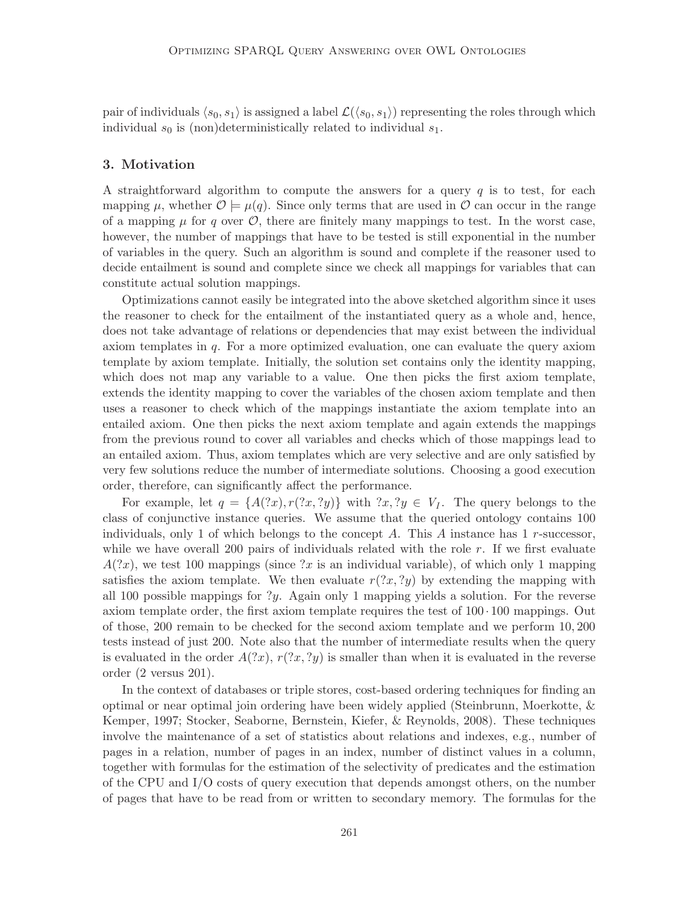pair of individuals $\langle s_0, s_1 \rangle$ is assigned a label $\mathcal{L}(\langle s_0, s_1 \rangle)$ representing the roles through which individual $s_0$ is (non)deterministically related to individual $s_1$.

## 3. Motivation

A straightforward algorithm to compute the answers for a query $q$ is to test, for each mapping $\mu$, whether $\mathcal{O} \models \mu(q)$. Since only terms that are used in $\mathcal{O}$ can occur in the range of a mapping $\mu$ for $q$ over $\mathcal{O}$, there are finitely many mappings to test. In the worst case, however, the number of mappings that have to be tested is still exponential in the number of variables in the query. Such an algorithm is sound and complete if the reasoner used to decide entailment is sound and complete since we check all mappings for variables that can constitute actual solution mappings.

Optimizations cannot easily be integrated into the above sketched algorithm since it uses the reasoner to check for the entailment of the instantiated query as a whole and, hence, does not take advantage of relations or dependencies that may exist between the individual axiom templates in $q$. For a more optimized evaluation, one can evaluate the query axiom template by axiom template. Initially, the solution set contains only the identity mapping, which does not map any variable to a value. One then picks the first axiom template, extends the identity mapping to cover the variables of the chosen axiom template and then uses a reasoner to check which of the mappings instantiate the axiom template into an entailed axiom. One then picks the next axiom template and again extends the mappings from the previous round to cover all variables and checks which of those mappings lead to an entailed axiom. Thus, axiom templates which are very selective and are only satisfied by very few solutions reduce the number of intermediate solutions. Choosing a good execution order, therefore, can significantly affect the performance.

For example, let $q = \{A(?x), r(?x, ?y)\}$ with $?x, ?y \in V_I$. The query belongs to the class of conjunctive instance queries. We assume that the queried ontology contains 100 individuals, only 1 of which belongs to the concept $A$. This $A$ instance has 1 $r$-successor, while we have overall 200 pairs of individuals related with the role $r$. If we first evaluate $A(?x)$, we test 100 mappings (since $?x$ is an individual variable), of which only 1 mapping satisfies the axiom template. We then evaluate $r(?x, ?y)$ by extending the mapping with all 100 possible mappings for $?y$. Again only 1 mapping yields a solution. For the reverse axiom template order, the first axiom template requires the test of $100 \cdot 100$ mappings. Out of those, 200 remain to be checked for the second axiom template and we perform 10,200 tests instead of just 200. Note also that the number of intermediate results when the query is evaluated in the order $A(?x)$, $r(?x, ?y)$ is smaller than when it is evaluated in the reverse order (2 versus 201).

In the context of databases or triple stores, cost-based ordering techniques for finding an optimal or near optimal join ordering have been widely applied (Steinbrunn, Moerkotte, & Kemper, 1997; Stocker, Seaborne, Bernstein, Kiefer, & Reynolds, 2008). These techniques involve the maintenance of a set of statistics about relations and indexes, e.g., number of pages in a relation, number of pages in an index, number of distinct values in a column, together with formulas for the estimation of the selectivity of predicates and the estimation of the CPU and I/O costs of query execution that depends amongst others, on the number of pages that have to be read from or written to secondary memory. The formulas for the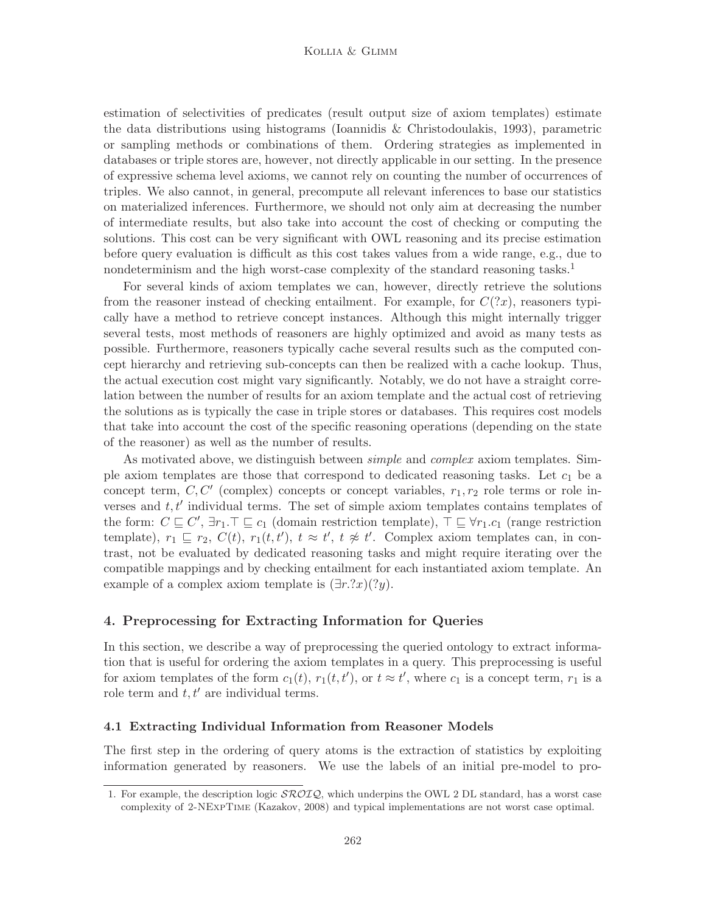estimation of selectivities of predicates (result output size of axiom templates) estimate the data distributions using histograms (Ioannidis & Christodoulakis, 1993), parametric or sampling methods or combinations of them. Ordering strategies as implemented in databases or triple stores are, however, not directly applicable in our setting. In the presence of expressive schema level axioms, we cannot rely on counting the number of occurrences of triples. We also cannot, in general, precompute all relevant inferences to base our statistics on materialized inferences. Furthermore, we should not only aim at decreasing the number of intermediate results, but also take into account the cost of checking or computing the solutions. This cost can be very significant with OWL reasoning and its precise estimation before query evaluation is difficult as this cost takes values from a wide range, e.g., due to nondeterminism and the high worst-case complexity of the standard reasoning tasks.[1]

For several kinds of axiom templates we can, however, directly retrieve the solutions from the reasoner instead of checking entailment. For example, for $C(?x)$, reasoners typically have a method to retrieve concept instances. Although this might internally trigger several tests, most methods of reasoners are highly optimized and avoid as many tests as possible. Furthermore, reasoners typically cache several results such as the computed concept hierarchy and retrieving sub-concepts can then be realized with a cache lookup. Thus, the actual execution cost might vary significantly. Notably, we do not have a straight correlation between the number of results for an axiom template and the actual cost of retrieving the solutions as is typically the case in triple stores or databases. This requires cost models that take into account the cost of the specific reasoning operations (depending on the state of the reasoner) as well as the number of results.

As motivated above, we distinguish between *simple* and *complex* axiom templates. Simple axiom templates are those that correspond to dedicated reasoning tasks. Let $c_1$ be a concept term, $C, C'$ (complex) concepts or concept variables, $r_1, r_2$ role terms or role inverses and $t, t'$ individual terms. The set of simple axiom templates contains templates of the form: $C \sqsubseteq C'$, $\exists r_1.\top \sqsubseteq c_1$ (domain restriction template), $\top \sqsubseteq \forall r_1.c_1$ (range restriction template), $r_1 \sqsubseteq r_2$, $C(t)$, $r_1(t, t')$, $t \approx t'$, $t \not\approx t'$. Complex axiom templates can, in contrast, not be evaluated by dedicated reasoning tasks and might require iterating over the compatible mappings and by checking entailment for each instantiated axiom template. An example of a complex axiom template is $(\exists r.?x)(?y)$.

## 4. Preprocessing for Extracting Information for Queries

In this section, we describe a way of preprocessing the queried ontology to extract information that is useful for ordering the axiom templates in a query. This preprocessing is useful for axiom templates of the form $c_1(t)$, $r_1(t, t')$, or $t \approx t'$, where $c_1$ is a concept term, $r_1$ is a role term and $t, t'$ are individual terms.

### 4.1 Extracting Individual Information from Reasoner Models

The first step in the ordering of query atoms is the extraction of statistics by exploiting information generated by reasoners. We use the labels of an initial pre-model to pro-

---

1. For example, the description logic $\mathcal{SROIQ}$, which underpins the OWL 2 DL standard, has a worst case complexity of 2-NExpTime (Kazakov, 2008) and typical implementations are not worst case optimal.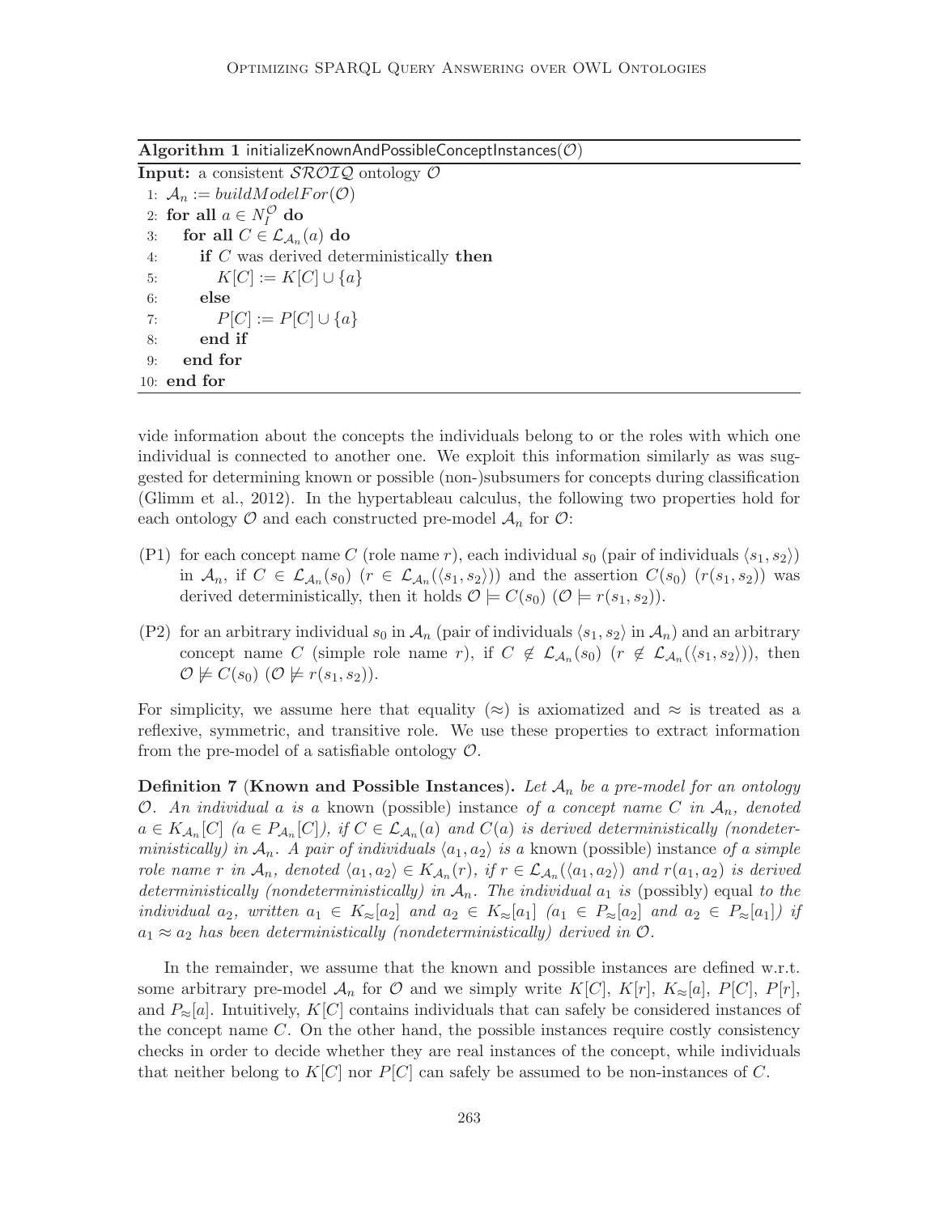**Algorithm 1** initializeKnownAndPossibleConceptInstances($\mathcal{O}$)

```
Input: a consistent SROIQ ontology O
 1: A_n := buildModelFor(O)
 2: for all a ∈ N_I^O do
 3:    for all C ∈ L_{A_n}(a) do
 4:       if C was derived deterministically then
 5:          K[C] := K[C] ∪ {a}
 6:       else
 7:          P[C] := P[C] ∪ {a}
 8:       end if
 9:    end for
10: end for
```

vide information about the concepts the individuals belong to or the roles with which one individual is connected to another one. We exploit this information similarly as was suggested for determining known or possible (non-)subsumers for concepts during classification (Glimm et al., 2012). In the hypertableau calculus, the following two properties hold for each ontology $\mathcal{O}$ and each constructed pre-model $\mathcal{A}_n$ for $\mathcal{O}$:

- (P1) for each concept name $C$ (role name $r$), each individual $s_0$ (pair of individuals $\langle s_1, s_2 \rangle$) in $\mathcal{A}_n$, if $C \in \mathcal{L}_{\mathcal{A}_n}(s_0)$ ($r \in \mathcal{L}_{\mathcal{A}_n}(\langle s_1, s_2 \rangle)$) and the assertion $C(s_0)$ ($r(s_1, s_2)$) was derived deterministically, then it holds $\mathcal{O} \models C(s_0)$ ($\mathcal{O} \models r(s_1, s_2)$).
- (P2) for an arbitrary individual $s_0$ in $\mathcal{A}_n$ (pair of individuals $\langle s_1, s_2 \rangle$ in $\mathcal{A}_n$) and an arbitrary concept name $C$ (simple role name $r$), if $C \notin \mathcal{L}_{\mathcal{A}_n}(s_0)$ ($r \notin \mathcal{L}_{\mathcal{A}_n}(\langle s_1, s_2 \rangle)$), then $\mathcal{O} \not\models C(s_0)$ ($\mathcal{O} \not\models r(s_1, s_2)$).

For simplicity, we assume here that equality ($\approx$) is axiomatized and $\approx$ is treated as a reflexive, symmetric, and transitive role. We use these properties to extract information from the pre-model of a satisfiable ontology $\mathcal{O}$.

**Definition 7** (**Known and Possible Instances**). *Let $\mathcal{A}_n$ be a pre-model for an ontology $\mathcal{O}$. An individual $a$ is a* known (possible) instance *of a concept name $C$ in $\mathcal{A}_n$, denoted $a \in K_{\mathcal{A}_n}[C]$ ($a \in P_{\mathcal{A}_n}[C]$), if $C \in \mathcal{L}_{\mathcal{A}_n}(a)$ and $C(a)$ is derived deterministically (nondeterministically) in $\mathcal{A}_n$. A pair of individuals $\langle a_1, a_2 \rangle$ is a* known (possible) instance *of a simple role name $r$ in $\mathcal{A}_n$, denoted $\langle a_1, a_2 \rangle \in K_{\mathcal{A}_n}(r)$, if $r \in \mathcal{L}_{\mathcal{A}_n}(\langle a_1, a_2 \rangle)$ and $r(a_1, a_2)$ is derived deterministically (nondeterministically) in $\mathcal{A}_n$. The individual $a_1$ is* (possibly) equal *to the individual $a_2$, written $a_1 \in K_{\approx}[a_2]$ and $a_2 \in K_{\approx}[a_1]$ ($a_1 \in P_{\approx}[a_2]$ and $a_2 \in P_{\approx}[a_1]$) if $a_1 \approx a_2$ has been deterministically (nondeterministically) derived in $\mathcal{O}$.*

In the remainder, we assume that the known and possible instances are defined w.r.t. some arbitrary pre-model $\mathcal{A}_n$ for $\mathcal{O}$ and we simply write $K[C]$, $K[r]$, $K_{\approx}[a]$, $P[C]$, $P[r]$, and $P_{\approx}[a]$. Intuitively, $K[C]$ contains individuals that can safely be considered instances of the concept name $C$. On the other hand, the possible instances require costly consistency checks in order to decide whether they are real instances of the concept, while individuals that neither belong to $K[C]$ nor $P[C]$ can safely be assumed to be non-instances of $C$.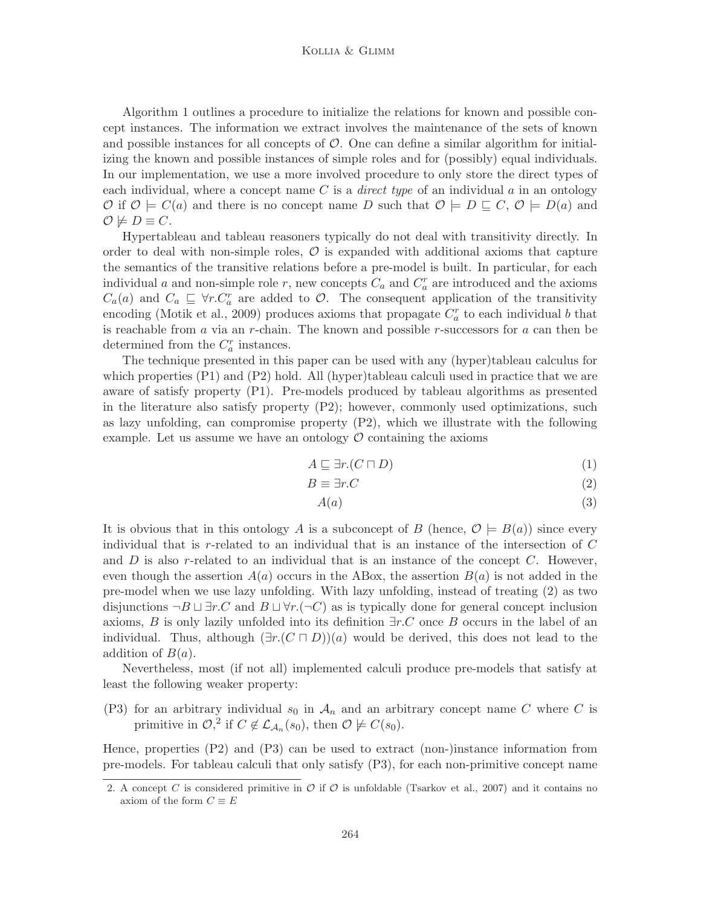Algorithm 1 outlines a procedure to initialize the relations for known and possible concept instances. The information we extract involves the maintenance of the sets of known and possible instances for all concepts of $\mathcal{O}$. One can define a similar algorithm for initializing the known and possible instances of simple roles and for (possibly) equal individuals. In our implementation, we use a more involved procedure to only store the direct types of each individual, where a concept name $C$ is a *direct type* of an individual $a$ in an ontology $\mathcal{O}$ if $\mathcal{O} \models C(a)$ and there is no concept name $D$ such that $\mathcal{O} \models D \sqsubseteq C$, $\mathcal{O} \models D(a)$ and $\mathcal{O} \not\models D \equiv C$.

Hypertableau and tableau reasoners typically do not deal with transitivity directly. In order to deal with non-simple roles, $\mathcal{O}$ is expanded with additional axioms that capture the semantics of the transitive relations before a pre-model is built. In particular, for each individual $a$ and non-simple role $r$, new concepts $C_a$ and $C_a^r$ are introduced and the axioms $C_a(a)$ and $C_a \sqsubseteq \forall r.C_a^r$ are added to $\mathcal{O}$. The consequent application of the transitivity encoding (Motik et al., 2009) produces axioms that propagate $C_a^r$ to each individual $b$ that is reachable from $a$ via an $r$-chain. The known and possible $r$-successors for $a$ can then be determined from the $C_a^r$ instances.

The technique presented in this paper can be used with any (hyper)tableau calculus for which properties (P1) and (P2) hold. All (hyper)tableau calculi used in practice that we are aware of satisfy property (P1). Pre-models produced by tableau algorithms as presented in the literature also satisfy property (P2); however, commonly used optimizations, such as lazy unfolding, can compromise property (P2), which we illustrate with the following example. Let us assume we have an ontology $\mathcal{O}$ containing the axioms

$$A \sqsubseteq \exists r.(C \sqcap D) \tag{1}$$

$$B \equiv \exists r.C \tag{2}$$

$$A(a) \tag{3}$$

It is obvious that in this ontology $A$ is a subconcept of $B$ (hence, $\mathcal{O} \models B(a)$) since every individual that is $r$-related to an individual that is an instance of the intersection of $C$ and $D$ is also $r$-related to an individual that is an instance of the concept $C$. However, even though the assertion $A(a)$ occurs in the ABox, the assertion $B(a)$ is not added in the pre-model when we use lazy unfolding. With lazy unfolding, instead of treating (2) as two disjunctions $\neg B \sqcup \exists r.C$ and $B \sqcup \forall r.(\neg C)$ as is typically done for general concept inclusion axioms, $B$ is only lazily unfolded into its definition $\exists r.C$ once $B$ occurs in the label of an individual. Thus, although $(\exists r.(C \sqcap D))(a)$ would be derived, this does not lead to the addition of $B(a)$.

Nevertheless, most (if not all) implemented calculi produce pre-models that satisfy at least the following weaker property:

(P3) for an arbitrary individual $s_0$ in $\mathcal{A}_n$ and an arbitrary concept name $C$ where $C$ is primitive in $\mathcal{O}$,[2] if $C \notin \mathcal{L}_{\mathcal{A}_n}(s_0)$, then $\mathcal{O} \not\models C(s_0)$.

Hence, properties (P2) and (P3) can be used to extract (non-)instance information from pre-models. For tableau calculi that only satisfy (P3), for each non-primitive concept name

2. A concept $C$ is considered primitive in $\mathcal{O}$ if $\mathcal{O}$ is unfoldable (Tsarkov et al., 2007) and it contains no axiom of the form $C \equiv E$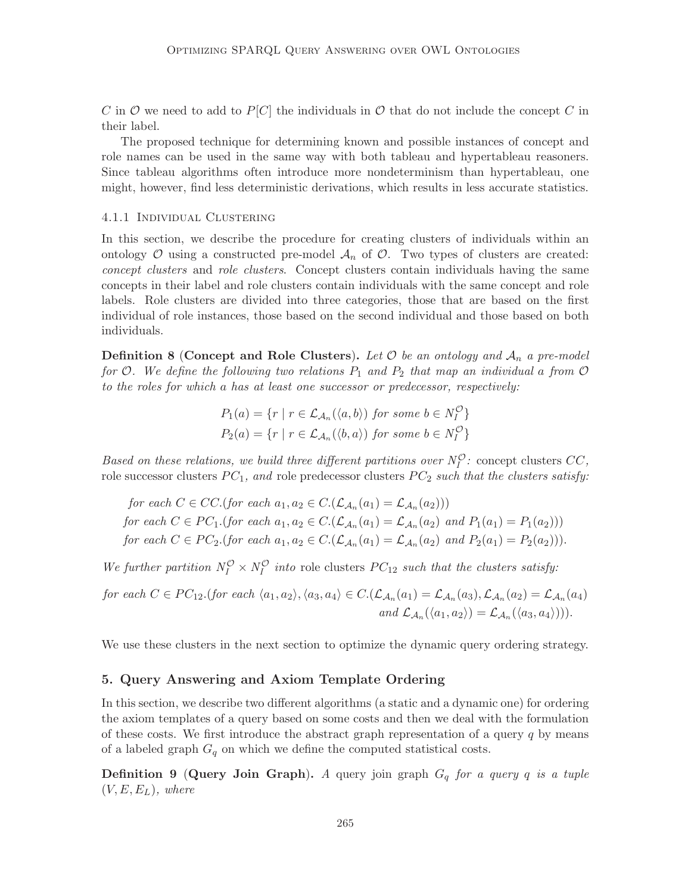$C$ in $\mathcal{O}$ we need to add to $P[C]$ the individuals in $\mathcal{O}$ that do not include the concept $C$ in their label.

The proposed technique for determining known and possible instances of concept and role names can be used in the same way with both tableau and hypertableau reasoners. Since tableau algorithms often introduce more nondeterminism than hypertableau, one might, however, find less deterministic derivations, which results in less accurate statistics.

#### 4.1.1 Individual Clustering

In this section, we describe the procedure for creating clusters of individuals within an ontology $\mathcal{O}$ using a constructed pre-model $\mathcal{A}_n$ of $\mathcal{O}$. Two types of clusters are created: *concept clusters* and *role clusters*. Concept clusters contain individuals having the same concepts in their label and role clusters contain individuals with the same concept and role labels. Role clusters are divided into three categories, those that are based on the first individual of role instances, those based on the second individual and those based on both individuals.

**Definition 8** (**Concept and Role Clusters**). *Let $\mathcal{O}$ be an ontology and $\mathcal{A}_n$ a pre-model for $\mathcal{O}$. We define the following two relations $P_1$ and $P_2$ that map an individual $a$ from $\mathcal{O}$ to the roles for which $a$ has at least one successor or predecessor, respectively:*

$$P_1(a) = \{r \mid r \in \mathcal{L}_{\mathcal{A}_n}(\langle a, b\rangle) \text{ for some } b \in N_I^{\mathcal{O}}\}$$
$$P_2(a) = \{r \mid r \in \mathcal{L}_{\mathcal{A}_n}(\langle b, a\rangle) \text{ for some } b \in N_I^{\mathcal{O}}\}$$

*Based on these relations, we build three different partitions over $N_I^{\mathcal{O}}$:* concept clusters *$CC$,* role successor clusters *$PC_1$, and* role predecessor clusters *$PC_2$ such that the clusters satisfy:*

$$\text{for each } C \in CC.(\text{for each } a_1, a_2 \in C.(\mathcal{L}_{\mathcal{A}_n}(a_1) = \mathcal{L}_{\mathcal{A}_n}(a_2)))$$
$$\text{for each } C \in PC_1.(\text{for each } a_1, a_2 \in C.(\mathcal{L}_{\mathcal{A}_n}(a_1) = \mathcal{L}_{\mathcal{A}_n}(a_2) \text{ and } P_1(a_1) = P_1(a_2)))$$
$$\text{for each } C \in PC_2.(\text{for each } a_1, a_2 \in C.(\mathcal{L}_{\mathcal{A}_n}(a_1) = \mathcal{L}_{\mathcal{A}_n}(a_2) \text{ and } P_2(a_1) = P_2(a_2))).$$

*We further partition $N_I^{\mathcal{O}} \times N_I^{\mathcal{O}}$ into* role clusters *$PC_{12}$ such that the clusters satisfy:*

$$\text{for each } C \in PC_{12}.(\text{for each } \langle a_1, a_2\rangle, \langle a_3, a_4\rangle \in C.(\mathcal{L}_{\mathcal{A}_n}(a_1) = \mathcal{L}_{\mathcal{A}_n}(a_3), \mathcal{L}_{\mathcal{A}_n}(a_2) = \mathcal{L}_{\mathcal{A}_n}(a_4) \text{ and } \mathcal{L}_{\mathcal{A}_n}(\langle a_1, a_2\rangle) = \mathcal{L}_{\mathcal{A}_n}(\langle a_3, a_4\rangle))).$$

We use these clusters in the next section to optimize the dynamic query ordering strategy.

## 5. Query Answering and Axiom Template Ordering

In this section, we describe two different algorithms (a static and a dynamic one) for ordering the axiom templates of a query based on some costs and then we deal with the formulation of these costs. We first introduce the abstract graph representation of a query $q$ by means of a labeled graph $G_q$ on which we define the computed statistical costs.

**Definition 9** (**Query Join Graph**). *A* query join graph *$G_q$ for a query $q$ is a tuple $(V, E, E_L)$, where*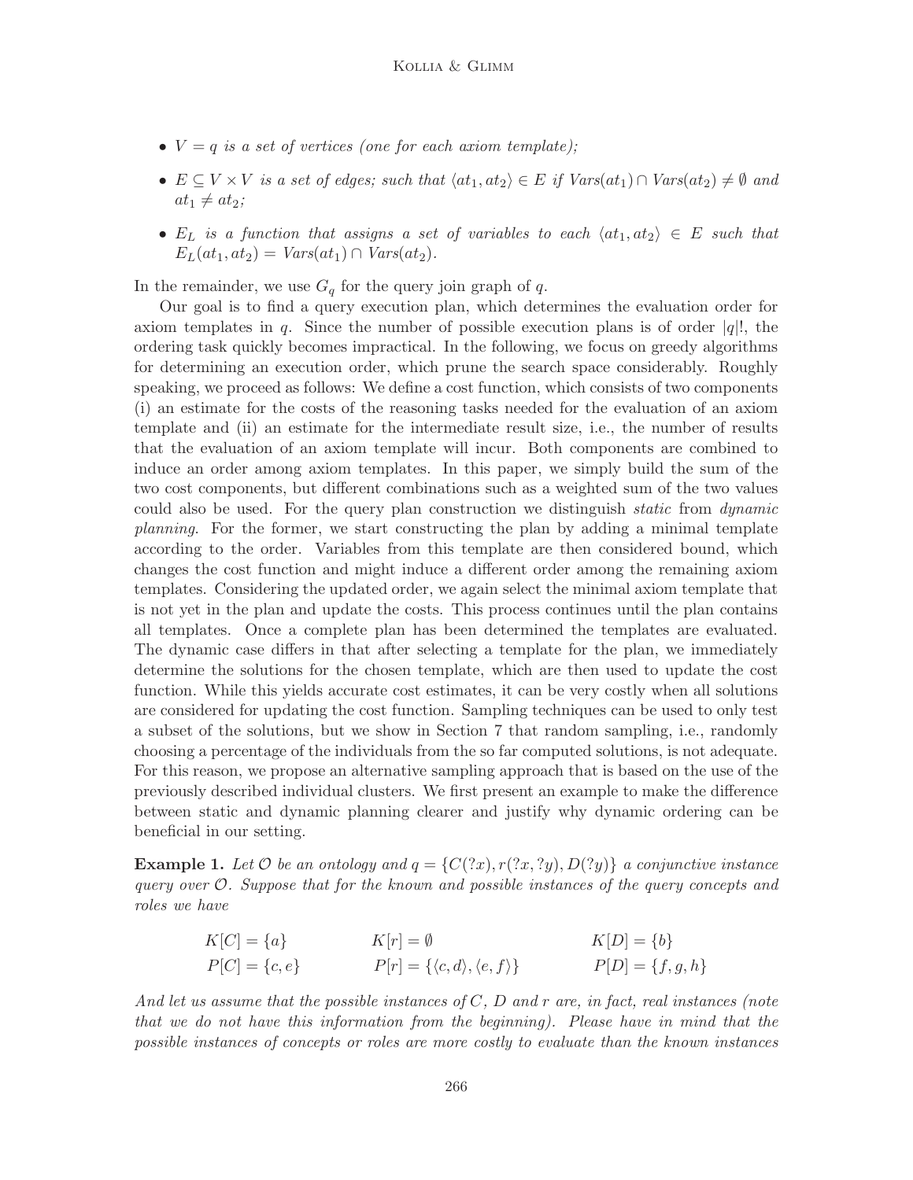- $V = q$ *is a set of vertices (one for each axiom template);*
- $E \subseteq V \times V$ *is a set of edges; such that* $\langle at_1, at_2 \rangle \in E$ *if* $\mathit{Vars}(at_1) \cap \mathit{Vars}(at_2) \neq \emptyset$ *and* $at_1 \neq at_2$*;*
- $E_L$ *is a function that assigns a set of variables to each* $\langle at_1, at_2 \rangle \in E$ *such that* $E_L(at_1, at_2) = \mathit{Vars}(at_1) \cap \mathit{Vars}(at_2)$*.*

In the remainder, we use $G_q$ for the query join graph of $q$.

Our goal is to find a query execution plan, which determines the evaluation order for axiom templates in $q$. Since the number of possible execution plans is of order $|q|!$, the ordering task quickly becomes impractical. In the following, we focus on greedy algorithms for determining an execution order, which prune the search space considerably. Roughly speaking, we proceed as follows: We define a cost function, which consists of two components (i) an estimate for the costs of the reasoning tasks needed for the evaluation of an axiom template and (ii) an estimate for the intermediate result size, i.e., the number of results that the evaluation of an axiom template will incur. Both components are combined to induce an order among axiom templates. In this paper, we simply build the sum of the two cost components, but different combinations such as a weighted sum of the two values could also be used. For the query plan construction we distinguish *static* from *dynamic planning*. For the former, we start constructing the plan by adding a minimal template according to the order. Variables from this template are then considered bound, which changes the cost function and might induce a different order among the remaining axiom templates. Considering the updated order, we again select the minimal axiom template that is not yet in the plan and update the costs. This process continues until the plan contains all templates. Once a complete plan has been determined the templates are evaluated. The dynamic case differs in that after selecting a template for the plan, we immediately determine the solutions for the chosen template, which are then used to update the cost function. While this yields accurate cost estimates, it can be very costly when all solutions are considered for updating the cost function. Sampling techniques can be used to only test a subset of the solutions, but we show in Section 7 that random sampling, i.e., randomly choosing a percentage of the individuals from the so far computed solutions, is not adequate. For this reason, we propose an alternative sampling approach that is based on the use of the previously described individual clusters. We first present an example to make the difference between static and dynamic planning clearer and justify why dynamic ordering can be beneficial in our setting.

**Example 1.** *Let* $\mathcal{O}$ *be an ontology and* $q = \{C(?x), r(?x, ?y), D(?y)\}$ *a conjunctive instance query over* $\mathcal{O}$*. Suppose that for the known and possible instances of the query concepts and roles we have*

$$
\begin{array}{lll}
K[C] = \{a\} & K[r] = \emptyset & K[D] = \{b\} \\
P[C] = \{c, e\} & P[r] = \{\langle c, d\rangle, \langle e, f\rangle\} & P[D] = \{f, g, h\}
\end{array}
$$

*And let us assume that the possible instances of* $C$*,* $D$ *and* $r$ *are, in fact, real instances (note that we do not have this information from the beginning). Please have in mind that the possible instances of concepts or roles are more costly to evaluate than the known instances*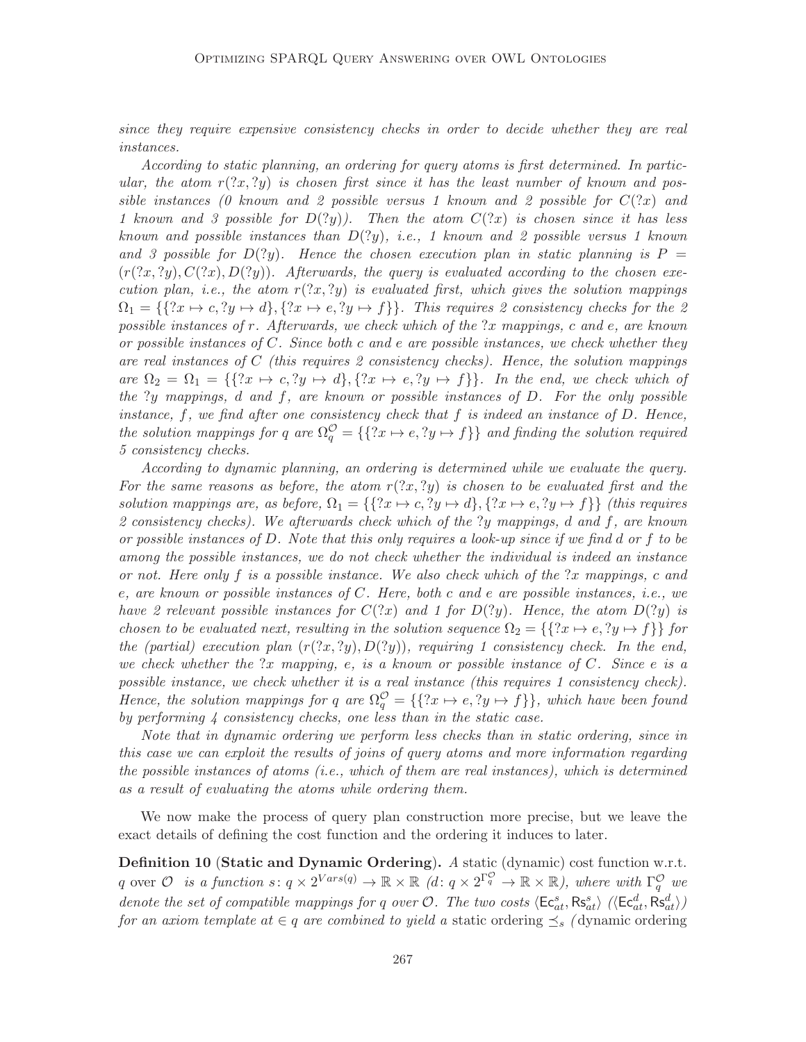*since they require expensive consistency checks in order to decide whether they are real instances.*

*According to static planning, an ordering for query atoms is first determined. In particular, the atom $r(?x, ?y)$ is chosen first since it has the least number of known and possible instances (0 known and 2 possible versus 1 known and 2 possible for $C(?x)$ and 1 known and 3 possible for $D(?y)$). Then the atom $C(?x)$ is chosen since it has less known and possible instances than $D(?y)$, i.e., 1 known and 2 possible versus 1 known and 3 possible for $D(?y)$. Hence the chosen execution plan in static planning is $P = (r(?x, ?y), C(?x), D(?y))$. Afterwards, the query is evaluated according to the chosen execution plan, i.e., the atom $r(?x, ?y)$ is evaluated first, which gives the solution mappings $\Omega_1 = \{\{?x \mapsto c, ?y \mapsto d\}, \{?x \mapsto e, ?y \mapsto f\}\}$. This requires 2 consistency checks for the 2 possible instances of $r$. Afterwards, we check which of the $?x$ mappings, $c$ and $e$, are known or possible instances of $C$. Since both $c$ and $e$ are possible instances, we check whether they are real instances of $C$ (this requires 2 consistency checks). Hence, the solution mappings are $\Omega_2 = \Omega_1 = \{\{?x \mapsto c, ?y \mapsto d\}, \{?x \mapsto e, ?y \mapsto f\}\}$. In the end, we check which of the $?y$ mappings, $d$ and $f$, are known or possible instances of $D$. For the only possible instance, $f$, we find after one consistency check that $f$ is indeed an instance of $D$. Hence, the solution mappings for $q$ are $\Omega_q^{\mathcal{O}} = \{\{?x \mapsto e, ?y \mapsto f\}\}$ and finding the solution required 5 consistency checks.*

*According to dynamic planning, an ordering is determined while we evaluate the query. For the same reasons as before, the atom $r(?x, ?y)$ is chosen to be evaluated first and the solution mappings are, as before, $\Omega_1 = \{\{?x \mapsto c, ?y \mapsto d\}, \{?x \mapsto e, ?y \mapsto f\}\}$ (this requires 2 consistency checks). We afterwards check which of the $?y$ mappings, $d$ and $f$, are known or possible instances of $D$. Note that this only requires a look-up since if we find $d$ or $f$ to be among the possible instances, we do not check whether the individual is indeed an instance or not. Here only $f$ is a possible instance. We also check which of the $?x$ mappings, $c$ and $e$, are known or possible instances of $C$. Here, both $c$ and $e$ are possible instances, i.e., we have 2 relevant possible instances for $C(?x)$ and 1 for $D(?y)$. Hence, the atom $D(?y)$ is chosen to be evaluated next, resulting in the solution sequence $\Omega_2 = \{\{?x \mapsto e, ?y \mapsto f\}\}$ for the (partial) execution plan $(r(?x, ?y), D(?y))$, requiring 1 consistency check. In the end, we check whether the $?x$ mapping, $e$, is a known or possible instance of $C$. Since $e$ is a possible instance, we check whether it is a real instance (this requires 1 consistency check). Hence, the solution mappings for $q$ are $\Omega_q^{\mathcal{O}} = \{\{?x \mapsto e, ?y \mapsto f\}\}$, which have been found by performing 4 consistency checks, one less than in the static case.*

*Note that in dynamic ordering we perform less checks than in static ordering, since in this case we can exploit the results of joins of query atoms and more information regarding the possible instances of atoms (i.e., which of them are real instances), which is determined as a result of evaluating the atoms while ordering them.*

We now make the process of query plan construction more precise, but we leave the exact details of defining the cost function and the ordering it induces to later.

**Definition 10 (Static and Dynamic Ordering).** *A* static (dynamic) cost function w.r.t. *$q$ over $\mathcal{O}$ is a function $s\colon q \times 2^{Vars(q)} \to \mathbb{R} \times \mathbb{R}$ ($d\colon q \times 2^{\Gamma_q^{\mathcal{O}}} \to \mathbb{R} \times \mathbb{R}$), where with $\Gamma_q^{\mathcal{O}}$ we denote the set of compatible mappings for $q$ over $\mathcal{O}$. The two costs $\langle \mathsf{Ec}^s_{at}, \mathsf{Rs}^s_{at} \rangle$ ($\langle \mathsf{Ec}^d_{at}, \mathsf{Rs}^d_{at} \rangle$) for an axiom template $at \in q$ are combined to yield a* static ordering $\preceq_s$ *(*dynamic ordering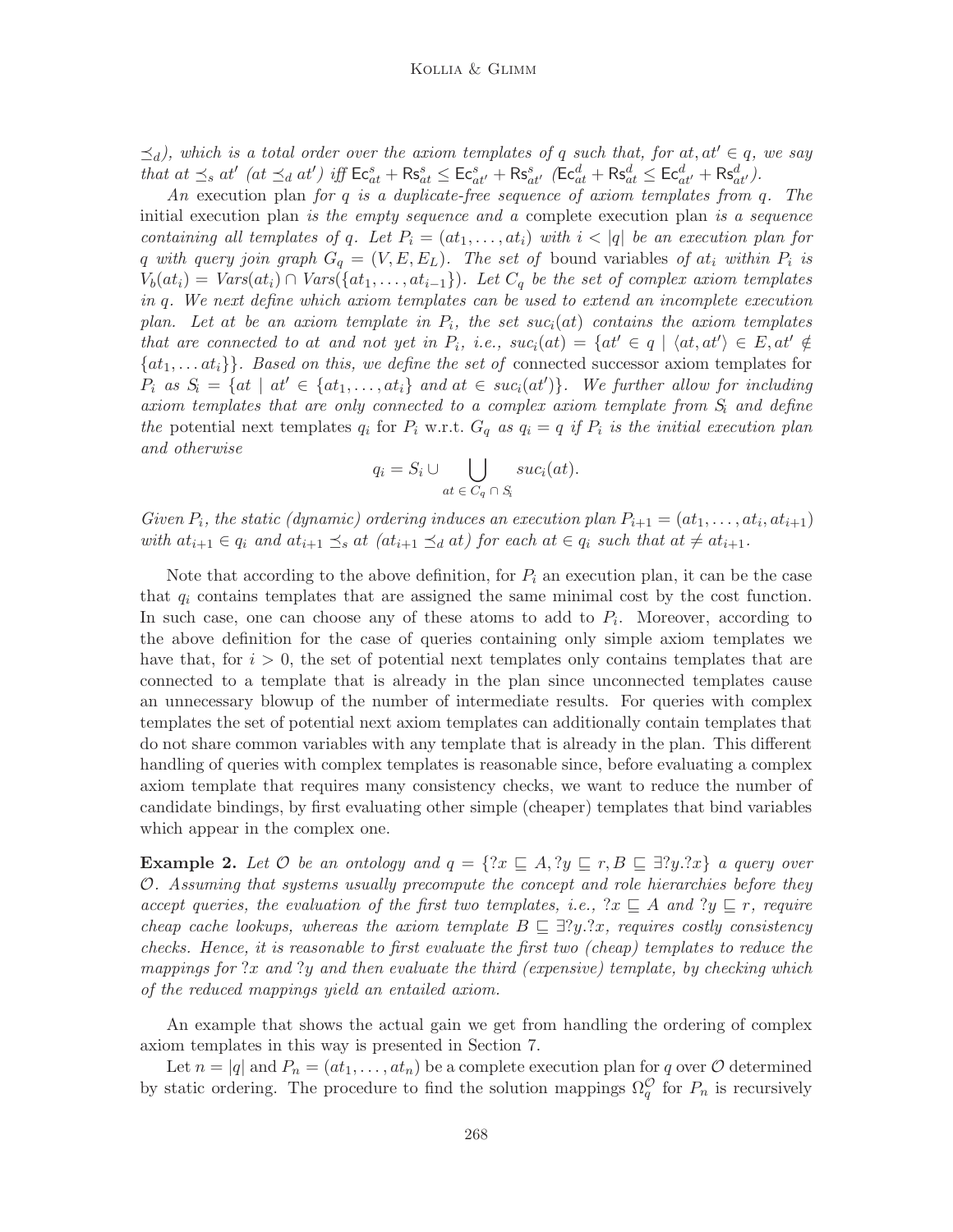$\preceq_d$), which is a total order over the axiom templates of $q$ such that, for $at, at' \in q$, we say that $at \preceq_s at'$ ($at \preceq_d at'$) iff $\mathsf{Ec}^s_{at} + \mathsf{Rs}^s_{at} \leq \mathsf{Ec}^s_{at'} + \mathsf{Rs}^s_{at'}$ ($\mathsf{Ec}^d_{at} + \mathsf{Rs}^d_{at} \leq \mathsf{Ec}^d_{at'} + \mathsf{Rs}^d_{at'}$).

*An* execution plan *for $q$ is a duplicate-free sequence of axiom templates from $q$. The* initial execution plan *is the empty sequence and a* complete execution plan *is a sequence containing all templates of $q$. Let $P_i = (at_1, \ldots, at_i)$ with $i < |q|$ be an execution plan for $q$ with query join graph $G_q = (V, E, E_L)$. The set of* bound variables *of $at_i$ within $P_i$ is $V_b(at_i) = Vars(at_i) \cap Vars(\{at_1, \ldots, at_{i-1}\})$. Let $C_q$ be the set of complex axiom templates in $q$. We next define which axiom templates can be used to extend an incomplete execution plan. Let $at$ be an axiom template in $P_i$, the set $suc_i(at)$ contains the axiom templates that are connected to $at$ and not yet in $P_i$, i.e., $suc_i(at) = \{at' \in q \mid \langle at, at' \rangle \in E, at' \notin \{at_1, \ldots at_i\}\}$. Based on this, we define the set of* connected successor axiom templates for *$P_i$ as $S_i = \{at \mid at' \in \{at_1, \ldots, at_i\}$ and $at \in suc_i(at')\}$. We further allow for including axiom templates that are only connected to a complex axiom template from $S_i$ and define the* potential next templates *$q_i$* for *$P_i$* w.r.t. *$G_q$ as $q_i = q$ if $P_i$ is the initial execution plan and otherwise*

$$q_i = S_i \cup \bigcup_{at \in C_q \cap S_i} suc_i(at).$$

*Given $P_i$, the static (dynamic) ordering induces an execution plan $P_{i+1} = (at_1, \ldots, at_i, at_{i+1})$ with $at_{i+1} \in q_i$ and $at_{i+1} \preceq_s at$ ($at_{i+1} \preceq_d at$) for each $at \in q_i$ such that $at \neq at_{i+1}$.*

Note that according to the above definition, for $P_i$ an execution plan, it can be the case that $q_i$ contains templates that are assigned the same minimal cost by the cost function. In such case, one can choose any of these atoms to add to $P_i$. Moreover, according to the above definition for the case of queries containing only simple axiom templates we have that, for $i > 0$, the set of potential next templates only contains templates that are connected to a template that is already in the plan since unconnected templates cause an unnecessary blowup of the number of intermediate results. For queries with complex templates the set of potential next axiom templates can additionally contain templates that do not share common variables with any template that is already in the plan. This different handling of queries with complex templates is reasonable since, before evaluating a complex axiom template that requires many consistency checks, we want to reduce the number of candidate bindings, by first evaluating other simple (cheaper) templates that bind variables which appear in the complex one.

**Example 2.** *Let $\mathcal{O}$ be an ontology and $q = \{?x \sqsubseteq A, ?y \sqsubseteq r, B \sqsubseteq \exists ?y.?x\}$ a query over $\mathcal{O}$. Assuming that systems usually precompute the concept and role hierarchies before they accept queries, the evaluation of the first two templates, i.e., $?x \sqsubseteq A$ and $?y \sqsubseteq r$, require cheap cache lookups, whereas the axiom template $B \sqsubseteq \exists ?y.?x$, requires costly consistency checks. Hence, it is reasonable to first evaluate the first two (cheap) templates to reduce the mappings for $?x$ and $?y$ and then evaluate the third (expensive) template, by checking which of the reduced mappings yield an entailed axiom.*

An example that shows the actual gain we get from handling the ordering of complex axiom templates in this way is presented in Section 7.

Let $n = |q|$ and $P_n = (at_1, \ldots, at_n)$ be a complete execution plan for $q$ over $\mathcal{O}$ determined by static ordering. The procedure to find the solution mappings $\Omega^{\mathcal{O}}_q$ for $P_n$ is recursively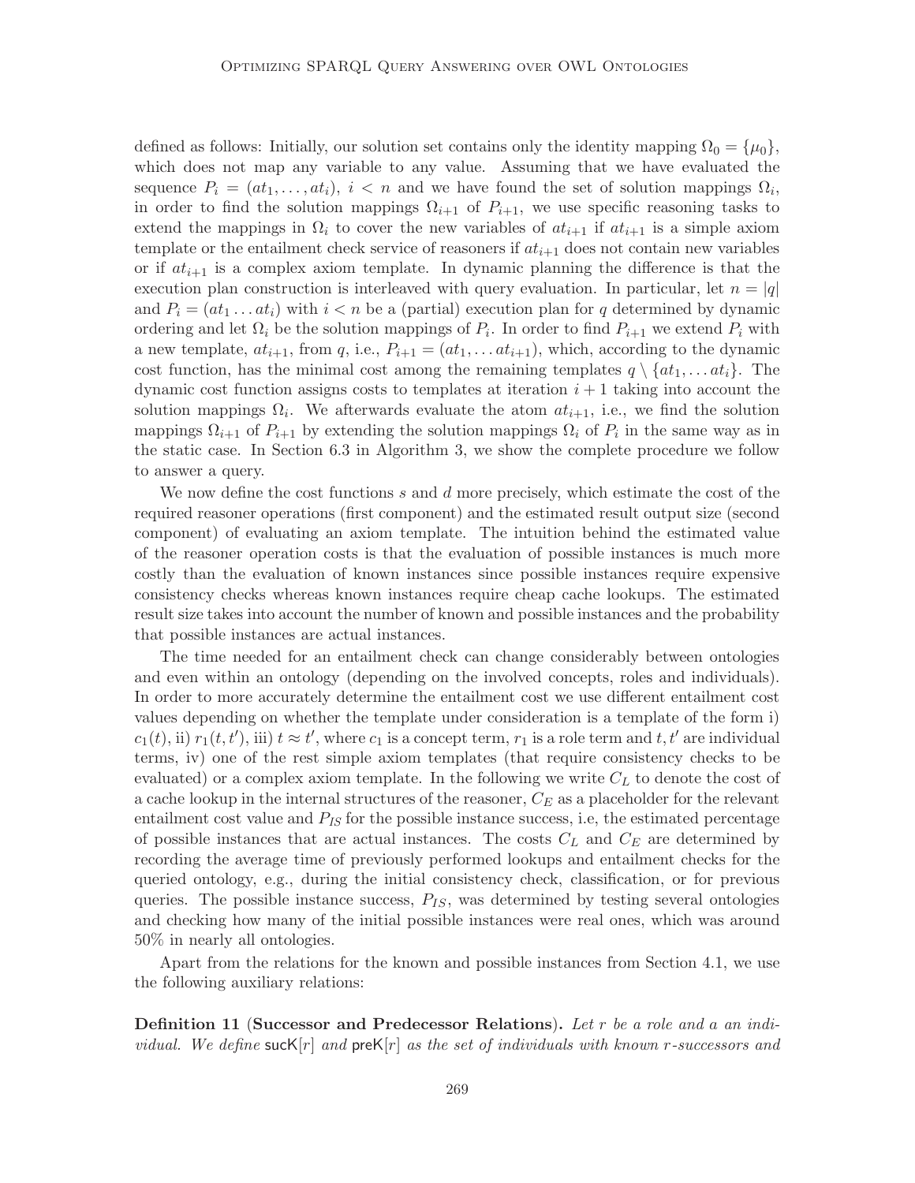defined as follows: Initially, our solution set contains only the identity mapping $\Omega_0 = \{\mu_0\}$, which does not map any variable to any value. Assuming that we have evaluated the sequence $P_i = (at_1, \ldots, at_i)$, $i < n$ and we have found the set of solution mappings $\Omega_i$, in order to find the solution mappings $\Omega_{i+1}$ of $P_{i+1}$, we use specific reasoning tasks to extend the mappings in $\Omega_i$ to cover the new variables of $at_{i+1}$ if $at_{i+1}$ is a simple axiom template or the entailment check service of reasoners if $at_{i+1}$ does not contain new variables or if $at_{i+1}$ is a complex axiom template. In dynamic planning the difference is that the execution plan construction is interleaved with query evaluation. In particular, let $n = |q|$ and $P_i = (at_1 \ldots at_i)$ with $i < n$ be a (partial) execution plan for $q$ determined by dynamic ordering and let $\Omega_i$ be the solution mappings of $P_i$. In order to find $P_{i+1}$ we extend $P_i$ with a new template, $at_{i+1}$, from $q$, i.e., $P_{i+1} = (at_1, \ldots at_{i+1})$, which, according to the dynamic cost function, has the minimal cost among the remaining templates $q \setminus \{at_1, \ldots at_i\}$. The dynamic cost function assigns costs to templates at iteration $i + 1$ taking into account the solution mappings $\Omega_i$. We afterwards evaluate the atom $at_{i+1}$, i.e., we find the solution mappings $\Omega_{i+1}$ of $P_{i+1}$ by extending the solution mappings $\Omega_i$ of $P_i$ in the same way as in the static case. In Section 6.3 in Algorithm 3, we show the complete procedure we follow to answer a query.

We now define the cost functions $s$ and $d$ more precisely, which estimate the cost of the required reasoner operations (first component) and the estimated result output size (second component) of evaluating an axiom template. The intuition behind the estimated value of the reasoner operation costs is that the evaluation of possible instances is much more costly than the evaluation of known instances since possible instances require expensive consistency checks whereas known instances require cheap cache lookups. The estimated result size takes into account the number of known and possible instances and the probability that possible instances are actual instances.

The time needed for an entailment check can change considerably between ontologies and even within an ontology (depending on the involved concepts, roles and individuals). In order to more accurately determine the entailment cost we use different entailment cost values depending on whether the template under consideration is a template of the form i) $c_1(t)$, ii) $r_1(t, t')$, iii) $t \approx t'$, where $c_1$ is a concept term, $r_1$ is a role term and $t, t'$ are individual terms, iv) one of the rest simple axiom templates (that require consistency checks to be evaluated) or a complex axiom template. In the following we write $C_L$ to denote the cost of a cache lookup in the internal structures of the reasoner, $C_E$ as a placeholder for the relevant entailment cost value and $P_{IS}$ for the possible instance success, i.e, the estimated percentage of possible instances that are actual instances. The costs $C_L$ and $C_E$ are determined by recording the average time of previously performed lookups and entailment checks for the queried ontology, e.g., during the initial consistency check, classification, or for previous queries. The possible instance success, $P_{IS}$, was determined by testing several ontologies and checking how many of the initial possible instances were real ones, which was around 50% in nearly all ontologies.

Apart from the relations for the known and possible instances from Section 4.1, we use the following auxiliary relations:

**Definition 11** (**Successor and Predecessor Relations**). *Let $r$ be a role and $a$ an individual. We define* $\mathsf{sucK}[r]$ *and* $\mathsf{preK}[r]$ *as the set of individuals with known $r$-successors and*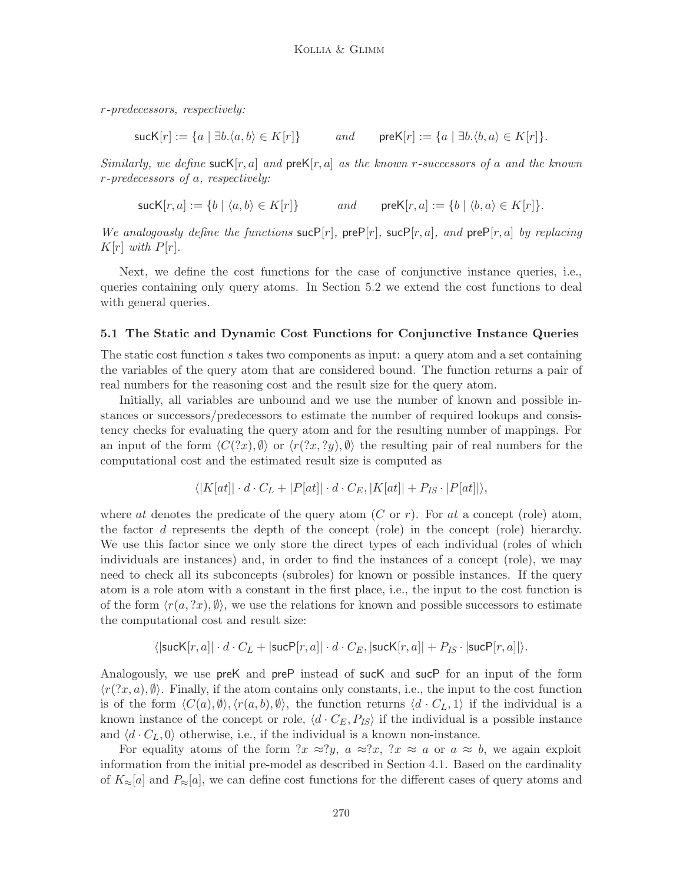*r-predecessors, respectively:*

$$\mathsf{sucK}[r] := \{a \mid \exists b.\langle a, b\rangle \in K[r]\} \qquad \textit{and} \qquad \mathsf{preK}[r] := \{a \mid \exists b.\langle b, a\rangle \in K[r]\}.$$

*Similarly, we define* $\mathsf{sucK}[r, a]$ *and* $\mathsf{preK}[r, a]$ *as the known r-successors of a and the known r-predecessors of a, respectively:*

$$\mathsf{sucK}[r, a] := \{b \mid \langle a, b\rangle \in K[r]\} \qquad \textit{and} \qquad \mathsf{preK}[r, a] := \{b \mid \langle b, a\rangle \in K[r]\}.$$

*We analogously define the functions* $\mathsf{sucP}[r]$*,* $\mathsf{preP}[r]$*,* $\mathsf{sucP}[r, a]$*, and* $\mathsf{preP}[r, a]$ *by replacing* $K[r]$ *with* $P[r]$*.*

Next, we define the cost functions for the case of conjunctive instance queries, i.e., queries containing only query atoms. In Section 5.2 we extend the cost functions to deal with general queries.

### 5.1 The Static and Dynamic Cost Functions for Conjunctive Instance Queries

The static cost function $s$ takes two components as input: a query atom and a set containing the variables of the query atom that are considered bound. The function returns a pair of real numbers for the reasoning cost and the result size for the query atom.

Initially, all variables are unbound and we use the number of known and possible instances or successors/predecessors to estimate the number of required lookups and consistency checks for evaluating the query atom and for the resulting number of mappings. For an input of the form $\langle C(?x), \emptyset\rangle$ or $\langle r(?x, ?y), \emptyset\rangle$ the resulting pair of real numbers for the computational cost and the estimated result size is computed as

$$\langle |K[at]| \cdot d \cdot C_L + |P[at]| \cdot d \cdot C_E, |K[at]| + P_{IS} \cdot |P[at]|\rangle,$$

where $at$ denotes the predicate of the query atom ($C$ or $r$). For $at$ a concept (role) atom, the factor $d$ represents the depth of the concept (role) in the concept (role) hierarchy. We use this factor since we only store the direct types of each individual (roles of which individuals are instances) and, in order to find the instances of a concept (role), we may need to check all its subconcepts (subroles) for known or possible instances. If the query atom is a role atom with a constant in the first place, i.e., the input to the cost function is of the form $\langle r(a, ?x), \emptyset\rangle$, we use the relations for known and possible successors to estimate the computational cost and result size:

$$\langle |\mathsf{sucK}[r, a]| \cdot d \cdot C_L + |\mathsf{sucP}[r, a]| \cdot d \cdot C_E, |\mathsf{sucK}[r, a]| + P_{IS} \cdot |\mathsf{sucP}[r, a]|\rangle.$$

Analogously, we use $\mathsf{preK}$ and $\mathsf{preP}$ instead of $\mathsf{sucK}$ and $\mathsf{sucP}$ for an input of the form $\langle r(?x, a), \emptyset\rangle$. Finally, if the atom contains only constants, i.e., the input to the cost function is of the form $\langle C(a), \emptyset\rangle, \langle r(a, b), \emptyset\rangle$, the function returns $\langle d \cdot C_L, 1\rangle$ if the individual is a known instance of the concept or role, $\langle d \cdot C_E, P_{IS}\rangle$ if the individual is a possible instance and $\langle d \cdot C_L, 0\rangle$ otherwise, i.e., if the individual is a known non-instance.

For equality atoms of the form $?x \approx ?y$, $a \approx ?x$, $?x \approx a$ or $a \approx b$, we again exploit information from the initial pre-model as described in Section 4.1. Based on the cardinality of $K_{\approx}[a]$ and $P_{\approx}[a]$, we can define cost functions for the different cases of query atoms and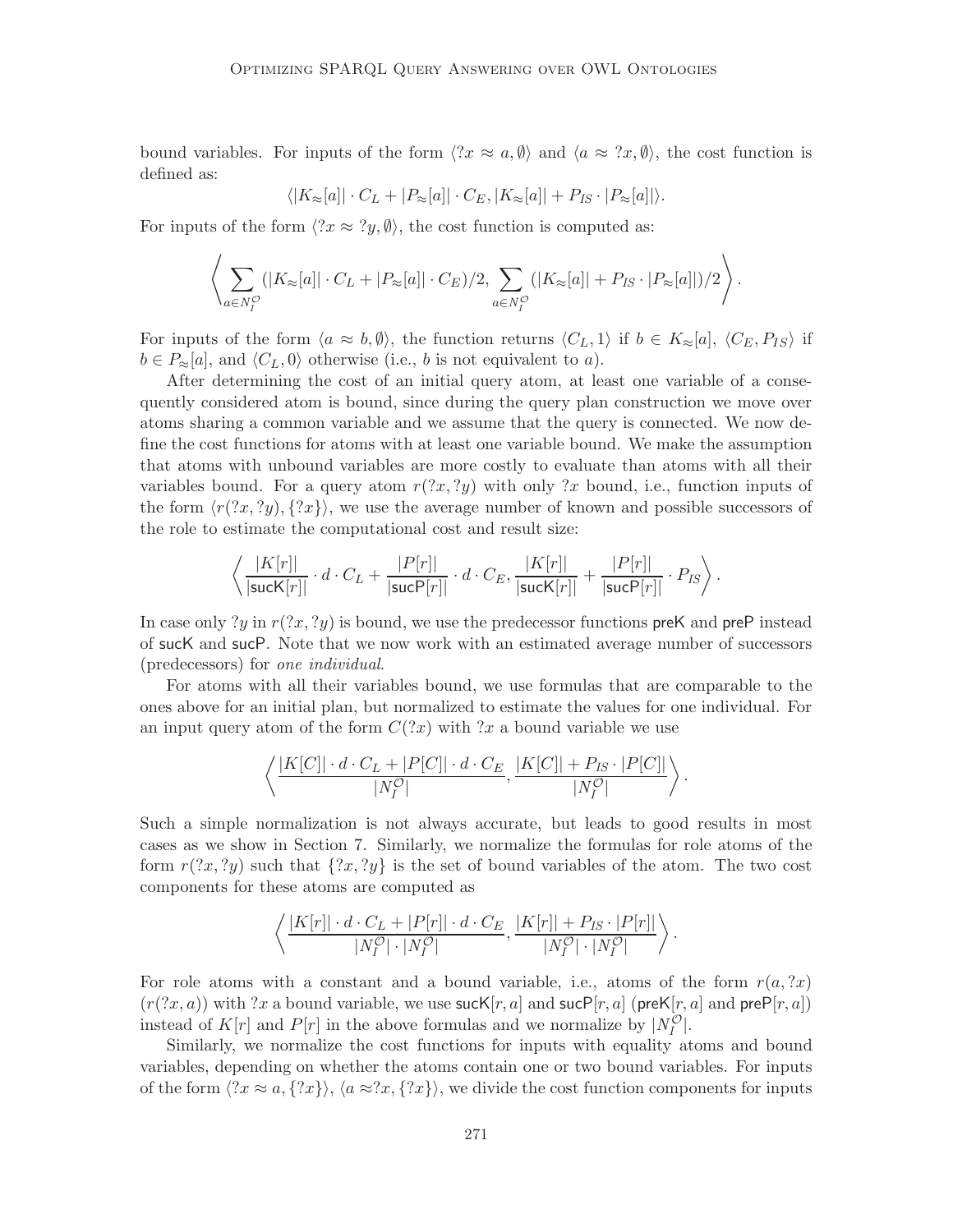bound variables. For inputs of the form $\langle ?x \approx a, \emptyset \rangle$ and $\langle a \approx ?x, \emptyset \rangle$, the cost function is defined as:

$$\langle |K_{\approx}[a]| \cdot C_L + |P_{\approx}[a]| \cdot C_E, |K_{\approx}[a]| + P_{IS} \cdot |P_{\approx}[a]| \rangle.$$

For inputs of the form $\langle ?x \approx ?y, \emptyset \rangle$, the cost function is computed as:

$$\left\langle \sum_{a \in N_I^{\mathcal{O}}} (|K_{\approx}[a]| \cdot C_L + |P_{\approx}[a]| \cdot C_E)/2, \sum_{a \in N_I^{\mathcal{O}}} (|K_{\approx}[a]| + P_{IS} \cdot |P_{\approx}[a]|)/2 \right\rangle.$$

For inputs of the form $\langle a \approx b, \emptyset \rangle$, the function returns $\langle C_L, 1 \rangle$ if $b \in K_{\approx}[a]$, $\langle C_E, P_{IS} \rangle$ if $b \in P_{\approx}[a]$, and $\langle C_L, 0 \rangle$ otherwise (i.e., $b$ is not equivalent to $a$).

After determining the cost of an initial query atom, at least one variable of a consequently considered atom is bound, since during the query plan construction we move over atoms sharing a common variable and we assume that the query is connected. We now define the cost functions for atoms with at least one variable bound. We make the assumption that atoms with unbound variables are more costly to evaluate than atoms with all their variables bound. For a query atom $r(?x, ?y)$ with only $?x$ bound, i.e., function inputs of the form $\langle r(?x, ?y), \{?x\} \rangle$, we use the average number of known and possible successors of the role to estimate the computational cost and result size:

$$\left\langle \frac{|K[r]|}{|\mathsf{sucK}[r]|} \cdot d \cdot C_L + \frac{|P[r]|}{|\mathsf{sucP}[r]|} \cdot d \cdot C_E, \frac{|K[r]|}{|\mathsf{sucK}[r]|} + \frac{|P[r]|}{|\mathsf{sucP}[r]|} \cdot P_{IS} \right\rangle.$$

In case only $?y$ in $r(?x, ?y)$ is bound, we use the predecessor functions $\mathsf{preK}$ and $\mathsf{preP}$ instead of $\mathsf{sucK}$ and $\mathsf{sucP}$. Note that we now work with an estimated average number of successors (predecessors) for *one individual*.

For atoms with all their variables bound, we use formulas that are comparable to the ones above for an initial plan, but normalized to estimate the values for one individual. For an input query atom of the form $C(?x)$ with $?x$ a bound variable we use

$$\left\langle \frac{|K[C]| \cdot d \cdot C_L + |P[C]| \cdot d \cdot C_E}{|N_I^{\mathcal{O}}|}, \frac{|K[C]| + P_{IS} \cdot |P[C]|}{|N_I^{\mathcal{O}}|} \right\rangle.$$

Such a simple normalization is not always accurate, but leads to good results in most cases as we show in Section 7. Similarly, we normalize the formulas for role atoms of the form $r(?x, ?y)$ such that $\{?x, ?y\}$ is the set of bound variables of the atom. The two cost components for these atoms are computed as

$$\left\langle \frac{|K[r]| \cdot d \cdot C_L + |P[r]| \cdot d \cdot C_E}{|N_I^{\mathcal{O}}| \cdot |N_I^{\mathcal{O}}|}, \frac{|K[r]| + P_{IS} \cdot |P[r]|}{|N_I^{\mathcal{O}}| \cdot |N_I^{\mathcal{O}}|} \right\rangle.$$

For role atoms with a constant and a bound variable, i.e., atoms of the form $r(a, ?x)$ ($r(?x, a)$) with $?x$ a bound variable, we use $\mathsf{sucK}[r, a]$ and $\mathsf{sucP}[r, a]$ ($\mathsf{preK}[r, a]$ and $\mathsf{preP}[r, a]$) instead of $K[r]$ and $P[r]$ in the above formulas and we normalize by $|N_I^{\mathcal{O}}|$.

Similarly, we normalize the cost functions for inputs with equality atoms and bound variables, depending on whether the atoms contain one or two bound variables. For inputs of the form $\langle ?x \approx a, \{?x\} \rangle$, $\langle a \approx ?x, \{?x\} \rangle$, we divide the cost function components for inputs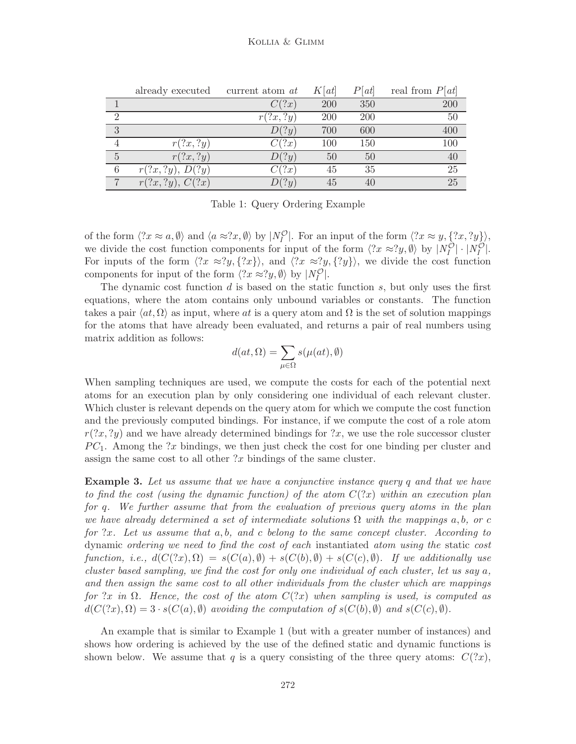| | already executed | current atom $at$ | $K[at]$ | $P[at]$ | real from $P[at]$ |
|---|---|---|---|---|---|
| 1 | | $C(?x)$ | 200 | 350 | 200 |
| 2 | | $r(?x, ?y)$ | 200 | 200 | 50 |
| 3 | | $D(?y)$ | 700 | 600 | 400 |
| 4 | $r(?x, ?y)$ | $C(?x)$ | 100 | 150 | 100 |
| 5 | $r(?x, ?y)$ | $D(?y)$ | 50 | 50 | 40 |
| 6 | $r(?x, ?y)$, $D(?y)$ | $C(?x)$ | 45 | 35 | 25 |
| 7 | $r(?x, ?y)$, $C(?x)$ | $D(?y)$ | 45 | 40 | 25 |

Table 1: Query Ordering Example

of the form $\langle ?x \approx a, \emptyset \rangle$ and $\langle a \approx ?x, \emptyset \rangle$ by $|N_I^{\mathcal{O}}|$. For an input of the form $\langle ?x \approx y, \{?x, ?y\} \rangle$, we divide the cost function components for input of the form $\langle ?x \approx ?y, \emptyset \rangle$ by $|N_I^{\mathcal{O}}| \cdot |N_I^{\mathcal{O}}|$. For inputs of the form $\langle ?x \approx ?y, \{?x\} \rangle$, and $\langle ?x \approx ?y, \{?y\} \rangle$, we divide the cost function components for input of the form $\langle ?x \approx ?y, \emptyset \rangle$ by $|N_I^{\mathcal{O}}|$.

The dynamic cost function $d$ is based on the static function $s$, but only uses the first equations, where the atom contains only unbound variables or constants. The function takes a pair $\langle at, \Omega \rangle$ as input, where $at$ is a query atom and $\Omega$ is the set of solution mappings for the atoms that have already been evaluated, and returns a pair of real numbers using matrix addition as follows:

$$d(at, \Omega) = \sum_{\mu \in \Omega} s(\mu(at), \emptyset)$$

When sampling techniques are used, we compute the costs for each of the potential next atoms for an execution plan by only considering one individual of each relevant cluster. Which cluster is relevant depends on the query atom for which we compute the cost function and the previously computed bindings. For instance, if we compute the cost of a role atom $r(?x, ?y)$ and we have already determined bindings for $?x$, we use the role successor cluster $PC_1$. Among the $?x$ bindings, we then just check the cost for one binding per cluster and assign the same cost to all other $?x$ bindings of the same cluster.

**Example 3.** *Let us assume that we have a conjunctive instance query $q$ and that we have to find the cost (using the dynamic function) of the atom $C(?x)$ within an execution plan for $q$. We further assume that from the evaluation of previous query atoms in the plan we have already determined a set of intermediate solutions $\Omega$ with the mappings $a, b,$ or $c$ for $?x$. Let us assume that $a, b,$ and $c$ belong to the same concept cluster. According to* dynamic *ordering we need to find the cost of each* instantiated *atom using the* static *cost function, i.e., $d(C(?x), \Omega) = s(C(a), \emptyset) + s(C(b), \emptyset) + s(C(c), \emptyset)$. If we additionally use cluster based sampling, we find the cost for only one individual of each cluster, let us say $a$, and then assign the same cost to all other individuals from the cluster which are mappings for $?x$ in $\Omega$. Hence, the cost of the atom $C(?x)$ when sampling is used, is computed as $d(C(?x), \Omega) = 3 \cdot s(C(a), \emptyset)$ avoiding the computation of $s(C(b), \emptyset)$ and $s(C(c), \emptyset)$.*

An example that is similar to Example 1 (but with a greater number of instances) and shows how ordering is achieved by the use of the defined static and dynamic functions is shown below. We assume that $q$ is a query consisting of the three query atoms: $C(?x)$,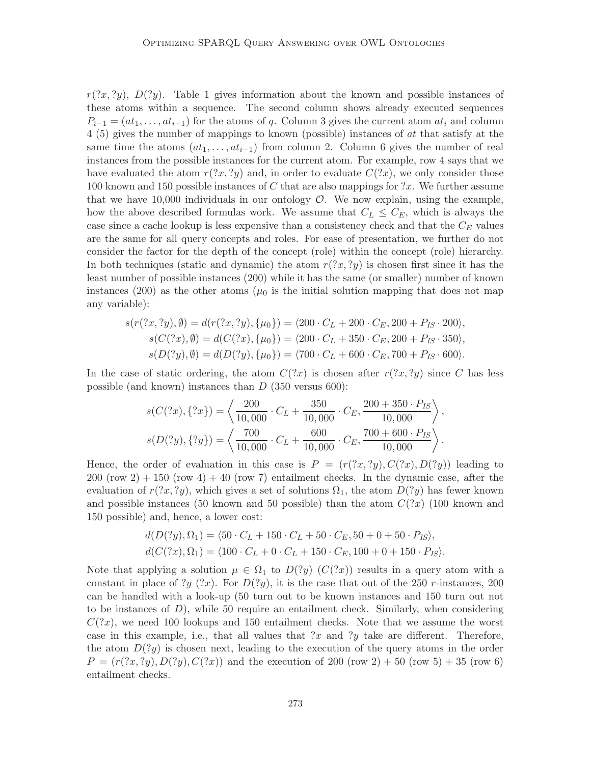$r(?x, ?y)$, $D(?y)$. Table 1 gives information about the known and possible instances of these atoms within a sequence. The second column shows already executed sequences $P_{i-1} = (at_1, \ldots, at_{i-1})$ for the atoms of $q$. Column 3 gives the current atom $at_i$ and column 4 (5) gives the number of mappings to known (possible) instances of $at$ that satisfy at the same time the atoms $(at_1, \ldots, at_{i-1})$ from column 2. Column 6 gives the number of real instances from the possible instances for the current atom. For example, row 4 says that we have evaluated the atom $r(?x, ?y)$ and, in order to evaluate $C(?x)$, we only consider those 100 known and 150 possible instances of $C$ that are also mappings for $?x$. We further assume that we have 10,000 individuals in our ontology $\mathcal{O}$. We now explain, using the example, how the above described formulas work. We assume that $C_L \leq C_E$, which is always the case since a cache lookup is less expensive than a consistency check and that the $C_E$ values are the same for all query concepts and roles. For ease of presentation, we further do not consider the factor for the depth of the concept (role) within the concept (role) hierarchy. In both techniques (static and dynamic) the atom $r(?x, ?y)$ is chosen first since it has the least number of possible instances (200) while it has the same (or smaller) number of known instances (200) as the other atoms ($\mu_0$ is the initial solution mapping that does not map any variable):

$$s(r(?x, ?y), \emptyset) = d(r(?x, ?y), \{\mu_0\}) = \langle 200 \cdot C_L + 200 \cdot C_E, 200 + P_{IS} \cdot 200\rangle,$$
$$s(C(?x), \emptyset) = d(C(?x), \{\mu_0\}) = \langle 200 \cdot C_L + 350 \cdot C_E, 200 + P_{IS} \cdot 350\rangle,$$
$$s(D(?y), \emptyset) = d(D(?y), \{\mu_0\}) = \langle 700 \cdot C_L + 600 \cdot C_E, 700 + P_{IS} \cdot 600\rangle.$$

In the case of static ordering, the atom $C(?x)$ is chosen after $r(?x, ?y)$ since $C$ has less possible (and known) instances than $D$ (350 versus 600):

$$s(C(?x), \{?x\}) = \left\langle \frac{200}{10,000} \cdot C_L + \frac{350}{10,000} \cdot C_E, \frac{200 + 350 \cdot P_{IS}}{10,000} \right\rangle,$$
$$s(D(?y), \{?y\}) = \left\langle \frac{700}{10,000} \cdot C_L + \frac{600}{10,000} \cdot C_E, \frac{700 + 600 \cdot P_{IS}}{10,000} \right\rangle.$$

Hence, the order of evaluation in this case is $P = (r(?x, ?y), C(?x), D(?y))$ leading to 200 (row 2) + 150 (row 4) + 40 (row 7) entailment checks. In the dynamic case, after the evaluation of $r(?x, ?y)$, which gives a set of solutions $\Omega_1$, the atom $D(?y)$ has fewer known and possible instances (50 known and 50 possible) than the atom $C(?x)$ (100 known and 150 possible) and, hence, a lower cost:

$$d(D(?y), \Omega_1) = \langle 50 \cdot C_L + 150 \cdot C_L + 50 \cdot C_E, 50 + 0 + 50 \cdot P_{IS}\rangle,$$
$$d(C(?x), \Omega_1) = \langle 100 \cdot C_L + 0 \cdot C_L + 150 \cdot C_E, 100 + 0 + 150 \cdot P_{IS}\rangle.$$

Note that applying a solution $\mu \in \Omega_1$ to $D(?y)$ ($C(?x)$) results in a query atom with a constant in place of $?y$ ($?x$). For $D(?y)$, it is the case that out of the 250 $r$-instances, 200 can be handled with a look-up (50 turn out to be known instances and 150 turn out not to be instances of $D$), while 50 require an entailment check. Similarly, when considering $C(?x)$, we need 100 lookups and 150 entailment checks. Note that we assume the worst case in this example, i.e., that all values that $?x$ and $?y$ take are different. Therefore, the atom $D(?y)$ is chosen next, leading to the execution of the query atoms in the order $P = (r(?x, ?y), D(?y), C(?x))$ and the execution of 200 (row 2) + 50 (row 5) + 35 (row 6) entailment checks.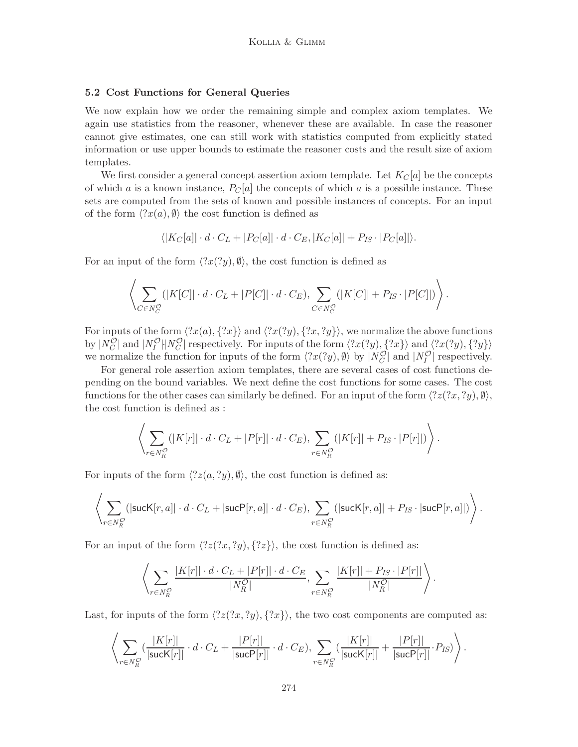### 5.2 Cost Functions for General Queries

We now explain how we order the remaining simple and complex axiom templates. We again use statistics from the reasoner, whenever these are available. In case the reasoner cannot give estimates, one can still work with statistics computed from explicitly stated information or use upper bounds to estimate the reasoner costs and the result size of axiom templates.

We first consider a general concept assertion axiom template. Let $K_C[a]$ be the concepts of which $a$ is a known instance, $P_C[a]$ the concepts of which $a$ is a possible instance. These sets are computed from the sets of known and possible instances of concepts. For an input of the form $\langle ?x(a), \emptyset \rangle$ the cost function is defined as

$$\langle |K_C[a]| \cdot d \cdot C_L + |P_C[a]| \cdot d \cdot C_E, |K_C[a]| + P_{IS} \cdot |P_C[a]| \rangle.$$

For an input of the form $\langle ?x(?y), \emptyset \rangle$, the cost function is defined as

$$\left\langle \sum_{C \in N_C^{\mathcal{O}}} (|K[C]| \cdot d \cdot C_L + |P[C]| \cdot d \cdot C_E), \sum_{C \in N_C^{\mathcal{O}}} (|K[C]| + P_{IS} \cdot |P[C]|) \right\rangle.$$

For inputs of the form $\langle ?x(a), \{?x\} \rangle$ and $\langle ?x(?y), \{?x, ?y\} \rangle$, we normalize the above functions by $|N_C^{\mathcal{O}}|$ and $|N_I^{\mathcal{O}}| |N_C^{\mathcal{O}}|$ respectively. For inputs of the form $\langle ?x(?y), \{?x\} \rangle$ and $\langle ?x(?y), \{?y\} \rangle$ we normalize the function for inputs of the form $\langle ?x(?y), \emptyset \rangle$ by $|N_C^{\mathcal{O}}|$ and $|N_I^{\mathcal{O}}|$ respectively.

For general role assertion axiom templates, there are several cases of cost functions depending on the bound variables. We next define the cost functions for some cases. The cost functions for the other cases can similarly be defined. For an input of the form $\langle ?z(?x, ?y), \emptyset \rangle$, the cost function is defined as :

$$\left\langle \sum_{r \in N_R^{\mathcal{O}}} (|K[r]| \cdot d \cdot C_L + |P[r]| \cdot d \cdot C_E), \sum_{r \in N_R^{\mathcal{O}}} (|K[r]| + P_{IS} \cdot |P[r]|) \right\rangle.$$

For inputs of the form $\langle ?z(a, ?y), \emptyset \rangle$, the cost function is defined as:

$$\left\langle \sum_{r \in N_R^{\mathcal{O}}} (|\mathsf{sucK}[r, a]| \cdot d \cdot C_L + |\mathsf{sucP}[r, a]| \cdot d \cdot C_E), \sum_{r \in N_R^{\mathcal{O}}} (|\mathsf{sucK}[r, a]| + P_{IS} \cdot |\mathsf{sucP}[r, a]|) \right\rangle.$$

For an input of the form $\langle ?z(?x, ?y), \{?z\} \rangle$, the cost function is defined as:

$$\left\langle \sum_{r \in N_R^{\mathcal{O}}} \frac{|K[r]| \cdot d \cdot C_L + |P[r]| \cdot d \cdot C_E}{|N_R^{\mathcal{O}}|}, \sum_{r \in N_R^{\mathcal{O}}} \frac{|K[r]| + P_{IS} \cdot |P[r]|}{|N_R^{\mathcal{O}}|} \right\rangle.$$

Last, for inputs of the form $\langle ?z(?x, ?y), \{?x\} \rangle$, the two cost components are computed as:

$$\left\langle \sum_{r \in N_R^{\mathcal{O}}} \left(\frac{|K[r]|}{|\mathsf{sucK}[r]|} \cdot d \cdot C_L + \frac{|P[r]|}{|\mathsf{sucP}[r]|} \cdot d \cdot C_E\right), \sum_{r \in N_R^{\mathcal{O}}} \left(\frac{|K[r]|}{|\mathsf{sucK}[r]|} + \frac{|P[r]|}{|\mathsf{sucP}[r]|} \cdot P_{IS}\right) \right\rangle.$$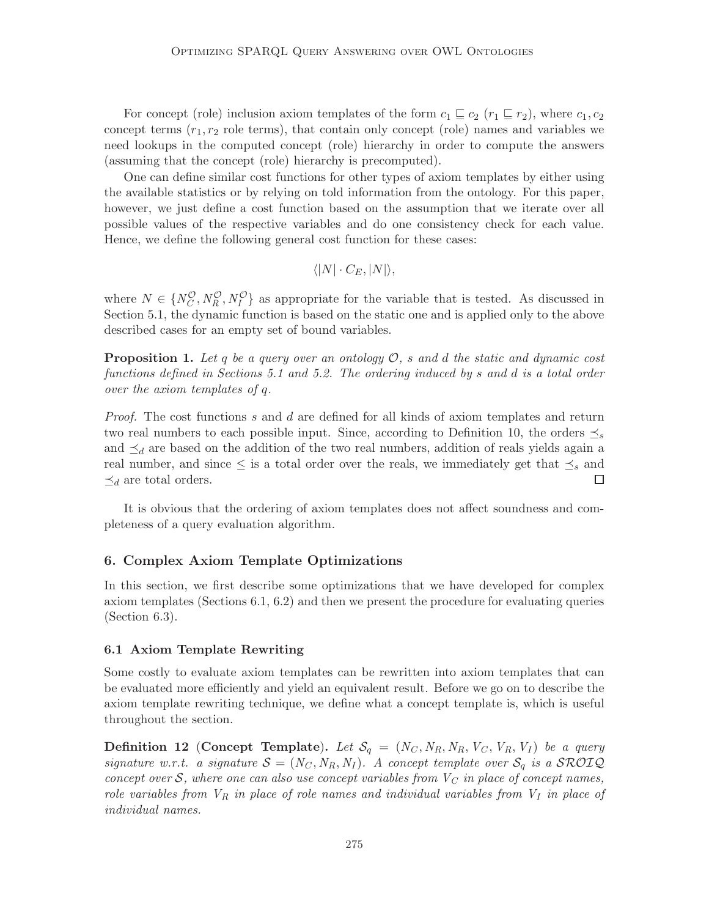For concept (role) inclusion axiom templates of the form $c_1 \sqsubseteq c_2$ ($r_1 \sqsubseteq r_2$), where $c_1, c_2$ concept terms ($r_1, r_2$ role terms), that contain only concept (role) names and variables we need lookups in the computed concept (role) hierarchy in order to compute the answers (assuming that the concept (role) hierarchy is precomputed).

One can define similar cost functions for other types of axiom templates by either using the available statistics or by relying on told information from the ontology. For this paper, however, we just define a cost function based on the assumption that we iterate over all possible values of the respective variables and do one consistency check for each value. Hence, we define the following general cost function for these cases:

$$\langle |N| \cdot C_E, |N| \rangle,$$

where $N \in \{N_C^{\mathcal{O}}, N_R^{\mathcal{O}}, N_I^{\mathcal{O}}\}$ as appropriate for the variable that is tested. As discussed in Section 5.1, the dynamic function is based on the static one and is applied only to the above described cases for an empty set of bound variables.

**Proposition 1.** *Let $q$ be a query over an ontology $\mathcal{O}$, $s$ and $d$ the static and dynamic cost functions defined in Sections 5.1 and 5.2. The ordering induced by $s$ and $d$ is a total order over the axiom templates of $q$.*

*Proof.* The cost functions $s$ and $d$ are defined for all kinds of axiom templates and return two real numbers to each possible input. Since, according to Definition 10, the orders $\preceq_s$ and $\preceq_d$ are based on the addition of the two real numbers, addition of reals yields again a real number, and since $\leq$ is a total order over the reals, we immediately get that $\preceq_s$ and $\preceq_d$ are total orders. $\square$

It is obvious that the ordering of axiom templates does not affect soundness and completeness of a query evaluation algorithm.

## 6. Complex Axiom Template Optimizations

In this section, we first describe some optimizations that we have developed for complex axiom templates (Sections 6.1, 6.2) and then we present the procedure for evaluating queries (Section 6.3).

### 6.1 Axiom Template Rewriting

Some costly to evaluate axiom templates can be rewritten into axiom templates that can be evaluated more efficiently and yield an equivalent result. Before we go on to describe the axiom template rewriting technique, we define what a concept template is, which is useful throughout the section.

**Definition 12** (**Concept Template**). *Let $\mathcal{S}_q = (N_C, N_R, N_R, V_C, V_R, V_I)$ be a query signature w.r.t. a signature $\mathcal{S} = (N_C, N_R, N_I)$. A concept template over $\mathcal{S}_q$ is a $\mathcal{SROIQ}$ concept over $\mathcal{S}$, where one can also use concept variables from $V_C$ in place of concept names, role variables from $V_R$ in place of role names and individual variables from $V_I$ in place of individual names.*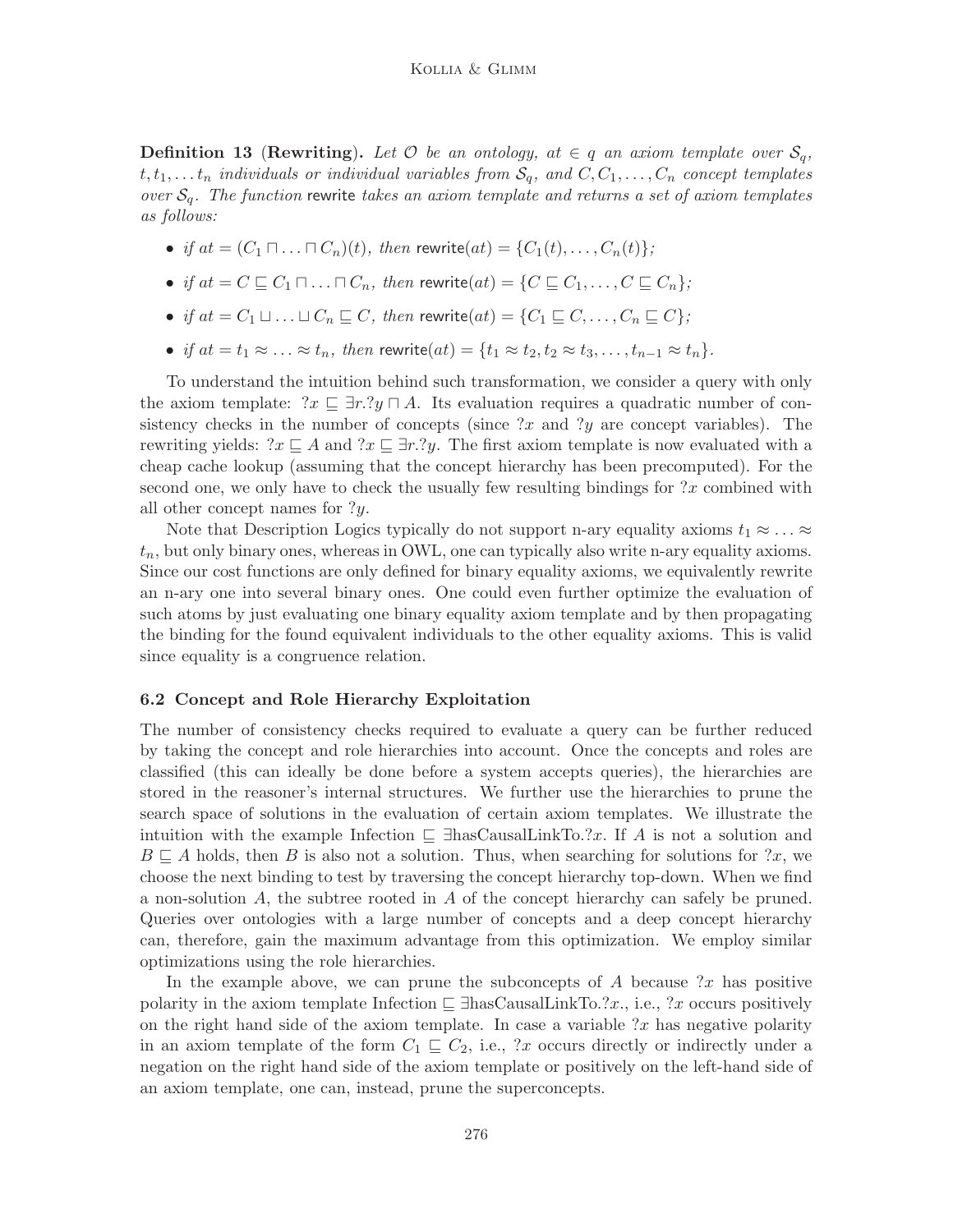**Definition 13 (Rewriting).** *Let $\mathcal{O}$ be an ontology, $at \in q$ an axiom template over $\mathcal{S}_q$, $t, t_1, \ldots t_n$ individuals or individual variables from $\mathcal{S}_q$, and $C, C_1, \ldots, C_n$ concept templates over $\mathcal{S}_q$. The function* rewrite *takes an axiom template and returns a set of axiom templates as follows:*

- *if $at = (C_1 \sqcap \ldots \sqcap C_n)(t)$, then $\mathsf{rewrite}(at) = \{C_1(t), \ldots, C_n(t)\}$;*
- *if $at = C \sqsubseteq C_1 \sqcap \ldots \sqcap C_n$, then $\mathsf{rewrite}(at) = \{C \sqsubseteq C_1, \ldots, C \sqsubseteq C_n\}$;*
- *if $at = C_1 \sqcup \ldots \sqcup C_n \sqsubseteq C$, then $\mathsf{rewrite}(at) = \{C_1 \sqsubseteq C, \ldots, C_n \sqsubseteq C\}$;*
- *if $at = t_1 \approx \ldots \approx t_n$, then $\mathsf{rewrite}(at) = \{t_1 \approx t_2, t_2 \approx t_3, \ldots, t_{n-1} \approx t_n\}$.*

To understand the intuition behind such transformation, we consider a query with only the axiom template: $?x \sqsubseteq \exists r.?y \sqcap A$. Its evaluation requires a quadratic number of consistency checks in the number of concepts (since $?x$ and $?y$ are concept variables). The rewriting yields: $?x \sqsubseteq A$ and $?x \sqsubseteq \exists r.?y$. The first axiom template is now evaluated with a cheap cache lookup (assuming that the concept hierarchy has been precomputed). For the second one, we only have to check the usually few resulting bindings for $?x$ combined with all other concept names for $?y$.

Note that Description Logics typically do not support n-ary equality axioms $t_1 \approx \ldots \approx t_n$, but only binary ones, whereas in OWL, one can typically also write n-ary equality axioms. Since our cost functions are only defined for binary equality axioms, we equivalently rewrite an n-ary one into several binary ones. One could even further optimize the evaluation of such atoms by just evaluating one binary equality axiom template and by then propagating the binding for the found equivalent individuals to the other equality axioms. This is valid since equality is a congruence relation.

### 6.2 Concept and Role Hierarchy Exploitation

The number of consistency checks required to evaluate a query can be further reduced by taking the concept and role hierarchies into account. Once the concepts and roles are classified (this can ideally be done before a system accepts queries), the hierarchies are stored in the reasoner's internal structures. We further use the hierarchies to prune the search space of solutions in the evaluation of certain axiom templates. We illustrate the intuition with the example Infection $\sqsubseteq$ $\exists$hasCausalLinkTo.$?x$. If $A$ is not a solution and $B \sqsubseteq A$ holds, then $B$ is also not a solution. Thus, when searching for solutions for $?x$, we choose the next binding to test by traversing the concept hierarchy top-down. When we find a non-solution $A$, the subtree rooted in $A$ of the concept hierarchy can safely be pruned. Queries over ontologies with a large number of concepts and a deep concept hierarchy can, therefore, gain the maximum advantage from this optimization. We employ similar optimizations using the role hierarchies.

In the example above, we can prune the subconcepts of $A$ because $?x$ has positive polarity in the axiom template Infection $\sqsubseteq$ $\exists$hasCausalLinkTo.$?x$., i.e., $?x$ occurs positively on the right hand side of the axiom template. In case a variable $?x$ has negative polarity in an axiom template of the form $C_1 \sqsubseteq C_2$, i.e., $?x$ occurs directly or indirectly under a negation on the right hand side of the axiom template or positively on the left-hand side of an axiom template, one can, instead, prune the superconcepts.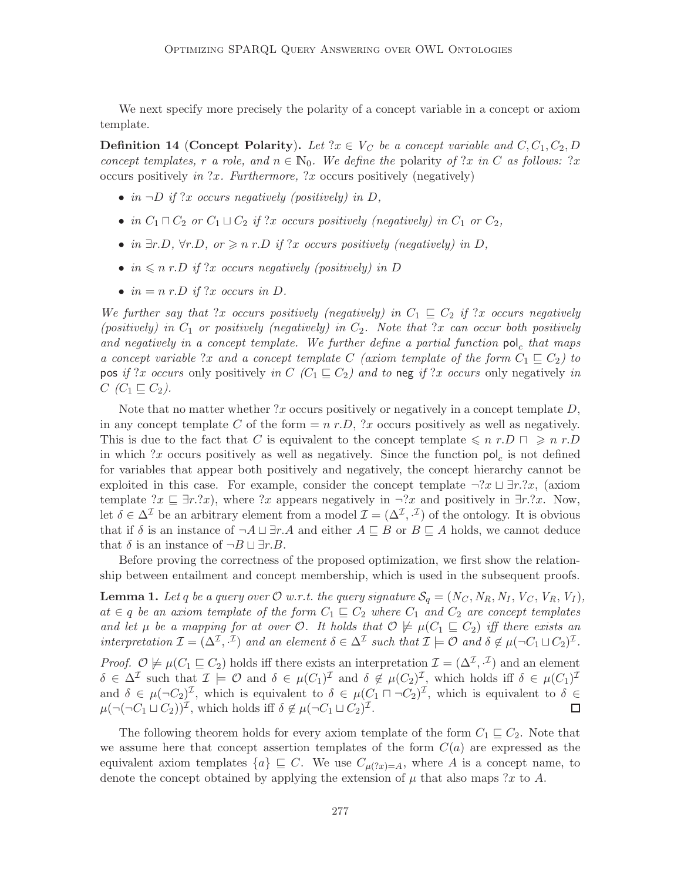We next specify more precisely the polarity of a concept variable in a concept or axiom template.

**Definition 14** (**Concept Polarity**). *Let $?x \in V_C$ be a concept variable and $C, C_1, C_2, D$ concept templates, $r$ a role, and $n \in \mathbb{N}_0$. We define the* polarity *of $?x$ in $C$ as follows: $?x$* occurs positively *in $?x$. Furthermore, $?x$* occurs positively *(*negatively*)*

- *in $\neg D$ if $?x$ occurs negatively (positively) in $D$,*
- *in $C_1 \sqcap C_2$ or $C_1 \sqcup C_2$ if $?x$ occurs positively (negatively) in $C_1$ or $C_2$,*
- *in $\exists r.D$, $\forall r.D$, or $\geqslant n\ r.D$ if $?x$ occurs positively (negatively) in $D$,*
- *in $\leqslant n\ r.D$ if $?x$ occurs negatively (positively) in $D$*
- *in $= n\ r.D$ if $?x$ occurs in $D$.*

*We further say that $?x$ occurs positively (negatively) in $C_1 \sqsubseteq C_2$ if $?x$ occurs negatively (positively) in $C_1$ or positively (negatively) in $C_2$. Note that $?x$ can occur both positively and negatively in a concept template. We further define a partial function $\mathsf{pol}_c$ that maps a concept variable $?x$ and a concept template $C$ (axiom template of the form $C_1 \sqsubseteq C_2$) to* $\mathsf{pos}$ *if $?x$ occurs* only positively *in $C$ ($C_1 \sqsubseteq C_2$) and to* $\mathsf{neg}$ *if $?x$ occurs* only negatively *in $C$ ($C_1 \sqsubseteq C_2$).*

Note that no matter whether $?x$ occurs positively or negatively in a concept template $D$, in any concept template $C$ of the form $= n\ r.D$, $?x$ occurs positively as well as negatively. This is due to the fact that $C$ is equivalent to the concept template $\leqslant n\ r.D \sqcap \geqslant n\ r.D$ in which $?x$ occurs positively as well as negatively. Since the function $\mathsf{pol}_c$ is not defined for variables that appear both positively and negatively, the concept hierarchy cannot be exploited in this case. For example, consider the concept template $\neg ?x \sqcup \exists r.?x$, (axiom template $?x \sqsubseteq \exists r.?x$), where $?x$ appears negatively in $\neg ?x$ and positively in $\exists r.?x$. Now, let $\delta \in \Delta^{\mathcal{I}}$ be an arbitrary element from a model $\mathcal{I} = (\Delta^{\mathcal{I}}, \cdot^{\mathcal{I}})$ of the ontology. It is obvious that if $\delta$ is an instance of $\neg A \sqcup \exists r.A$ and either $A \sqsubseteq B$ or $B \sqsubseteq A$ holds, we cannot deduce that $\delta$ is an instance of $\neg B \sqcup \exists r.B$.

Before proving the correctness of the proposed optimization, we first show the relationship between entailment and concept membership, which is used in the subsequent proofs.

**Lemma 1.** *Let $q$ be a query over $\mathcal{O}$ w.r.t. the query signature $\mathcal{S}_q = (N_C, N_R, N_I, V_C, V_R, V_I)$, $at \in q$ be an axiom template of the form $C_1 \sqsubseteq C_2$ where $C_1$ and $C_2$ are concept templates and let $\mu$ be a mapping for $at$ over $\mathcal{O}$. It holds that $\mathcal{O} \not\models \mu(C_1 \sqsubseteq C_2)$ iff there exists an interpretation $\mathcal{I} = (\Delta^{\mathcal{I}}, \cdot^{\mathcal{I}})$ and an element $\delta \in \Delta^{\mathcal{I}}$ such that $\mathcal{I} \models \mathcal{O}$ and $\delta \notin \mu(\neg C_1 \sqcup C_2)^{\mathcal{I}}$.*

*Proof.* $\mathcal{O} \not\models \mu(C_1 \sqsubseteq C_2)$ holds iff there exists an interpretation $\mathcal{I} = (\Delta^{\mathcal{I}}, \cdot^{\mathcal{I}})$ and an element $\delta \in \Delta^{\mathcal{I}}$ such that $\mathcal{I} \models \mathcal{O}$ and $\delta \in \mu(C_1)^{\mathcal{I}}$ and $\delta \notin \mu(C_2)^{\mathcal{I}}$, which holds iff $\delta \in \mu(C_1)^{\mathcal{I}}$ and $\delta \in \mu(\neg C_2)^{\mathcal{I}}$, which is equivalent to $\delta \in \mu(C_1 \sqcap \neg C_2)^{\mathcal{I}}$, which is equivalent to $\delta \in \mu(\neg(\neg C_1 \sqcup C_2))^{\mathcal{I}}$, which holds iff $\delta \notin \mu(\neg C_1 \sqcup C_2)^{\mathcal{I}}$. □

The following theorem holds for every axiom template of the form $C_1 \sqsubseteq C_2$. Note that we assume here that concept assertion templates of the form $C(a)$ are expressed as the equivalent axiom templates $\{a\} \sqsubseteq C$. We use $C_{\mu(?x)=A}$, where $A$ is a concept name, to denote the concept obtained by applying the extension of $\mu$ that also maps $?x$ to $A$.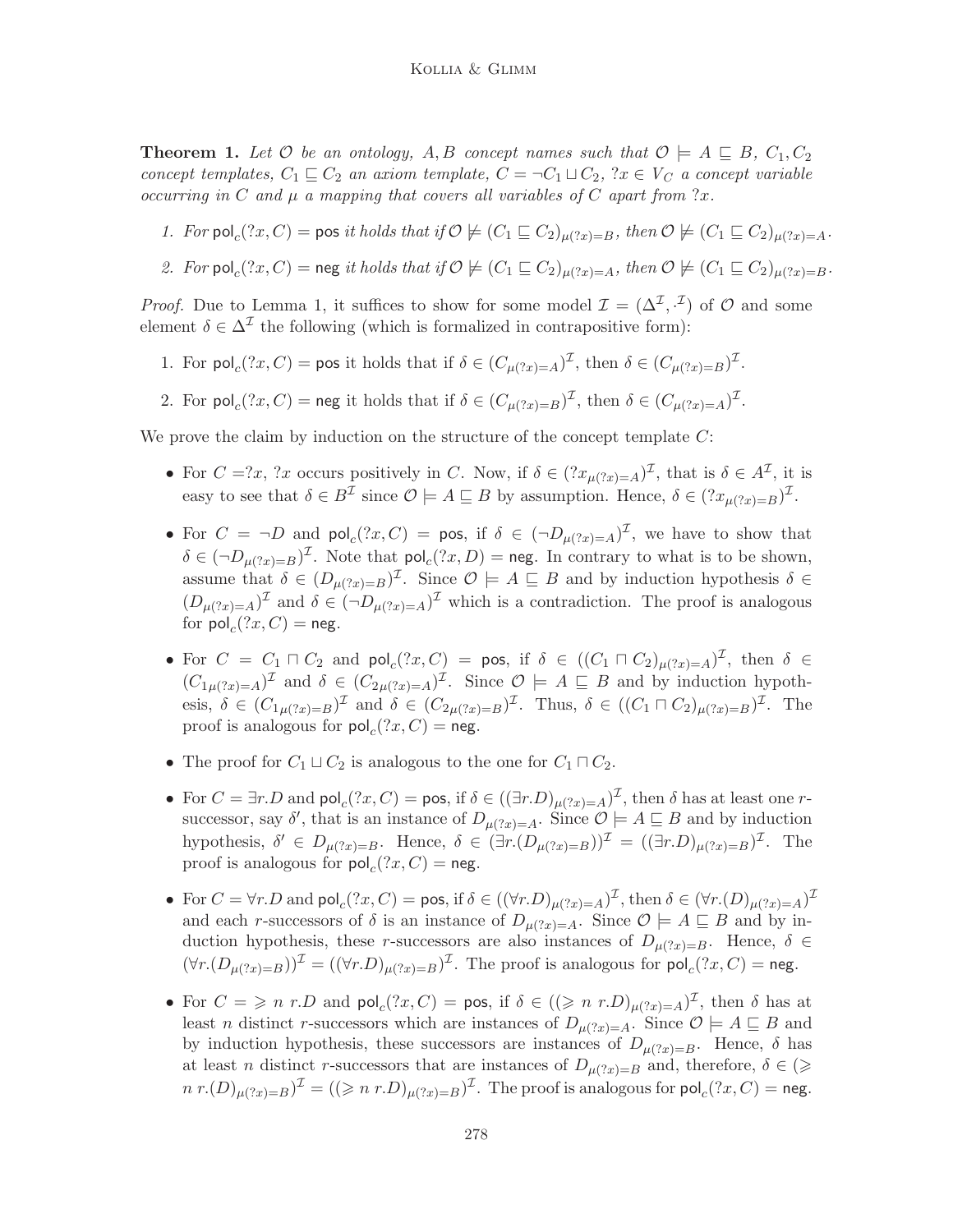**Theorem 1.** *Let $\mathcal{O}$ be an ontology, $A, B$ concept names such that $\mathcal{O} \models A \sqsubseteq B$, $C_1, C_2$ concept templates, $C_1 \sqsubseteq C_2$ an axiom template, $C = \neg C_1 \sqcup C_2$, $?x \in V_C$ a concept variable occurring in $C$ and $\mu$ a mapping that covers all variables of $C$ apart from $?x$.*

1. *For $\mathsf{pol}_c(?x, C) = \mathsf{pos}$ it holds that if $\mathcal{O} \not\models (C_1 \sqsubseteq C_2)_{\mu(?x)=B}$, then $\mathcal{O} \not\models (C_1 \sqsubseteq C_2)_{\mu(?x)=A}$.*
2. *For $\mathsf{pol}_c(?x, C) = \mathsf{neg}$ it holds that if $\mathcal{O} \not\models (C_1 \sqsubseteq C_2)_{\mu(?x)=A}$, then $\mathcal{O} \not\models (C_1 \sqsubseteq C_2)_{\mu(?x)=B}$.*

*Proof.* Due to Lemma 1, it suffices to show for some model $\mathcal{I} = (\Delta^{\mathcal{I}}, \cdot^{\mathcal{I}})$ of $\mathcal{O}$ and some element $\delta \in \Delta^{\mathcal{I}}$ the following (which is formalized in contrapositive form):

1. For $\mathsf{pol}_c(?x, C) = \mathsf{pos}$ it holds that if $\delta \in (C_{\mu(?x)=A})^{\mathcal{I}}$, then $\delta \in (C_{\mu(?x)=B})^{\mathcal{I}}$.
2. For $\mathsf{pol}_c(?x, C) = \mathsf{neg}$ it holds that if $\delta \in (C_{\mu(?x)=B})^{\mathcal{I}}$, then $\delta \in (C_{\mu(?x)=A})^{\mathcal{I}}$.

We prove the claim by induction on the structure of the concept template $C$:

- For $C = ?x$, $?x$ occurs positively in $C$. Now, if $\delta \in (?x_{\mu(?x)=A})^{\mathcal{I}}$, that is $\delta \in A^{\mathcal{I}}$, it is easy to see that $\delta \in B^{\mathcal{I}}$ since $\mathcal{O} \models A \sqsubseteq B$ by assumption. Hence, $\delta \in (?x_{\mu(?x)=B})^{\mathcal{I}}$.
- For $C = \neg D$ and $\mathsf{pol}_c(?x, C) = \mathsf{pos}$, if $\delta \in (\neg D_{\mu(?x)=A})^{\mathcal{I}}$, we have to show that $\delta \in (\neg D_{\mu(?x)=B})^{\mathcal{I}}$. Note that $\mathsf{pol}_c(?x, D) = \mathsf{neg}$. In contrary to what is to be shown, assume that $\delta \in (D_{\mu(?x)=B})^{\mathcal{I}}$. Since $\mathcal{O} \models A \sqsubseteq B$ and by induction hypothesis $\delta \in (D_{\mu(?x)=A})^{\mathcal{I}}$ and $\delta \in (\neg D_{\mu(?x)=A})^{\mathcal{I}}$ which is a contradiction. The proof is analogous for $\mathsf{pol}_c(?x, C) = \mathsf{neg}$.
- For $C = C_1 \sqcap C_2$ and $\mathsf{pol}_c(?x, C) = \mathsf{pos}$, if $\delta \in ((C_1 \sqcap C_2)_{\mu(?x)=A})^{\mathcal{I}}$, then $\delta \in (C_{1\mu(?x)=A})^{\mathcal{I}}$ and $\delta \in (C_{2\mu(?x)=A})^{\mathcal{I}}$. Since $\mathcal{O} \models A \sqsubseteq B$ and by induction hypothesis, $\delta \in (C_{1\mu(?x)=B})^{\mathcal{I}}$ and $\delta \in (C_{2\mu(?x)=B})^{\mathcal{I}}$. Thus, $\delta \in ((C_1 \sqcap C_2)_{\mu(?x)=B})^{\mathcal{I}}$. The proof is analogous for $\mathsf{pol}_c(?x, C) = \mathsf{neg}$.
- The proof for $C_1 \sqcup C_2$ is analogous to the one for $C_1 \sqcap C_2$.
- For $C = \exists r.D$ and $\mathsf{pol}_c(?x, C) = \mathsf{pos}$, if $\delta \in ((\exists r.D)_{\mu(?x)=A})^{\mathcal{I}}$, then $\delta$ has at least one $r$-successor, say $\delta'$, that is an instance of $D_{\mu(?x)=A}$. Since $\mathcal{O} \models A \sqsubseteq B$ and by induction hypothesis, $\delta' \in D_{\mu(?x)=B}$. Hence, $\delta \in (\exists r.(D_{\mu(?x)=B}))^{\mathcal{I}} = ((\exists r.D)_{\mu(?x)=B})^{\mathcal{I}}$. The proof is analogous for $\mathsf{pol}_c(?x, C) = \mathsf{neg}$.
- For $C = \forall r.D$ and $\mathsf{pol}_c(?x, C) = \mathsf{pos}$, if $\delta \in ((\forall r.D)_{\mu(?x)=A})^{\mathcal{I}}$, then $\delta \in (\forall r.(D)_{\mu(?x)=A})^{\mathcal{I}}$ and each $r$-successors of $\delta$ is an instance of $D_{\mu(?x)=A}$. Since $\mathcal{O} \models A \sqsubseteq B$ and by induction hypothesis, these $r$-successors are also instances of $D_{\mu(?x)=B}$. Hence, $\delta \in (\forall r.(D_{\mu(?x)=B}))^{\mathcal{I}} = ((\forall r.D)_{\mu(?x)=B})^{\mathcal{I}}$. The proof is analogous for $\mathsf{pol}_c(?x, C) = \mathsf{neg}$.
- For $C = \geqslant n\ r.D$ and $\mathsf{pol}_c(?x, C) = \mathsf{pos}$, if $\delta \in ((\geqslant n\ r.D)_{\mu(?x)=A})^{\mathcal{I}}$, then $\delta$ has at least $n$ distinct $r$-successors which are instances of $D_{\mu(?x)=A}$. Since $\mathcal{O} \models A \sqsubseteq B$ and by induction hypothesis, these successors are instances of $D_{\mu(?x)=B}$. Hence, $\delta$ has at least $n$ distinct $r$-successors that are instances of $D_{\mu(?x)=B}$ and, therefore, $\delta \in (\geqslant n\ r.(D)_{\mu(?x)=B})^{\mathcal{I}} = ((\geqslant n\ r.D)_{\mu(?x)=B})^{\mathcal{I}}$. The proof is analogous for $\mathsf{pol}_c(?x, C) = \mathsf{neg}$.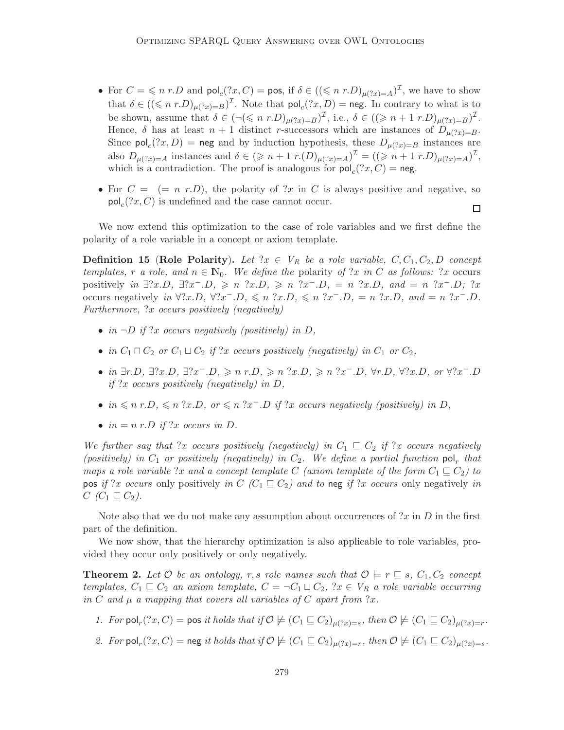- For $C = \leqslant n\ r.D$ and $\mathsf{pol}_c(?x, C) = \mathsf{pos}$, if $\delta \in ((\leqslant n\ r.D)_{\mu(?x)=A})^{\mathcal{I}}$, we have to show that $\delta \in ((\leqslant n\ r.D)_{\mu(?x)=B})^{\mathcal{I}}$. Note that $\mathsf{pol}_c(?x, D) = \mathsf{neg}$. In contrary to what is to be shown, assume that $\delta \in (\neg(\leqslant n\ r.D)_{\mu(?x)=B})^{\mathcal{I}}$, i.e., $\delta \in ((\geqslant n+1\ r.D)_{\mu(?x)=B})^{\mathcal{I}}$. Hence, $\delta$ has at least $n+1$ distinct $r$-successors which are instances of $D_{\mu(?x)=B}$. Since $\mathsf{pol}_c(?x, D) = \mathsf{neg}$ and by induction hypothesis, these $D_{\mu(?x)=B}$ instances are also $D_{\mu(?x)=A}$ instances and $\delta \in (\geqslant n+1\ r.(D)_{\mu(?x)=A})^{\mathcal{I}} = ((\geqslant n+1\ r.D)_{\mu(?x)=A})^{\mathcal{I}}$, which is a contradiction. The proof is analogous for $\mathsf{pol}_c(?x, C) = \mathsf{neg}$.
- For $C = (= n\ r.D)$, the polarity of $?x$ in $C$ is always positive and negative, so $\mathsf{pol}_c(?x, C)$ is undefined and the case cannot occur. □

We now extend this optimization to the case of role variables and we first define the polarity of a role variable in a concept or axiom template.

**Definition 15** (**Role Polarity**). *Let $?x \in V_R$ be a role variable, $C, C_1, C_2, D$ concept templates, $r$ a role, and $n \in \mathbb{N}_0$. We define the* polarity *of $?x$ in $C$ as follows: $?x$ occurs positively in $\exists ?x.D$, $\exists ?x^-.D$, $\geqslant n\ ?x.D$, $\geqslant n\ ?x^-.D$, $= n\ ?x.D$, and $= n\ ?x^-.D$; $?x$ occurs negatively in $\forall ?x.D$, $\forall ?x^-.D$, $\leqslant n\ ?x.D$, $\leqslant n\ ?x^-.D$, $= n\ ?x.D$, and $= n\ ?x^-.D$. Furthermore, $?x$ occurs positively (negatively)*

- *in $\neg D$ if $?x$ occurs negatively (positively) in $D$,*
- *in $C_1 \sqcap C_2$ or $C_1 \sqcup C_2$ if $?x$ occurs positively (negatively) in $C_1$ or $C_2$,*
- *in $\exists r.D$, $\exists ?x.D$, $\exists ?x^-.D$, $\geqslant n\ r.D$, $\geqslant n\ ?x.D$, $\geqslant n\ ?x^-.D$, $\forall r.D$, $\forall ?x.D$, or $\forall ?x^-.D$ if $?x$ occurs positively (negatively) in $D$,*
- *in $\leqslant n\ r.D$, $\leqslant n\ ?x.D$, or $\leqslant n\ ?x^-.D$ if $?x$ occurs negatively (positively) in $D$,*
- *in $= n\ r.D$ if $?x$ occurs in $D$.*

*We further say that $?x$ occurs positively (negatively) in $C_1 \sqsubseteq C_2$ if $?x$ occurs negatively (positively) in $C_1$ or positively (negatively) in $C_2$. We define a partial function $\mathsf{pol}_r$ that maps a role variable $?x$ and a concept template $C$ (axiom template of the form $C_1 \sqsubseteq C_2$) to* $\mathsf{pos}$ *if $?x$ occurs* only positively *in $C$ ($C_1 \sqsubseteq C_2$) and to* $\mathsf{neg}$ *if $?x$ occurs* only negatively *in $C$ ($C_1 \sqsubseteq C_2$).*

Note also that we do not make any assumption about occurrences of $?x$ in $D$ in the first part of the definition.

We now show, that the hierarchy optimization is also applicable to role variables, provided they occur only positively or only negatively.

**Theorem 2.** *Let $\mathcal{O}$ be an ontology, $r, s$ role names such that $\mathcal{O} \models r \sqsubseteq s$, $C_1, C_2$ concept templates, $C_1 \sqsubseteq C_2$ an axiom template, $C = \neg C_1 \sqcup C_2$, $?x \in V_R$ a role variable occurring in $C$ and $\mu$ a mapping that covers all variables of $C$ apart from $?x$.*

1. *For $\mathsf{pol}_r(?x, C) = \mathsf{pos}$ it holds that if $\mathcal{O} \not\models (C_1 \sqsubseteq C_2)_{\mu(?x)=s}$, then $\mathcal{O} \not\models (C_1 \sqsubseteq C_2)_{\mu(?x)=r}$.*
2. *For $\mathsf{pol}_r(?x, C) = \mathsf{neg}$ it holds that if $\mathcal{O} \not\models (C_1 \sqsubseteq C_2)_{\mu(?x)=r}$, then $\mathcal{O} \not\models (C_1 \sqsubseteq C_2)_{\mu(?x)=s}$.*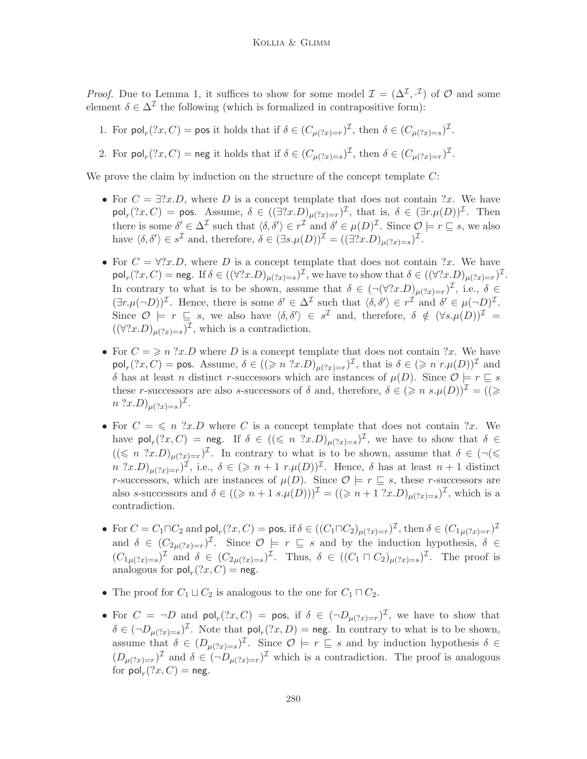*Proof.* Due to Lemma 1, it suffices to show for some model $\mathcal{I} = (\Delta^\mathcal{I}, \cdot^\mathcal{I})$ of $\mathcal{O}$ and some element $\delta \in \Delta^\mathcal{I}$ the following (which is formalized in contrapositive form):

1. For $\mathsf{pol}_r(?x, C) = \mathsf{pos}$ it holds that if $\delta \in (C_{\mu(?x)=r})^\mathcal{I}$, then $\delta \in (C_{\mu(?x)=s})^\mathcal{I}$.
2. For $\mathsf{pol}_r(?x, C) = \mathsf{neg}$ it holds that if $\delta \in (C_{\mu(?x)=s})^\mathcal{I}$, then $\delta \in (C_{\mu(?x)=r})^\mathcal{I}$.

We prove the claim by induction on the structure of the concept template $C$:

- For $C = \exists ?x.D$, where $D$ is a concept template that does not contain $?x$. We have $\mathsf{pol}_r(?x, C) = \mathsf{pos}$. Assume, $\delta \in ((\exists ?x.D)_{\mu(?x)=r})^\mathcal{I}$, that is, $\delta \in (\exists r.\mu(D))^\mathcal{I}$. Then there is some $\delta' \in \Delta^\mathcal{I}$ such that $\langle \delta, \delta' \rangle \in r^\mathcal{I}$ and $\delta' \in \mu(D)^\mathcal{I}$. Since $\mathcal{O} \models r \sqsubseteq s$, we also have $\langle \delta, \delta' \rangle \in s^\mathcal{I}$ and, therefore, $\delta \in (\exists s.\mu(D))^\mathcal{I} = ((\exists ?x.D)_{\mu(?x)=s})^\mathcal{I}$.
- For $C = \forall ?x.D$, where $D$ is a concept template that does not contain $?x$. We have $\mathsf{pol}_r(?x, C) = \mathsf{neg}$. If $\delta \in ((\forall ?x.D)_{\mu(?x)=s})^\mathcal{I}$, we have to show that $\delta \in ((\forall ?x.D)_{\mu(?x)=r})^\mathcal{I}$. In contrary to what is to be shown, assume that $\delta \in (\neg(\forall ?x.D)_{\mu(?x)=r})^\mathcal{I}$, i.e., $\delta \in (\exists r.\mu(\neg D))^\mathcal{I}$. Hence, there is some $\delta' \in \Delta^\mathcal{I}$ such that $\langle \delta, \delta' \rangle \in r^\mathcal{I}$ and $\delta' \in \mu(\neg D)^\mathcal{I}$. Since $\mathcal{O} \models r \sqsubseteq s$, we also have $\langle \delta, \delta' \rangle \in s^\mathcal{I}$ and, therefore, $\delta \notin (\forall s.\mu(D))^\mathcal{I} = ((\forall ?x.D)_{\mu(?x)=s})^\mathcal{I}$, which is a contradiction.
- For $C = \geqslant n\ ?x.D$ where $D$ is a concept template that does not contain $?x$. We have $\mathsf{pol}_r(?x, C) = \mathsf{pos}$. Assume, $\delta \in ((\geqslant n\ ?x.D)_{\mu(?x)=r})^\mathcal{I}$, that is $\delta \in (\geqslant n\ r.\mu(D))^\mathcal{I}$ and $\delta$ has at least $n$ distinct $r$-successors which are instances of $\mu(D)$. Since $\mathcal{O} \models r \sqsubseteq s$ these $r$-successors are also $s$-successors of $\delta$ and, therefore, $\delta \in (\geqslant n\ s.\mu(D))^\mathcal{I} = ((\geqslant n\ ?x.D)_{\mu(?x)=s})^\mathcal{I}$.
- For $C = \leqslant n\ ?x.D$ where $C$ is a concept template that does not contain $?x$. We have $\mathsf{pol}_r(?x, C) = \mathsf{neg}$. If $\delta \in ((\leqslant n\ ?x.D)_{\mu(?x)=s})^\mathcal{I}$, we have to show that $\delta \in ((\leqslant n\ ?x.D)_{\mu(?x)=r})^\mathcal{I}$. In contrary to what is to be shown, assume that $\delta \in (\neg(\leqslant n\ ?x.D)_{\mu(?x)=r})^\mathcal{I}$, i.e., $\delta \in (\geqslant n+1\ r.\mu(D))^\mathcal{I}$. Hence, $\delta$ has at least $n+1$ distinct $r$-successors, which are instances of $\mu(D)$. Since $\mathcal{O} \models r \sqsubseteq s$, these $r$-successors are also $s$-successors and $\delta \in ((\geqslant n+1\ s.\mu(D)))^\mathcal{I} = ((\geqslant n+1\ ?x.D)_{\mu(?x)=s})^\mathcal{I}$, which is a contradiction.
- For $C = C_1 \sqcap C_2$ and $\mathsf{pol}_r(?x, C) = \mathsf{pos}$, if $\delta \in ((C_1 \sqcap C_2)_{\mu(?x)=r})^\mathcal{I}$, then $\delta \in (C_{1\mu(?x)=r})^\mathcal{I}$ and $\delta \in (C_{2\mu(?x)=r})^\mathcal{I}$. Since $\mathcal{O} \models r \sqsubseteq s$ and by the induction hypothesis, $\delta \in (C_{1\mu(?x)=s})^\mathcal{I}$ and $\delta \in (C_{2\mu(?x)=s})^\mathcal{I}$. Thus, $\delta \in ((C_1 \sqcap C_2)_{\mu(?x)=s})^\mathcal{I}$. The proof is analogous for $\mathsf{pol}_r(?x, C) = \mathsf{neg}$.
- The proof for $C_1 \sqcup C_2$ is analogous to the one for $C_1 \sqcap C_2$.
- For $C = \neg D$ and $\mathsf{pol}_r(?x, C) = \mathsf{pos}$, if $\delta \in (\neg D_{\mu(?x)=r})^\mathcal{I}$, we have to show that $\delta \in (\neg D_{\mu(?x)=s})^\mathcal{I}$. Note that $\mathsf{pol}_r(?x, D) = \mathsf{neg}$. In contrary to what is to be shown, assume that $\delta \in (D_{\mu(?x)=s})^\mathcal{I}$. Since $\mathcal{O} \models r \sqsubseteq s$ and by induction hypothesis $\delta \in (D_{\mu(?x)=r})^\mathcal{I}$ and $\delta \in (\neg D_{\mu(?x)=r})^\mathcal{I}$ which is a contradiction. The proof is analogous for $\mathsf{pol}_r(?x, C) = \mathsf{neg}$.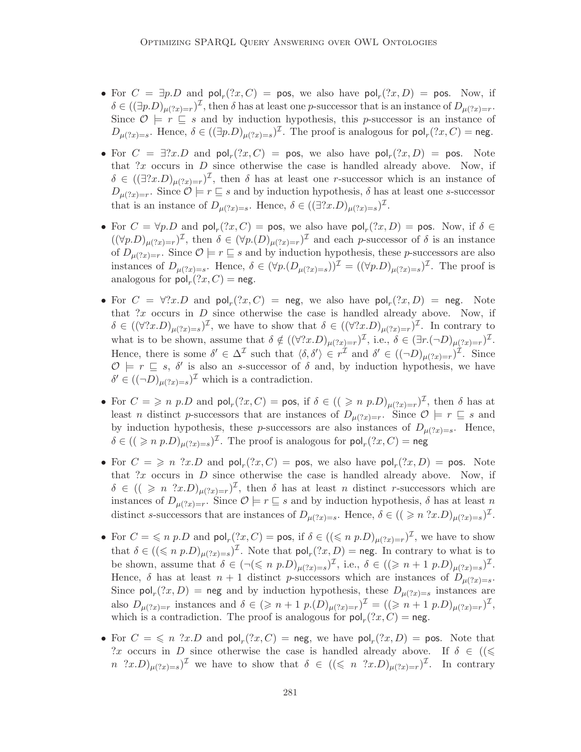- For $C = \exists p.D$ and $\mathsf{pol}_r(?x, C) = \mathsf{pos}$, we also have $\mathsf{pol}_r(?x, D) = \mathsf{pos}$. Now, if $\delta \in ((\exists p.D)_{\mu(?x)=r})^{\mathcal{I}}$, then $\delta$ has at least one $p$-successor that is an instance of $D_{\mu(?x)=r}$. Since $\mathcal{O} \models r \sqsubseteq s$ and by induction hypothesis, this $p$-successor is an instance of $D_{\mu(?x)=s}$. Hence, $\delta \in ((\exists p.D)_{\mu(?x)=s})^{\mathcal{I}}$. The proof is analogous for $\mathsf{pol}_r(?x, C) = \mathsf{neg}$.

- For $C = \exists ?x.D$ and $\mathsf{pol}_r(?x, C) = \mathsf{pos}$, we also have $\mathsf{pol}_r(?x, D) = \mathsf{pos}$. Note that $?x$ occurs in $D$ since otherwise the case is handled already above. Now, if $\delta \in ((\exists ?x.D)_{\mu(?x)=r})^{\mathcal{I}}$, then $\delta$ has at least one $r$-successor which is an instance of $D_{\mu(?x)=r}$. Since $\mathcal{O} \models r \sqsubseteq s$ and by induction hypothesis, $\delta$ has at least one $s$-successor that is an instance of $D_{\mu(?x)=s}$. Hence, $\delta \in ((\exists ?x.D)_{\mu(?x)=s})^{\mathcal{I}}$.

- For $C = \forall p.D$ and $\mathsf{pol}_r(?x, C) = \mathsf{pos}$, we also have $\mathsf{pol}_r(?x, D) = \mathsf{pos}$. Now, if $\delta \in ((\forall p.D)_{\mu(?x)=r})^{\mathcal{I}}$, then $\delta \in (\forall p.(D)_{\mu(?x)=r})^{\mathcal{I}}$ and each $p$-successor of $\delta$ is an instance of $D_{\mu(?x)=r}$. Since $\mathcal{O} \models r \sqsubseteq s$ and by induction hypothesis, these $p$-successors are also instances of $D_{\mu(?x)=s}$. Hence, $\delta \in (\forall p.(D_{\mu(?x)=s}))^{\mathcal{I}} = ((\forall p.D)_{\mu(?x)=s})^{\mathcal{I}}$. The proof is analogous for $\mathsf{pol}_r(?x, C) = \mathsf{neg}$.

- For $C = \forall ?x.D$ and $\mathsf{pol}_r(?x, C) = \mathsf{neg}$, we also have $\mathsf{pol}_r(?x, D) = \mathsf{neg}$. Note that $?x$ occurs in $D$ since otherwise the case is handled already above. Now, if $\delta \in ((\forall ?x.D)_{\mu(?x)=s})^{\mathcal{I}}$, we have to show that $\delta \in ((\forall ?x.D)_{\mu(?x)=r})^{\mathcal{I}}$. In contrary to what is to be shown, assume that $\delta \notin ((\forall ?x.D)_{\mu(?x)=r})^{\mathcal{I}}$, i.e., $\delta \in (\exists r.(\neg D)_{\mu(?x)=r})^{\mathcal{I}}$. Hence, there is some $\delta' \in \Delta^{\mathcal{I}}$ such that $\langle \delta, \delta' \rangle \in r^{\mathcal{I}}$ and $\delta' \in ((\neg D)_{\mu(?x)=r})^{\mathcal{I}}$. Since $\mathcal{O} \models r \sqsubseteq s$, $\delta'$ is also an $s$-successor of $\delta$ and, by induction hypothesis, we have $\delta' \in ((\neg D)_{\mu(?x)=s})^{\mathcal{I}}$ which is a contradiction.

- For $C = \geqslant n\ p.D$ and $\mathsf{pol}_r(?x, C) = \mathsf{pos}$, if $\delta \in ((\geqslant n\ p.D)_{\mu(?x)=r})^{\mathcal{I}}$, then $\delta$ has at least $n$ distinct $p$-successors that are instances of $D_{\mu(?x)=r}$. Since $\mathcal{O} \models r \sqsubseteq s$ and by induction hypothesis, these $p$-successors are also instances of $D_{\mu(?x)=s}$. Hence, $\delta \in ((\geqslant n\ p.D)_{\mu(?x)=s})^{\mathcal{I}}$. The proof is analogous for $\mathsf{pol}_r(?x, C) = \mathsf{neg}$

- For $C = \geqslant n\ ?x.D$ and $\mathsf{pol}_r(?x, C) = \mathsf{pos}$, we also have $\mathsf{pol}_r(?x, D) = \mathsf{pos}$. Note that $?x$ occurs in $D$ since otherwise the case is handled already above. Now, if $\delta \in ((\geqslant n\ ?x.D)_{\mu(?x)=r})^{\mathcal{I}}$, then $\delta$ has at least $n$ distinct $r$-successors which are instances of $D_{\mu(?x)=r}$. Since $\mathcal{O} \models r \sqsubseteq s$ and by induction hypothesis, $\delta$ has at least $n$ distinct $s$-successors that are instances of $D_{\mu(?x)=s}$. Hence, $\delta \in ((\geqslant n\ ?x.D)_{\mu(?x)=s})^{\mathcal{I}}$.

- For $C = \leqslant n\ p.D$ and $\mathsf{pol}_r(?x, C) = \mathsf{pos}$, if $\delta \in ((\leqslant n\ p.D)_{\mu(?x)=r})^{\mathcal{I}}$, we have to show that $\delta \in ((\leqslant n\ p.D)_{\mu(?x)=s})^{\mathcal{I}}$. Note that $\mathsf{pol}_r(?x, D) = \mathsf{neg}$. In contrary to what is to be shown, assume that $\delta \in (\neg(\leqslant n\ p.D)_{\mu(?x)=s})^{\mathcal{I}}$, i.e., $\delta \in ((\geqslant n+1\ p.D)_{\mu(?x)=s})^{\mathcal{I}}$. Hence, $\delta$ has at least $n+1$ distinct $p$-successors which are instances of $D_{\mu(?x)=s}$. Since $\mathsf{pol}_r(?x, D) = \mathsf{neg}$ and by induction hypothesis, these $D_{\mu(?x)=s}$ instances are also $D_{\mu(?x)=r}$ instances and $\delta \in (\geqslant n+1\ p.(D)_{\mu(?x)=r})^{\mathcal{I}} = ((\geqslant n+1\ p.D)_{\mu(?x)=r})^{\mathcal{I}}$, which is a contradiction. The proof is analogous for $\mathsf{pol}_r(?x, C) = \mathsf{neg}$.

- For $C = \leqslant n\ ?x.D$ and $\mathsf{pol}_r(?x, C) = \mathsf{neg}$, we have $\mathsf{pol}_r(?x, D) = \mathsf{pos}$. Note that $?x$ occurs in $D$ since otherwise the case is handled already above. If $\delta \in ((\leqslant n\ ?x.D)_{\mu(?x)=s})^{\mathcal{I}}$ we have to show that $\delta \in ((\leqslant n\ ?x.D)_{\mu(?x)=r})^{\mathcal{I}}$. In contrary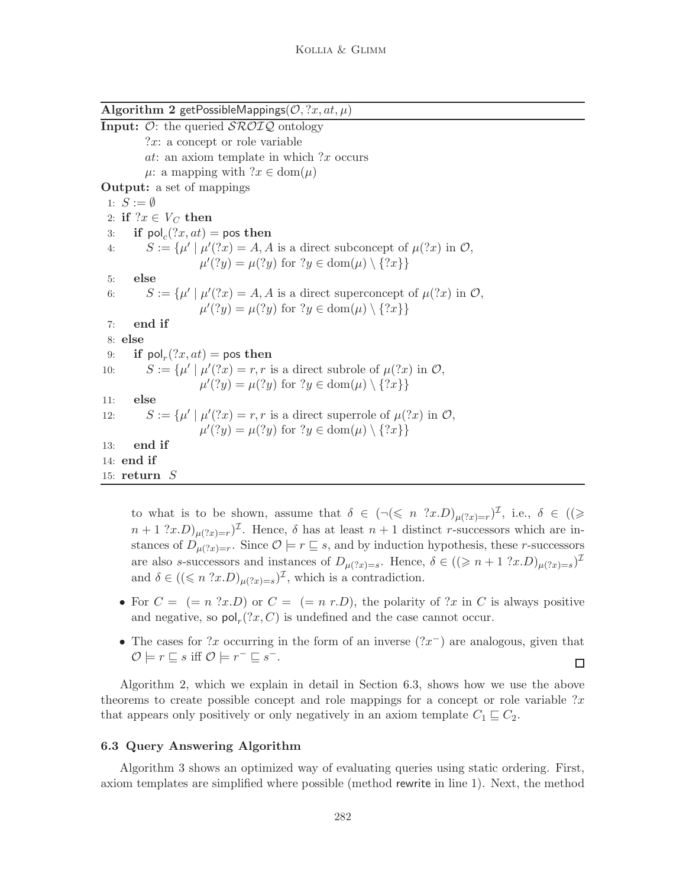**Algorithm 2** getPossibleMappings($\mathcal{O}, ?x, at, \mu$)

**Input:** $\mathcal{O}$: the queried $\mathcal{SROIQ}$ ontology
$?x$: a concept or role variable
$at$: an axiom template in which $?x$ occurs
$\mu$: a mapping with $?x \in \text{dom}(\mu)$

**Output:** a set of mappings

```
1:  S := ∅
2:  if ?x ∈ V_C then
3:     if pol_c(?x, at) = pos then
4:        S := {μ' | μ'(?x) = A, A is a direct subconcept of μ(?x) in O,
                 μ'(?y) = μ(?y) for ?y ∈ dom(μ) \ {?x}}
5:     else
6:        S := {μ' | μ'(?x) = A, A is a direct superconcept of μ(?x) in O,
                 μ'(?y) = μ(?y) for ?y ∈ dom(μ) \ {?x}}
7:     end if
8:  else
9:     if pol_r(?x, at) = pos then
10:       S := {μ' | μ'(?x) = r, r is a direct subrole of μ(?x) in O,
                 μ'(?y) = μ(?y) for ?y ∈ dom(μ) \ {?x}}
11:    else
12:       S := {μ' | μ'(?x) = r, r is a direct superrole of μ(?x) in O,
                 μ'(?y) = μ(?y) for ?y ∈ dom(μ) \ {?x}}
13:    end if
14: end if
15: return S
```

to what is to be shown, assume that $\delta \in (\neg(\leqslant\ n\ ?x.D)_{\mu(?x)=r})^{\mathcal{I}}$, i.e., $\delta \in ((\geqslant n+1\ ?x.D)_{\mu(?x)=r})^{\mathcal{I}}$. Hence, $\delta$ has at least $n+1$ distinct $r$-successors which are instances of $D_{\mu(?x)=r}$. Since $\mathcal{O} \models r \sqsubseteq s$, and by induction hypothesis, these $r$-successors are also $s$-successors and instances of $D_{\mu(?x)=s}$. Hence, $\delta \in ((\geqslant n+1\ ?x.D)_{\mu(?x)=s})^{\mathcal{I}}$ and $\delta \in ((\leqslant n\ ?x.D)_{\mu(?x)=s})^{\mathcal{I}}$, which is a contradiction.

- For $C = (= n\ ?x.D)$ or $C = (= n\ r.D)$, the polarity of $?x$ in $C$ is always positive and negative, so $\mathsf{pol}_r(?x, C)$ is undefined and the case cannot occur.
- The cases for $?x$ occurring in the form of an inverse ($?x^-$) are analogous, given that $\mathcal{O} \models r \sqsubseteq s$ iff $\mathcal{O} \models r^- \sqsubseteq s^-$. □

Algorithm 2, which we explain in detail in Section 6.3, shows how we use the above theorems to create possible concept and role mappings for a concept or role variable $?x$ that appears only positively or only negatively in an axiom template $C_1 \sqsubseteq C_2$.

### 6.3 Query Answering Algorithm

Algorithm 3 shows an optimized way of evaluating queries using static ordering. First, axiom templates are simplified where possible (method rewrite in line 1). Next, the method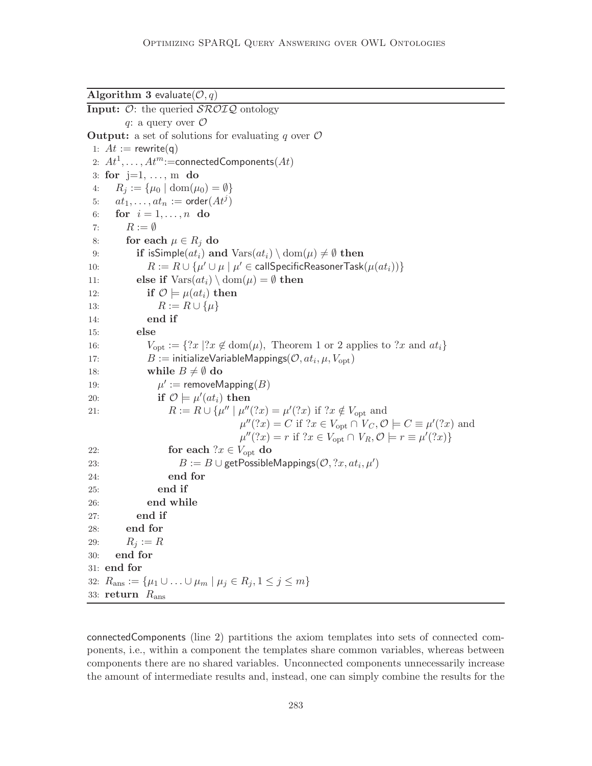**Algorithm 3** evaluate($\mathcal{O}, q$)

**Input:** $\mathcal{O}$: the queried $\mathcal{SROIQ}$ ontology
$q$: a query over $\mathcal{O}$

**Output:** a set of solutions for evaluating $q$ over $\mathcal{O}$

```
1:  At := rewrite(q)
2:  At^1, ..., At^m := connectedComponents(At)
3:  for j=1, ..., m do
4:      R_j := {μ_0 | dom(μ_0) = ∅}
5:      at_1, ..., at_n := order(At^j)
6:      for i = 1, ..., n do
7:          R := ∅
8:          for each μ ∈ R_j do
9:              if isSimple(at_i) and Vars(at_i) \ dom(μ) ≠ ∅ then
10:                 R := R ∪ {μ' ∪ μ | μ' ∈ callSpecificReasonerTask(μ(at_i))}
11:             else if Vars(at_i) \ dom(μ) = ∅ then
12:                 if O ⊨ μ(at_i) then
13:                     R := R ∪ {μ}
14:                 end if
15:             else
16:                 V_opt := {?x | ?x ∉ dom(μ), Theorem 1 or 2 applies to ?x and at_i}
17:                 B := initializeVariableMappings(O, at_i, μ, V_opt)
18:                 while B ≠ ∅ do
19:                     μ' := removeMapping(B)
20:                     if O ⊨ μ'(at_i) then
21:                         R := R ∪ {μ'' | μ''(?x) = μ'(?x) if ?x ∉ V_opt and
                                           μ''(?x) = C if ?x ∈ V_opt ∩ V_C, O ⊨ C ≡ μ'(?x) and
                                           μ''(?x) = r if ?x ∈ V_opt ∩ V_R, O ⊨ r ≡ μ'(?x)}
22:                         for each ?x ∈ V_opt do
23:                             B := B ∪ getPossibleMappings(O, ?x, at_i, μ')
24:                         end for
25:                     end if
26:                 end while
27:             end if
28:         end for
29:         R_j := R
30:     end for
31: end for
32: R_ans := {μ_1 ∪ ... ∪ μ_m | μ_j ∈ R_j, 1 ≤ j ≤ m}
33: return R_ans
```

connectedComponents (line 2) partitions the axiom templates into sets of connected components, i.e., within a component the templates share common variables, whereas between components there are no shared variables. Unconnected components unnecessarily increase the amount of intermediate results and, instead, one can simply combine the results for the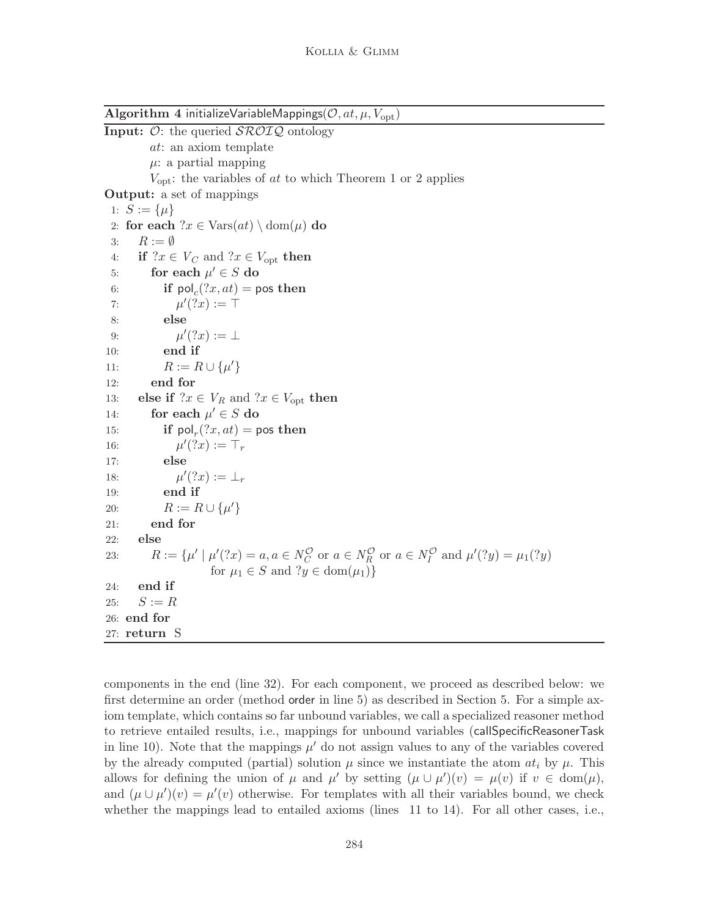**Algorithm 4** initializeVariableMappings($\mathcal{O}, at, \mu, V_{\text{opt}}$)

**Input:** $\mathcal{O}$: the queried $\mathcal{SROIQ}$ ontology
$at$: an axiom template
$\mu$: a partial mapping
$V_{\text{opt}}$: the variables of $at$ to which Theorem 1 or 2 applies

**Output:** a set of mappings

```
 1: S := {μ}
 2: for each ?x ∈ Vars(at) \ dom(μ) do
 3:    R := ∅
 4:    if ?x ∈ V_C and ?x ∈ V_opt then
 5:       for each μ' ∈ S do
 6:          if pol_c(?x, at) = pos then
 7:             μ'(?x) := ⊤
 8:          else
 9:             μ'(?x) := ⊥
10:          end if
11:          R := R ∪ {μ'}
12:       end for
13:    else if ?x ∈ V_R and ?x ∈ V_opt then
14:       for each μ' ∈ S do
15:          if pol_r(?x, at) = pos then
16:             μ'(?x) := ⊤_r
17:          else
18:             μ'(?x) := ⊥_r
19:          end if
20:          R := R ∪ {μ'}
21:       end for
22:    else
23:       R := {μ' | μ'(?x) = a, a ∈ N_C^O or a ∈ N_R^O or a ∈ N_I^O and μ'(?y) = μ_1(?y)
                 for μ_1 ∈ S and ?y ∈ dom(μ_1)}
24:    end if
25:    S := R
26: end for
27: return S
```

components in the end (line 32). For each component, we proceed as described below: we first determine an order (method order in line 5) as described in Section 5. For a simple axiom template, which contains so far unbound variables, we call a specialized reasoner method to retrieve entailed results, i.e., mappings for unbound variables (callSpecificReasonerTask in line 10). Note that the mappings $\mu'$ do not assign values to any of the variables covered by the already computed (partial) solution $\mu$ since we instantiate the atom $at_i$ by $\mu$. This allows for defining the union of $\mu$ and $\mu'$ by setting $(\mu \cup \mu')(v) = \mu(v)$ if $v \in \text{dom}(\mu)$, and $(\mu \cup \mu')(v) = \mu'(v)$ otherwise. For templates with all their variables bound, we check whether the mappings lead to entailed axioms (lines 11 to 14). For all other cases, i.e.,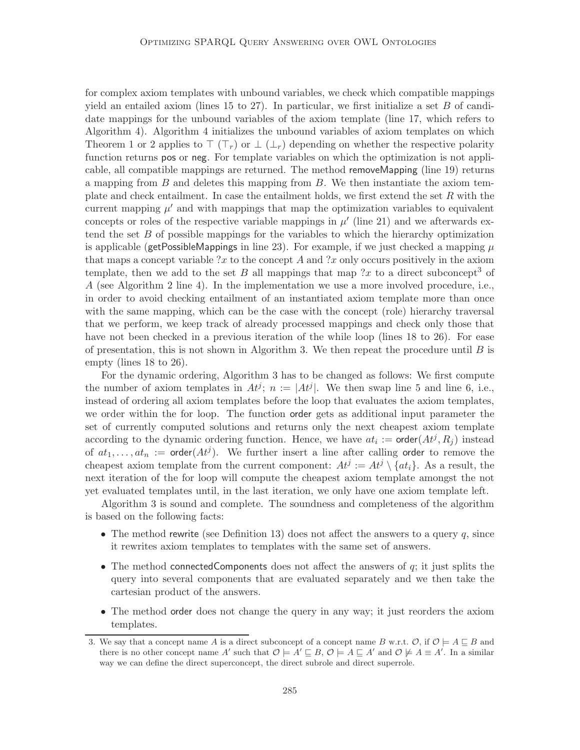for complex axiom templates with unbound variables, we check which compatible mappings yield an entailed axiom (lines 15 to 27). In particular, we first initialize a set $B$ of candidate mappings for the unbound variables of the axiom template (line 17, which refers to Algorithm 4). Algorithm 4 initializes the unbound variables of axiom templates on which Theorem 1 or 2 applies to $\top$ ($\top_r$) or $\bot$ ($\bot_r$) depending on whether the respective polarity function returns pos or neg. For template variables on which the optimization is not applicable, all compatible mappings are returned. The method removeMapping (line 19) returns a mapping from $B$ and deletes this mapping from $B$. We then instantiate the axiom template and check entailment. In case the entailment holds, we first extend the set $R$ with the current mapping $\mu'$ and with mappings that map the optimization variables to equivalent concepts or roles of the respective variable mappings in $\mu'$ (line 21) and we afterwards extend the set $B$ of possible mappings for the variables to which the hierarchy optimization is applicable (getPossibleMappings in line 23). For example, if we just checked a mapping $\mu$ that maps a concept variable $?x$ to the concept $A$ and $?x$ only occurs positively in the axiom template, then we add to the set $B$ all mappings that map $?x$ to a direct subconcept[3] of $A$ (see Algorithm 2 line 4). In the implementation we use a more involved procedure, i.e., in order to avoid checking entailment of an instantiated axiom template more than once with the same mapping, which can be the case with the concept (role) hierarchy traversal that we perform, we keep track of already processed mappings and check only those that have not been checked in a previous iteration of the while loop (lines 18 to 26). For ease of presentation, this is not shown in Algorithm 3. We then repeat the procedure until $B$ is empty (lines 18 to 26).

For the dynamic ordering, Algorithm 3 has to be changed as follows: We first compute the number of axiom templates in $At^j$; $n := |At^j|$. We then swap line 5 and line 6, i.e., instead of ordering all axiom templates before the loop that evaluates the axiom templates, we order within the for loop. The function order gets as additional input parameter the set of currently computed solutions and returns only the next cheapest axiom template according to the dynamic ordering function. Hence, we have $at_i := \mathsf{order}(At^j, R_j)$ instead of $at_1, \ldots, at_n := \mathsf{order}(At^j)$. We further insert a line after calling order to remove the cheapest axiom template from the current component: $At^j := At^j \setminus \{at_i\}$. As a result, the next iteration of the for loop will compute the cheapest axiom template amongst the not yet evaluated templates until, in the last iteration, we only have one axiom template left.

Algorithm 3 is sound and complete. The soundness and completeness of the algorithm is based on the following facts:

- The method rewrite (see Definition 13) does not affect the answers to a query $q$, since it rewrites axiom templates to templates with the same set of answers.
- The method connectedComponents does not affect the answers of $q$; it just splits the query into several components that are evaluated separately and we then take the cartesian product of the answers.
- The method order does not change the query in any way; it just reorders the axiom templates.

3. We say that a concept name $A$ is a direct subconcept of a concept name $B$ w.r.t. $\mathcal{O}$, if $\mathcal{O} \models A \sqsubseteq B$ and there is no other concept name $A'$ such that $\mathcal{O} \models A' \sqsubseteq B$, $\mathcal{O} \models A \sqsubseteq A'$ and $\mathcal{O} \not\models A \equiv A'$. In a similar way we can define the direct superconcept, the direct subrole and direct superrole.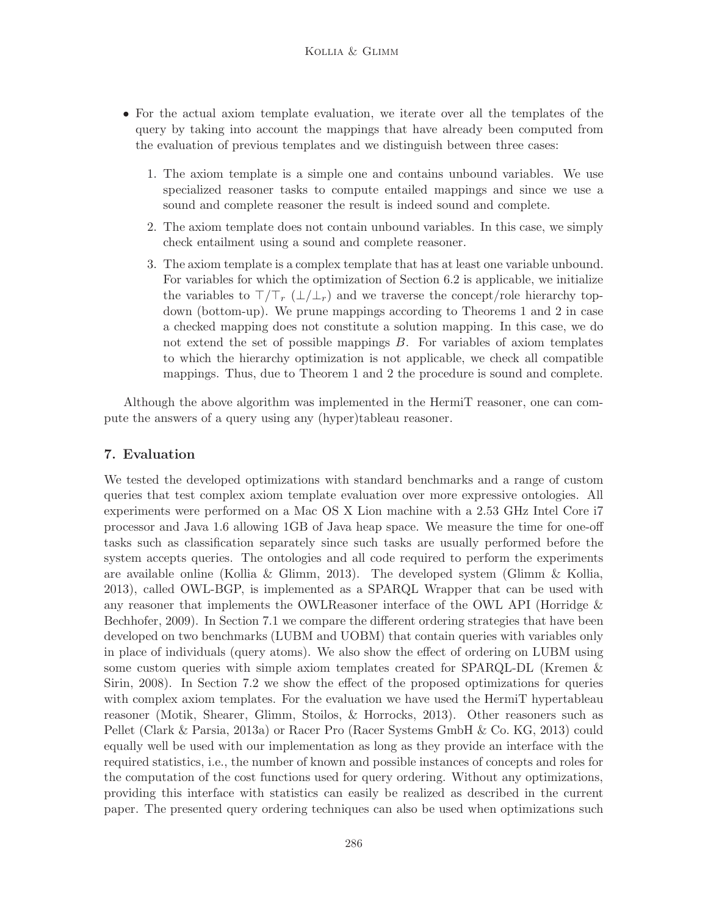- For the actual axiom template evaluation, we iterate over all the templates of the query by taking into account the mappings that have already been computed from the evaluation of previous templates and we distinguish between three cases:

    1. The axiom template is a simple one and contains unbound variables. We use specialized reasoner tasks to compute entailed mappings and since we use a sound and complete reasoner the result is indeed sound and complete.
    2. The axiom template does not contain unbound variables. In this case, we simply check entailment using a sound and complete reasoner.
    3. The axiom template is a complex template that has at least one variable unbound. For variables for which the optimization of Section 6.2 is applicable, we initialize the variables to $\top/\top_r$ ($\bot/\bot_r$) and we traverse the concept/role hierarchy top-down (bottom-up). We prune mappings according to Theorems 1 and 2 in case a checked mapping does not constitute a solution mapping. In this case, we do not extend the set of possible mappings $B$. For variables of axiom templates to which the hierarchy optimization is not applicable, we check all compatible mappings. Thus, due to Theorem 1 and 2 the procedure is sound and complete.

Although the above algorithm was implemented in the HermiT reasoner, one can compute the answers of a query using any (hyper)tableau reasoner.

## 7. Evaluation

We tested the developed optimizations with standard benchmarks and a range of custom queries that test complex axiom template evaluation over more expressive ontologies. All experiments were performed on a Mac OS X Lion machine with a 2.53 GHz Intel Core i7 processor and Java 1.6 allowing 1GB of Java heap space. We measure the time for one-off tasks such as classification separately since such tasks are usually performed before the system accepts queries. The ontologies and all code required to perform the experiments are available online (Kollia & Glimm, 2013). The developed system (Glimm & Kollia, 2013), called OWL-BGP, is implemented as a SPARQL Wrapper that can be used with any reasoner that implements the OWLReasoner interface of the OWL API (Horridge & Bechhofer, 2009). In Section 7.1 we compare the different ordering strategies that have been developed on two benchmarks (LUBM and UOBM) that contain queries with variables only in place of individuals (query atoms). We also show the effect of ordering on LUBM using some custom queries with simple axiom templates created for SPARQL-DL (Kremen & Sirin, 2008). In Section 7.2 we show the effect of the proposed optimizations for queries with complex axiom templates. For the evaluation we have used the HermiT hypertableau reasoner (Motik, Shearer, Glimm, Stoilos, & Horrocks, 2013). Other reasoners such as Pellet (Clark & Parsia, 2013a) or Racer Pro (Racer Systems GmbH & Co. KG, 2013) could equally well be used with our implementation as long as they provide an interface with the required statistics, i.e., the number of known and possible instances of concepts and roles for the computation of the cost functions used for query ordering. Without any optimizations, providing this interface with statistics can easily be realized as described in the current paper. The presented query ordering techniques can also be used when optimizations such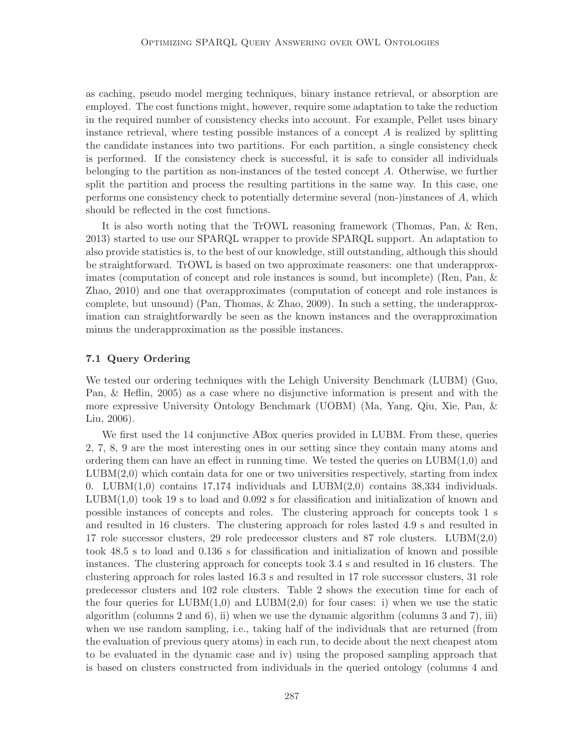as caching, pseudo model merging techniques, binary instance retrieval, or absorption are employed. The cost functions might, however, require some adaptation to take the reduction in the required number of consistency checks into account. For example, Pellet uses binary instance retrieval, where testing possible instances of a concept $A$ is realized by splitting the candidate instances into two partitions. For each partition, a single consistency check is performed. If the consistency check is successful, it is safe to consider all individuals belonging to the partition as non-instances of the tested concept $A$. Otherwise, we further split the partition and process the resulting partitions in the same way. In this case, one performs one consistency check to potentially determine several (non-)instances of $A$, which should be reflected in the cost functions.

It is also worth noting that the TrOWL reasoning framework (Thomas, Pan, & Ren, 2013) started to use our SPARQL wrapper to provide SPARQL support. An adaptation to also provide statistics is, to the best of our knowledge, still outstanding, although this should be straightforward. TrOWL is based on two approximate reasoners: one that underapproximates (computation of concept and role instances is sound, but incomplete) (Ren, Pan, & Zhao, 2010) and one that overapproximates (computation of concept and role instances is complete, but unsound) (Pan, Thomas, & Zhao, 2009). In such a setting, the underapproximation can straightforwardly be seen as the known instances and the overapproximation minus the underapproximation as the possible instances.

### 7.1 Query Ordering

We tested our ordering techniques with the Lehigh University Benchmark (LUBM) (Guo, Pan, & Heflin, 2005) as a case where no disjunctive information is present and with the more expressive University Ontology Benchmark (UOBM) (Ma, Yang, Qiu, Xie, Pan, & Liu, 2006).

We first used the 14 conjunctive ABox queries provided in LUBM. From these, queries 2, 7, 8, 9 are the most interesting ones in our setting since they contain many atoms and ordering them can have an effect in running time. We tested the queries on LUBM(1,0) and LUBM(2,0) which contain data for one or two universities respectively, starting from index 0. LUBM(1,0) contains 17,174 individuals and LUBM(2,0) contains 38,334 individuals. LUBM(1,0) took 19 s to load and 0.092 s for classification and initialization of known and possible instances of concepts and roles. The clustering approach for concepts took 1 s and resulted in 16 clusters. The clustering approach for roles lasted 4.9 s and resulted in 17 role successor clusters, 29 role predecessor clusters and 87 role clusters. LUBM(2,0) took 48.5 s to load and 0.136 s for classification and initialization of known and possible instances. The clustering approach for concepts took 3.4 s and resulted in 16 clusters. The clustering approach for roles lasted 16.3 s and resulted in 17 role successor clusters, 31 role predecessor clusters and 102 role clusters. Table 2 shows the execution time for each of the four queries for LUBM(1,0) and LUBM(2,0) for four cases: i) when we use the static algorithm (columns 2 and 6), ii) when we use the dynamic algorithm (columns 3 and 7), iii) when we use random sampling, i.e., taking half of the individuals that are returned (from the evaluation of previous query atoms) in each run, to decide about the next cheapest atom to be evaluated in the dynamic case and iv) using the proposed sampling approach that is based on clusters constructed from individuals in the queried ontology (columns 4 and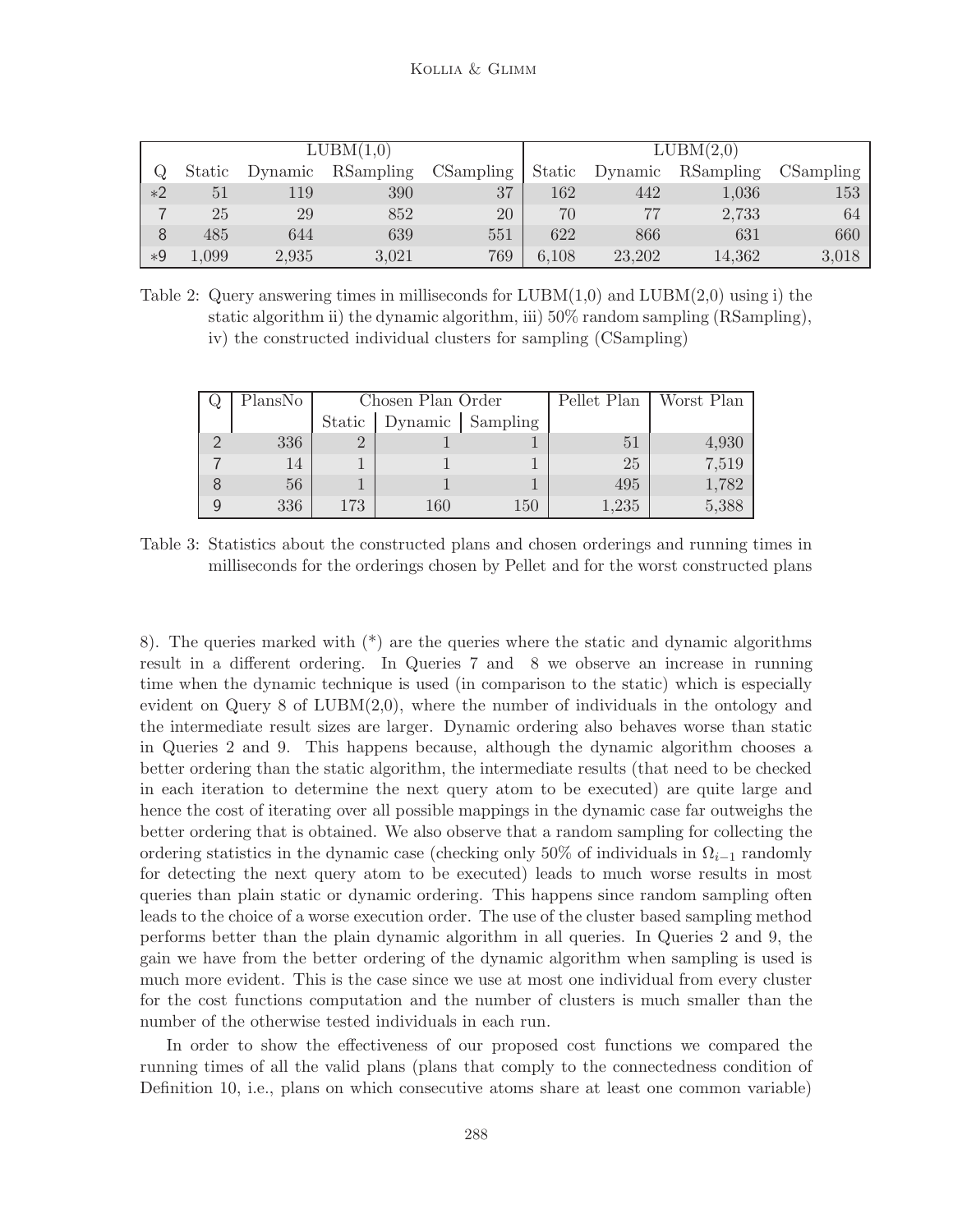| | LUBM(1,0) | | | | LUBM(2,0) | | | |
|---|---|---|---|---|---|---|---|---|
| Q | Static | Dynamic | RSampling | CSampling | Static | Dynamic | RSampling | CSampling |
| *2 | 51 | 119 | 390 | 37 | 162 | 442 | 1,036 | 153 |
| 7 | 25 | 29 | 852 | 20 | 70 | 77 | 2,733 | 64 |
| 8 | 485 | 644 | 639 | 551 | 622 | 866 | 631 | 660 |
| *9 | 1,099 | 2,935 | 3,021 | 769 | 6,108 | 23,202 | 14,362 | 3,018 |

Table 2: Query answering times in milliseconds for LUBM(1,0) and LUBM(2,0) using i) the static algorithm ii) the dynamic algorithm, iii) 50% random sampling (RSampling), iv) the constructed individual clusters for sampling (CSampling)

| Q | PlansNo | Chosen Plan Order | | | Pellet Plan | Worst Plan |
|---|---|---|---|---|---|---|
| | | Static | Dynamic | Sampling | | |
| 2 | 336 | 2 | 1 | 1 | 51 | 4,930 |
| 7 | 14 | 1 | 1 | 1 | 25 | 7,519 |
| 8 | 56 | 1 | 1 | 1 | 495 | 1,782 |
| 9 | 336 | 173 | 160 | 150 | 1,235 | 5,388 |

Table 3: Statistics about the constructed plans and chosen orderings and running times in milliseconds for the orderings chosen by Pellet and for the worst constructed plans

8). The queries marked with (*) are the queries where the static and dynamic algorithms result in a different ordering. In Queries 7 and 8 we observe an increase in running time when the dynamic technique is used (in comparison to the static) which is especially evident on Query 8 of LUBM(2,0), where the number of individuals in the ontology and the intermediate result sizes are larger. Dynamic ordering also behaves worse than static in Queries 2 and 9. This happens because, although the dynamic algorithm chooses a better ordering than the static algorithm, the intermediate results (that need to be checked in each iteration to determine the next query atom to be executed) are quite large and hence the cost of iterating over all possible mappings in the dynamic case far outweighs the better ordering that is obtained. We also observe that a random sampling for collecting the ordering statistics in the dynamic case (checking only 50% of individuals in $\Omega_{i-1}$ randomly for detecting the next query atom to be executed) leads to much worse results in most queries than plain static or dynamic ordering. This happens since random sampling often leads to the choice of a worse execution order. The use of the cluster based sampling method performs better than the plain dynamic algorithm in all queries. In Queries 2 and 9, the gain we have from the better ordering of the dynamic algorithm when sampling is used is much more evident. This is the case since we use at most one individual from every cluster for the cost functions computation and the number of clusters is much smaller than the number of the otherwise tested individuals in each run.

In order to show the effectiveness of our proposed cost functions we compared the running times of all the valid plans (plans that comply to the connectedness condition of Definition 10, i.e., plans on which consecutive atoms share at least one common variable)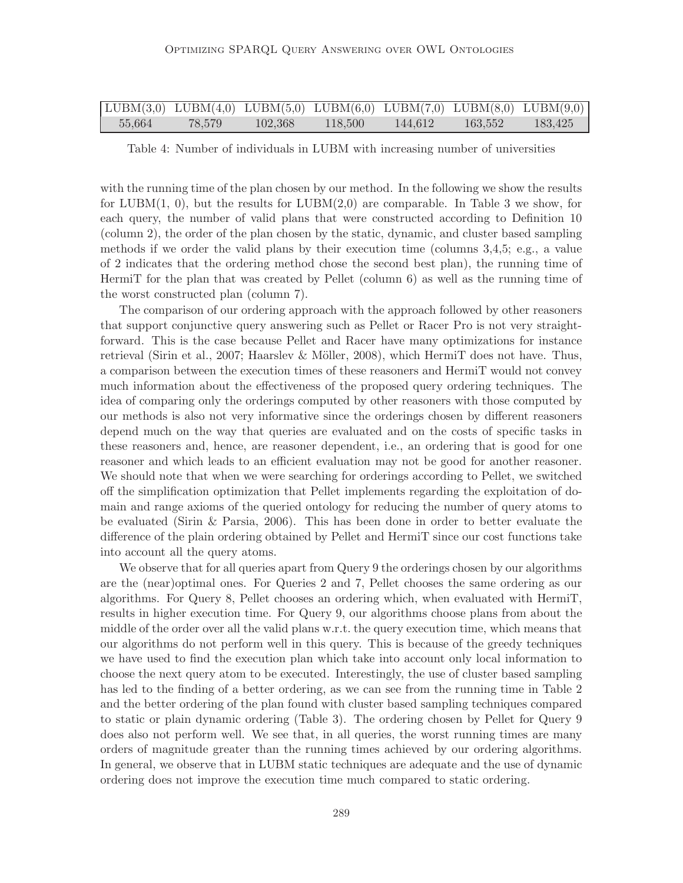| LUBM(3,0) | LUBM(4,0) | LUBM(5,0) | LUBM(6,0) | LUBM(7,0) | LUBM(8,0) | LUBM(9,0) |
|---|---|---|---|---|---|---|
| 55,664 | 78,579 | 102,368 | 118,500 | 144,612 | 163,552 | 183,425 |

Table 4: Number of individuals in LUBM with increasing number of universities

with the running time of the plan chosen by our method. In the following we show the results for LUBM(1, 0), but the results for LUBM(2,0) are comparable. In Table 3 we show, for each query, the number of valid plans that were constructed according to Definition 10 (column 2), the order of the plan chosen by the static, dynamic, and cluster based sampling methods if we order the valid plans by their execution time (columns 3,4,5; e.g., a value of 2 indicates that the ordering method chose the second best plan), the running time of HermiT for the plan that was created by Pellet (column 6) as well as the running time of the worst constructed plan (column 7).

The comparison of our ordering approach with the approach followed by other reasoners that support conjunctive query answering such as Pellet or Racer Pro is not very straightforward. This is the case because Pellet and Racer have many optimizations for instance retrieval (Sirin et al., 2007; Haarslev & Möller, 2008), which HermiT does not have. Thus, a comparison between the execution times of these reasoners and HermiT would not convey much information about the effectiveness of the proposed query ordering techniques. The idea of comparing only the orderings computed by other reasoners with those computed by our methods is also not very informative since the orderings chosen by different reasoners depend much on the way that queries are evaluated and on the costs of specific tasks in these reasoners and, hence, are reasoner dependent, i.e., an ordering that is good for one reasoner and which leads to an efficient evaluation may not be good for another reasoner. We should note that when we were searching for orderings according to Pellet, we switched off the simplification optimization that Pellet implements regarding the exploitation of domain and range axioms of the queried ontology for reducing the number of query atoms to be evaluated (Sirin & Parsia, 2006). This has been done in order to better evaluate the difference of the plain ordering obtained by Pellet and HermiT since our cost functions take into account all the query atoms.

We observe that for all queries apart from Query 9 the orderings chosen by our algorithms are the (near)optimal ones. For Queries 2 and 7, Pellet chooses the same ordering as our algorithms. For Query 8, Pellet chooses an ordering which, when evaluated with HermiT, results in higher execution time. For Query 9, our algorithms choose plans from about the middle of the order over all the valid plans w.r.t. the query execution time, which means that our algorithms do not perform well in this query. This is because of the greedy techniques we have used to find the execution plan which take into account only local information to choose the next query atom to be executed. Interestingly, the use of cluster based sampling has led to the finding of a better ordering, as we can see from the running time in Table 2 and the better ordering of the plan found with cluster based sampling techniques compared to static or plain dynamic ordering (Table 3). The ordering chosen by Pellet for Query 9 does also not perform well. We see that, in all queries, the worst running times are many orders of magnitude greater than the running times achieved by our ordering algorithms. In general, we observe that in LUBM static techniques are adequate and the use of dynamic ordering does not improve the execution time much compared to static ordering.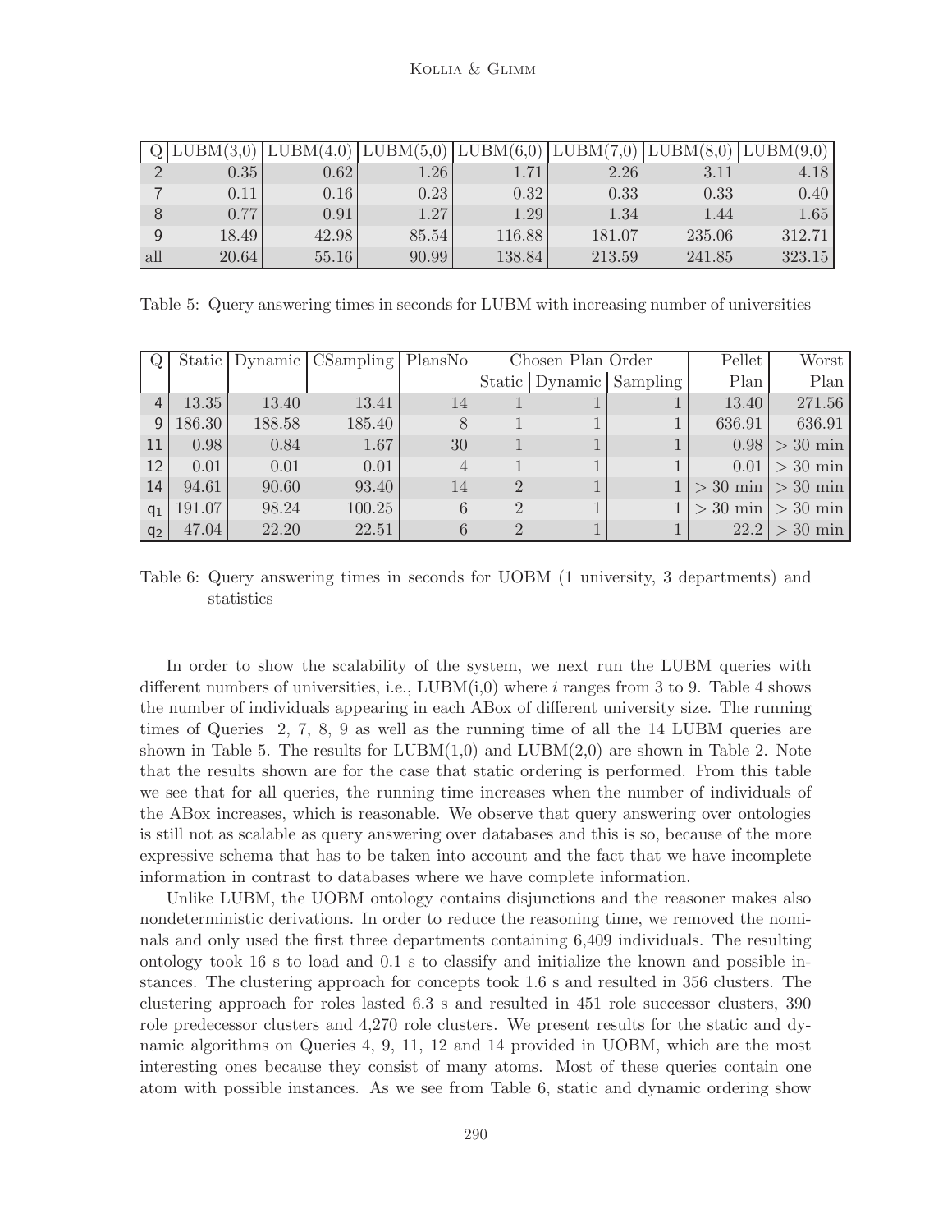| Q | LUBM(3,0) | LUBM(4,0) | LUBM(5,0) | LUBM(6,0) | LUBM(7,0) | LUBM(8,0) | LUBM(9,0) |
|---|---|---|---|---|---|---|---|
| 2 | 0.35 | 0.62 | 1.26 | 1.71 | 2.26 | 3.11 | 4.18 |
| 7 | 0.11 | 0.16 | 0.23 | 0.32 | 0.33 | 0.33 | 0.40 |
| 8 | 0.77 | 0.91 | 1.27 | 1.29 | 1.34 | 1.44 | 1.65 |
| 9 | 18.49 | 42.98 | 85.54 | 116.88 | 181.07 | 235.06 | 312.71 |
| all | 20.64 | 55.16 | 90.99 | 138.84 | 213.59 | 241.85 | 323.15 |

Table 5: Query answering times in seconds for LUBM with increasing number of universities

| Q | Static | Dynamic | CSampling | PlansNo | Chosen Plan Order | | | Pellet | Worst |
|---|---|---|---|---|---|---|---|---|---|
| | | | | | Static | Dynamic | Sampling | Plan | Plan |
| 4 | 13.35 | 13.40 | 13.41 | 14 | 1 | 1 | 1 | 13.40 | 271.56 |
| 9 | 186.30 | 188.58 | 185.40 | 8 | 1 | 1 | 1 | 636.91 | 636.91 |
| 11 | 0.98 | 0.84 | 1.67 | 30 | 1 | 1 | 1 | 0.98 | > 30 min |
| 12 | 0.01 | 0.01 | 0.01 | 4 | 1 | 1 | 1 | 0.01 | > 30 min |
| 14 | 94.61 | 90.60 | 93.40 | 14 | 2 | 1 | 1 | > 30 min | > 30 min |
| $q_1$ | 191.07 | 98.24 | 100.25 | 6 | 2 | 1 | 1 | > 30 min | > 30 min |
| $q_2$ | 47.04 | 22.20 | 22.51 | 6 | 2 | 1 | 1 | 22.2 | > 30 min |

Table 6: Query answering times in seconds for UOBM (1 university, 3 departments) and statistics

In order to show the scalability of the system, we next run the LUBM queries with different numbers of universities, i.e., LUBM(i,0) where $i$ ranges from 3 to 9. Table 4 shows the number of individuals appearing in each ABox of different university size. The running times of Queries 2, 7, 8, 9 as well as the running time of all the 14 LUBM queries are shown in Table 5. The results for LUBM(1,0) and LUBM(2,0) are shown in Table 2. Note that the results shown are for the case that static ordering is performed. From this table we see that for all queries, the running time increases when the number of individuals of the ABox increases, which is reasonable. We observe that query answering over ontologies is still not as scalable as query answering over databases and this is so, because of the more expressive schema that has to be taken into account and the fact that we have incomplete information in contrast to databases where we have complete information.

Unlike LUBM, the UOBM ontology contains disjunctions and the reasoner makes also nondeterministic derivations. In order to reduce the reasoning time, we removed the nominals and only used the first three departments containing 6,409 individuals. The resulting ontology took 16 s to load and 0.1 s to classify and initialize the known and possible instances. The clustering approach for concepts took 1.6 s and resulted in 356 clusters. The clustering approach for roles lasted 6.3 s and resulted in 451 role successor clusters, 390 role predecessor clusters and 4,270 role clusters. We present results for the static and dynamic algorithms on Queries 4, 9, 11, 12 and 14 provided in UOBM, which are the most interesting ones because they consist of many atoms. Most of these queries contain one atom with possible instances. As we see from Table 6, static and dynamic ordering show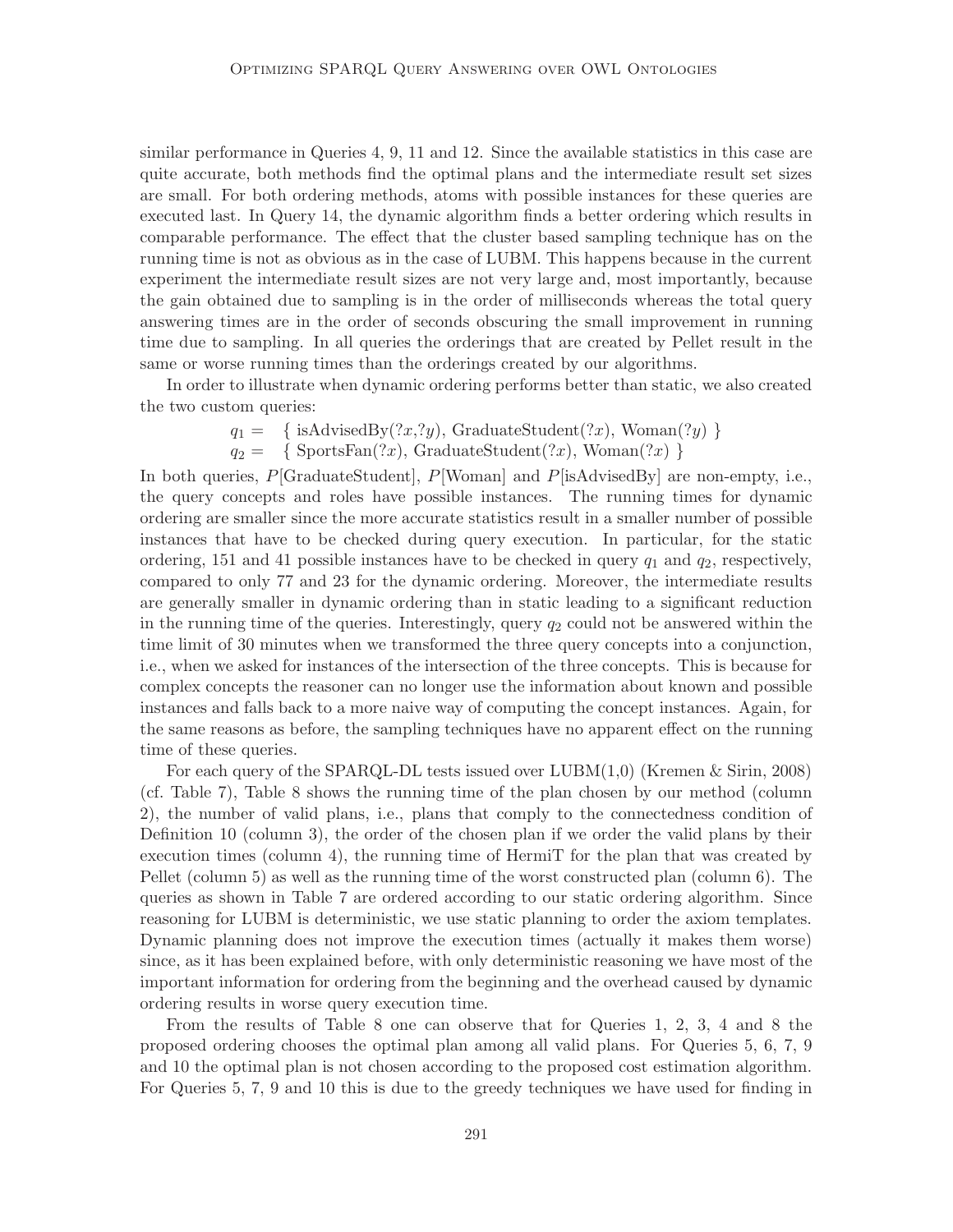similar performance in Queries 4, 9, 11 and 12. Since the available statistics in this case are quite accurate, both methods find the optimal plans and the intermediate result set sizes are small. For both ordering methods, atoms with possible instances for these queries are executed last. In Query 14, the dynamic algorithm finds a better ordering which results in comparable performance. The effect that the cluster based sampling technique has on the running time is not as obvious as in the case of LUBM. This happens because in the current experiment the intermediate result sizes are not very large and, most importantly, because the gain obtained due to sampling is in the order of milliseconds whereas the total query answering times are in the order of seconds obscuring the small improvement in running time due to sampling. In all queries the orderings that are created by Pellet result in the same or worse running times than the orderings created by our algorithms.

In order to illustrate when dynamic ordering performs better than static, we also created the two custom queries:

$$q_1 = \{ \text{isAdvisedBy}(?x,?y),\ \text{GraduateStudent}(?x),\ \text{Woman}(?y) \}$$
$$q_2 = \{ \text{SportsFan}(?x),\ \text{GraduateStudent}(?x),\ \text{Woman}(?x) \}$$

In both queries, $P$[GraduateStudent], $P$[Woman] and $P$[isAdvisedBy] are non-empty, i.e., the query concepts and roles have possible instances. The running times for dynamic ordering are smaller since the more accurate statistics result in a smaller number of possible instances that have to be checked during query execution. In particular, for the static ordering, 151 and 41 possible instances have to be checked in query $q_1$ and $q_2$, respectively, compared to only 77 and 23 for the dynamic ordering. Moreover, the intermediate results are generally smaller in dynamic ordering than in static leading to a significant reduction in the running time of the queries. Interestingly, query $q_2$ could not be answered within the time limit of 30 minutes when we transformed the three query concepts into a conjunction, i.e., when we asked for instances of the intersection of the three concepts. This is because for complex concepts the reasoner can no longer use the information about known and possible instances and falls back to a more naive way of computing the concept instances. Again, for the same reasons as before, the sampling techniques have no apparent effect on the running time of these queries.

For each query of the SPARQL-DL tests issued over LUBM(1,0) (Kremen & Sirin, 2008) (cf. Table 7), Table 8 shows the running time of the plan chosen by our method (column 2), the number of valid plans, i.e., plans that comply to the connectedness condition of Definition 10 (column 3), the order of the chosen plan if we order the valid plans by their execution times (column 4), the running time of HermiT for the plan that was created by Pellet (column 5) as well as the running time of the worst constructed plan (column 6). The queries as shown in Table 7 are ordered according to our static ordering algorithm. Since reasoning for LUBM is deterministic, we use static planning to order the axiom templates. Dynamic planning does not improve the execution times (actually it makes them worse) since, as it has been explained before, with only deterministic reasoning we have most of the important information for ordering from the beginning and the overhead caused by dynamic ordering results in worse query execution time.

From the results of Table 8 one can observe that for Queries 1, 2, 3, 4 and 8 the proposed ordering chooses the optimal plan among all valid plans. For Queries 5, 6, 7, 9 and 10 the optimal plan is not chosen according to the proposed cost estimation algorithm. For Queries 5, 7, 9 and 10 this is due to the greedy techniques we have used for finding in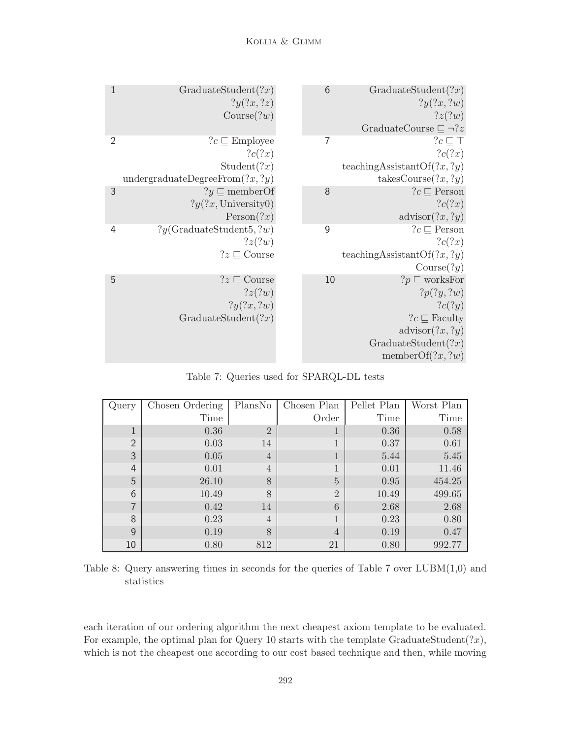| | | | |
|---|---|---|---|
| 1 | $\text{GraduateStudent}(?x)$<br>$?y(?x, ?z)$<br>$\text{Course}(?w)$ | 6 | $\text{GraduateStudent}(?x)$<br>$?y(?x, ?w)$<br>$?z(?w)$<br>$\text{GraduateCourse} \sqsubseteq \neg ?z$ |
| 2 | $?c \sqsubseteq \text{Employee}$<br>$?c(?x)$<br>$\text{Student}(?x)$<br>$\text{undergraduateDegreeFrom}(?x, ?y)$ | 7 | $?c \sqsubseteq \top$<br>$?c(?x)$<br>$\text{teachingAssistantOf}(?x, ?y)$<br>$\text{takesCourse}(?x, ?y)$ |
| 3 | $?y \sqsubseteq \text{memberOf}$<br>$?y(?x, \text{University0})$<br>$\text{Person}(?x)$ | 8 | $?c \sqsubseteq \text{Person}$<br>$?c(?x)$<br>$\text{advisor}(?x, ?y)$ |
| 4 | $?y(\text{GraduateStudent5}, ?w)$<br>$?z(?w)$<br>$?z \sqsubseteq \text{Course}$ | 9 | $?c \sqsubseteq \text{Person}$<br>$?c(?x)$<br>$\text{teachingAssistantOf}(?x, ?y)$<br>$\text{Course}(?y)$ |
| 5 | $?z \sqsubseteq \text{Course}$<br>$?z(?w)$<br>$?y(?x, ?w)$<br>$\text{GraduateStudent}(?x)$ | 10 | $?p \sqsubseteq \text{worksFor}$<br>$?p(?y, ?w)$<br>$?c(?y)$<br>$?c \sqsubseteq \text{Faculty}$<br>$\text{advisor}(?x, ?y)$<br>$\text{GraduateStudent}(?x)$<br>$\text{memberOf}(?x, ?w)$ |

Table 7: Queries used for SPARQL-DL tests

| Query | Chosen Ordering Time | PlansNo | Chosen Plan Order | Pellet Plan Time | Worst Plan Time |
|---|---|---|---|---|---|
| 1 | 0.36 | 2 | 1 | 0.36 | 0.58 |
| 2 | 0.03 | 14 | 1 | 0.37 | 0.61 |
| 3 | 0.05 | 4 | 1 | 5.44 | 5.45 |
| 4 | 0.01 | 4 | 1 | 0.01 | 11.46 |
| 5 | 26.10 | 8 | 5 | 0.95 | 454.25 |
| 6 | 10.49 | 8 | 2 | 10.49 | 499.65 |
| 7 | 0.42 | 14 | 6 | 2.68 | 2.68 |
| 8 | 0.23 | 4 | 1 | 0.23 | 0.80 |
| 9 | 0.19 | 8 | 4 | 0.19 | 0.47 |
| 10 | 0.80 | 812 | 21 | 0.80 | 992.77 |

Table 8: Query answering times in seconds for the queries of Table 7 over LUBM(1,0) and statistics

each iteration of our ordering algorithm the next cheapest axiom template to be evaluated. For example, the optimal plan for Query 10 starts with the template $\text{GraduateStudent}(?x)$, which is not the cheapest one according to our cost based technique and then, while moving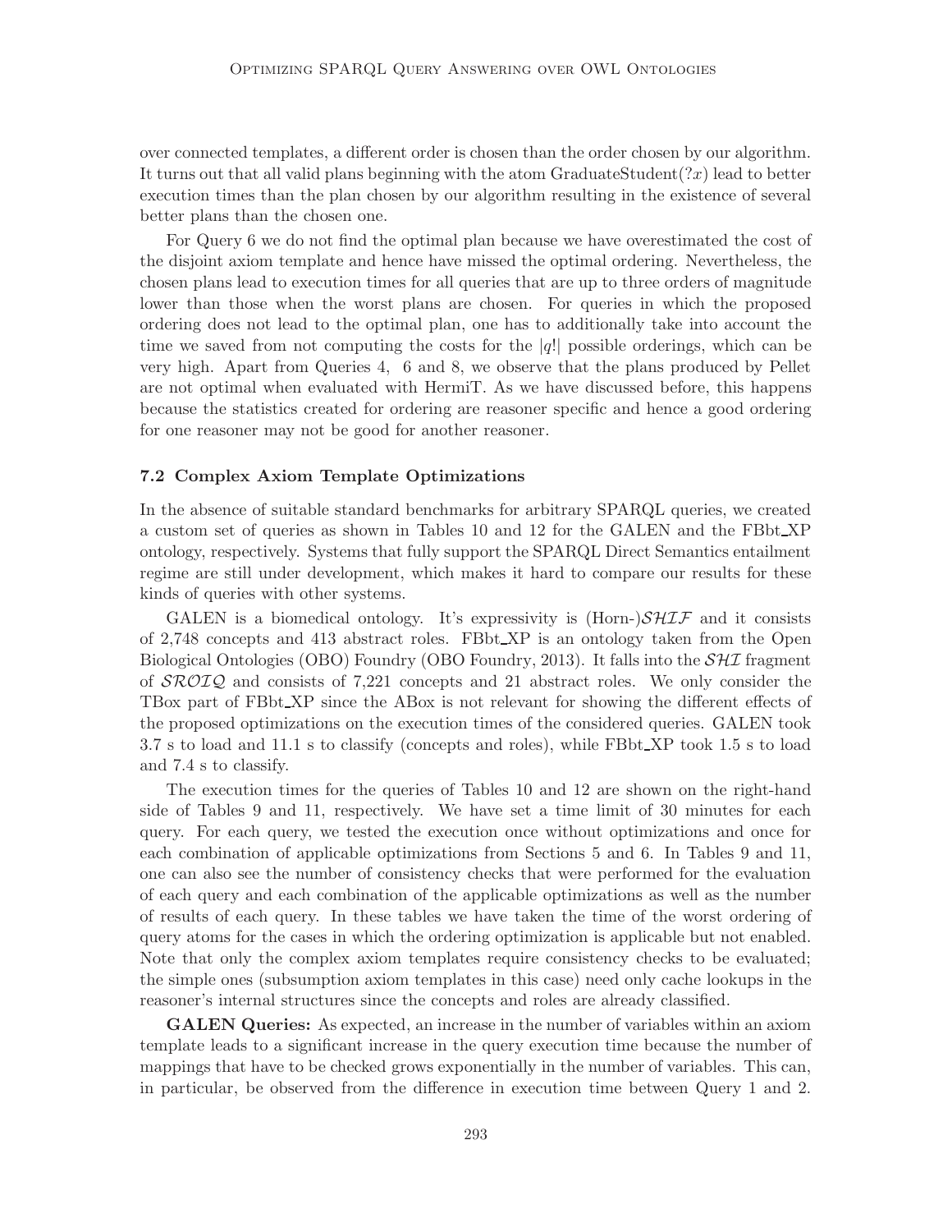over connected templates, a different order is chosen than the order chosen by our algorithm. It turns out that all valid plans beginning with the atom GraduateStudent($?x$) lead to better execution times than the plan chosen by our algorithm resulting in the existence of several better plans than the chosen one.

For Query 6 we do not find the optimal plan because we have overestimated the cost of the disjoint axiom template and hence have missed the optimal ordering. Nevertheless, the chosen plans lead to execution times for all queries that are up to three orders of magnitude lower than those when the worst plans are chosen. For queries in which the proposed ordering does not lead to the optimal plan, one has to additionally take into account the time we saved from not computing the costs for the $|q!|$ possible orderings, which can be very high. Apart from Queries 4, 6 and 8, we observe that the plans produced by Pellet are not optimal when evaluated with HermiT. As we have discussed before, this happens because the statistics created for ordering are reasoner specific and hence a good ordering for one reasoner may not be good for another reasoner.

### 7.2 Complex Axiom Template Optimizations

In the absence of suitable standard benchmarks for arbitrary SPARQL queries, we created a custom set of queries as shown in Tables 10 and 12 for the GALEN and the FBbt_XP ontology, respectively. Systems that fully support the SPARQL Direct Semantics entailment regime are still under development, which makes it hard to compare our results for these kinds of queries with other systems.

GALEN is a biomedical ontology. It's expressivity is (Horn-)$\mathcal{SHIF}$ and it consists of 2,748 concepts and 413 abstract roles. FBbt_XP is an ontology taken from the Open Biological Ontologies (OBO) Foundry (OBO Foundry, 2013). It falls into the $\mathcal{SHI}$ fragment of $\mathcal{SROIQ}$ and consists of 7,221 concepts and 21 abstract roles. We only consider the TBox part of FBbt_XP since the ABox is not relevant for showing the different effects of the proposed optimizations on the execution times of the considered queries. GALEN took 3.7 s to load and 11.1 s to classify (concepts and roles), while FBbt_XP took 1.5 s to load and 7.4 s to classify.

The execution times for the queries of Tables 10 and 12 are shown on the right-hand side of Tables 9 and 11, respectively. We have set a time limit of 30 minutes for each query. For each query, we tested the execution once without optimizations and once for each combination of applicable optimizations from Sections 5 and 6. In Tables 9 and 11, one can also see the number of consistency checks that were performed for the evaluation of each query and each combination of the applicable optimizations as well as the number of results of each query. In these tables we have taken the time of the worst ordering of query atoms for the cases in which the ordering optimization is applicable but not enabled. Note that only the complex axiom templates require consistency checks to be evaluated; the simple ones (subsumption axiom templates in this case) need only cache lookups in the reasoner's internal structures since the concepts and roles are already classified.

**GALEN Queries:** As expected, an increase in the number of variables within an axiom template leads to a significant increase in the query execution time because the number of mappings that have to be checked grows exponentially in the number of variables. This can, in particular, be observed from the difference in execution time between Query 1 and 2.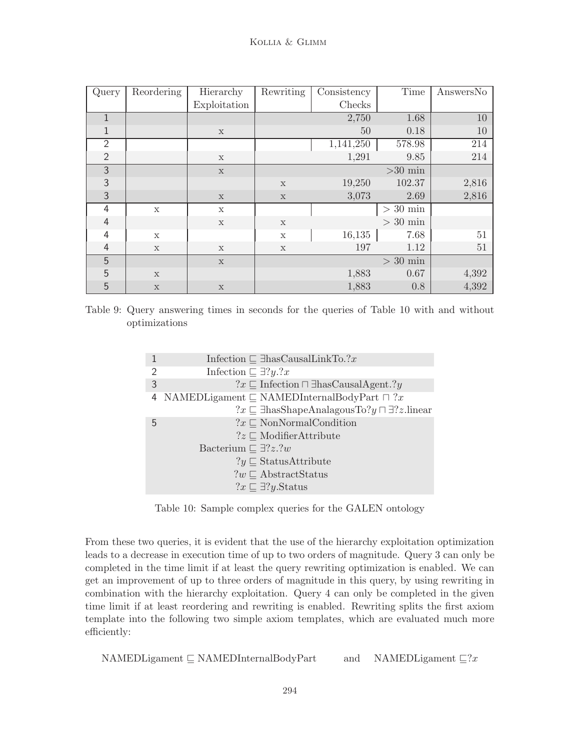| Query | Reordering | Hierarchy Exploitation | Rewriting | Consistency Checks | Time | AnswersNo |
|---|---|---|---|---|---|---|
| 1 | | | | 2,750 | 1.68 | 10 |
| 1 | | x | | 50 | 0.18 | 10 |
| 2 | | | | 1,141,250 | 578.98 | 214 |
| 2 | | x | | 1,291 | 9.85 | 214 |
| 3 | | x | | | >30 min | |
| 3 | | | x | 19,250 | 102.37 | 2,816 |
| 3 | | x | x | 3,073 | 2.69 | 2,816 |
| 4 | x | x | | | > 30 min | |
| 4 | | x | x | | > 30 min | |
| 4 | x | | x | 16,135 | 7.68 | 51 |
| 4 | x | x | x | 197 | 1.12 | 51 |
| 5 | | x | | | > 30 min | |
| 5 | x | | | 1,883 | 0.67 | 4,392 |
| 5 | x | x | | 1,883 | 0.8 | 4,392 |

Table 9: Query answering times in seconds for the queries of Table 10 with and without optimizations

| | |
|---|---|
| 1 | $\text{Infection} \sqsubseteq \exists\text{hasCausalLinkTo}.?x$ |
| 2 | $\text{Infection} \sqsubseteq \exists?y.?x$ |
| 3 | $?x \sqsubseteq \text{Infection} \sqcap \exists\text{hasCausalAgent}.?y$ |
| 4 | $\text{NAMEDLigament} \sqsubseteq \text{NAMEDInternalBodyPart} \sqcap ?x$ <br> $?x \sqsubseteq \exists\text{hasShapeAnalagousTo}?y \sqcap \exists?z.\text{linear}$ |
| 5 | $?x \sqsubseteq \text{NonNormalCondition}$ <br> $?z \sqsubseteq \text{ModifierAttribute}$ <br> $\text{Bacterium} \sqsubseteq \exists?z.?w$ <br> $?y \sqsubseteq \text{StatusAttribute}$ <br> $?w \sqsubseteq \text{AbstractStatus}$ <br> $?x \sqsubseteq \exists?y.\text{Status}$ |

Table 10: Sample complex queries for the GALEN ontology

From these two queries, it is evident that the use of the hierarchy exploitation optimization leads to a decrease in execution time of up to two orders of magnitude. Query 3 can only be completed in the time limit if at least the query rewriting optimization is enabled. We can get an improvement of up to three orders of magnitude in this query, by using rewriting in combination with the hierarchy exploitation. Query 4 can only be completed in the given time limit if at least reordering and rewriting is enabled. Rewriting splits the first axiom template into the following two simple axiom templates, which are evaluated much more efficiently:

$$\text{NAMEDLigament} \sqsubseteq \text{NAMEDInternalBodyPart} \qquad \text{and} \qquad \text{NAMEDLigament} \sqsubseteq ?x$$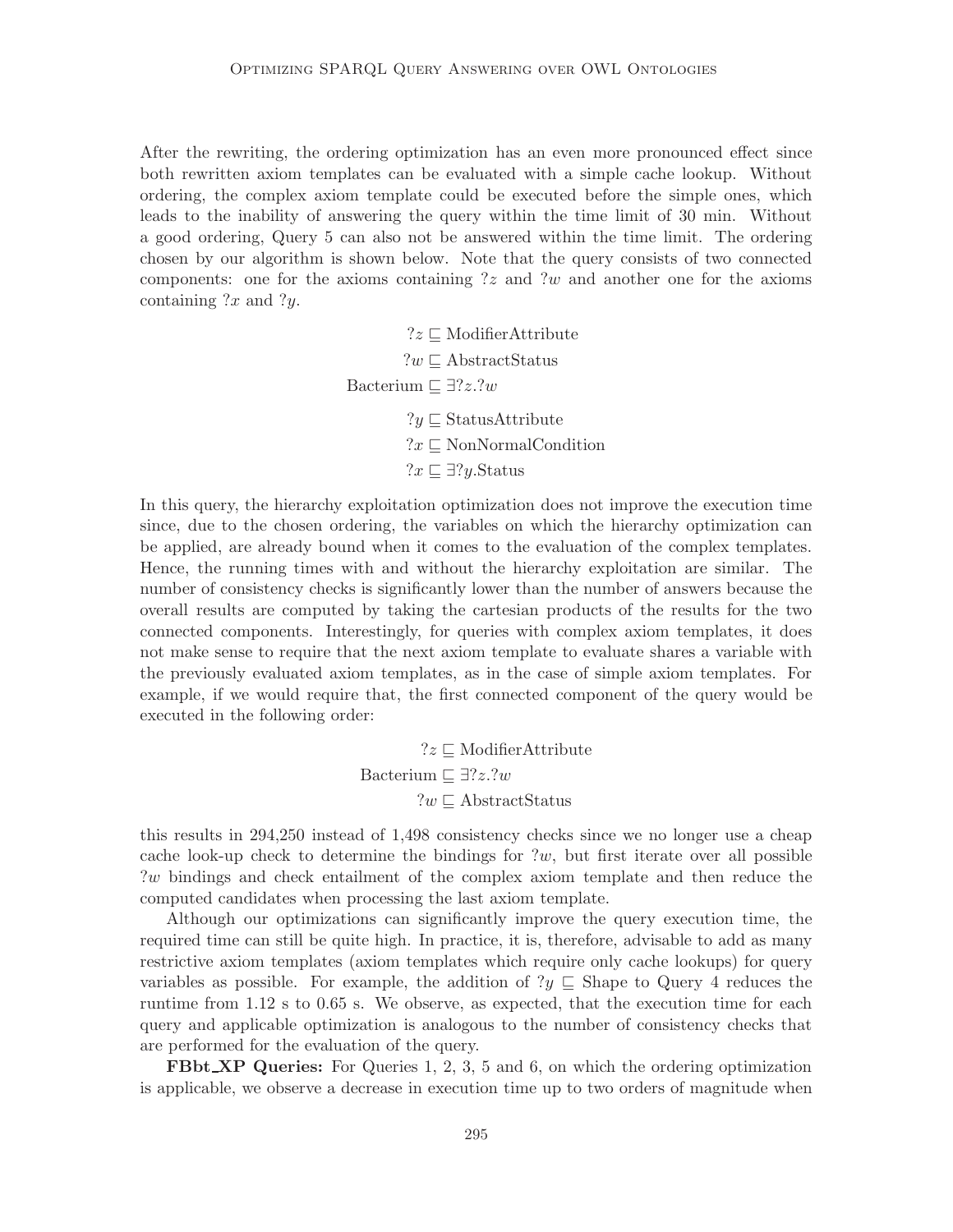After the rewriting, the ordering optimization has an even more pronounced effect since both rewritten axiom templates can be evaluated with a simple cache lookup. Without ordering, the complex axiom template could be executed before the simple ones, which leads to the inability of answering the query within the time limit of 30 min. Without a good ordering, Query 5 can also not be answered within the time limit. The ordering chosen by our algorithm is shown below. Note that the query consists of two connected components: one for the axioms containing $?z$ and $?w$ and another one for the axioms containing $?x$ and $?y$.

$$
\begin{aligned}
?z &\sqsubseteq \text{ModifierAttribute} \\
?w &\sqsubseteq \text{AbstractStatus} \\
\text{Bacterium} &\sqsubseteq \exists ?z.?w
\end{aligned}
$$

$$
\begin{aligned}
?y &\sqsubseteq \text{StatusAttribute} \\
?x &\sqsubseteq \text{NonNormalCondition} \\
?x &\sqsubseteq \exists ?y.\text{Status}
\end{aligned}
$$

In this query, the hierarchy exploitation optimization does not improve the execution time since, due to the chosen ordering, the variables on which the hierarchy optimization can be applied, are already bound when it comes to the evaluation of the complex templates. Hence, the running times with and without the hierarchy exploitation are similar. The number of consistency checks is significantly lower than the number of answers because the overall results are computed by taking the cartesian products of the results for the two connected components. Interestingly, for queries with complex axiom templates, it does not make sense to require that the next axiom template to evaluate shares a variable with the previously evaluated axiom templates, as in the case of simple axiom templates. For example, if we would require that, the first connected component of the query would be executed in the following order:

$$
\begin{aligned}
?z &\sqsubseteq \text{ModifierAttribute} \\
\text{Bacterium} &\sqsubseteq \exists ?z.?w \\
?w &\sqsubseteq \text{AbstractStatus}
\end{aligned}
$$

this results in 294,250 instead of 1,498 consistency checks since we no longer use a cheap cache look-up check to determine the bindings for $?w$, but first iterate over all possible $?w$ bindings and check entailment of the complex axiom template and then reduce the computed candidates when processing the last axiom template.

Although our optimizations can significantly improve the query execution time, the required time can still be quite high. In practice, it is, therefore, advisable to add as many restrictive axiom templates (axiom templates which require only cache lookups) for query variables as possible. For example, the addition of $?y \sqsubseteq \text{Shape}$ to Query 4 reduces the runtime from 1.12 s to 0.65 s. We observe, as expected, that the execution time for each query and applicable optimization is analogous to the number of consistency checks that are performed for the evaluation of the query.

**FBbt_XP Queries:** For Queries 1, 2, 3, 5 and 6, on which the ordering optimization is applicable, we observe a decrease in execution time up to two orders of magnitude when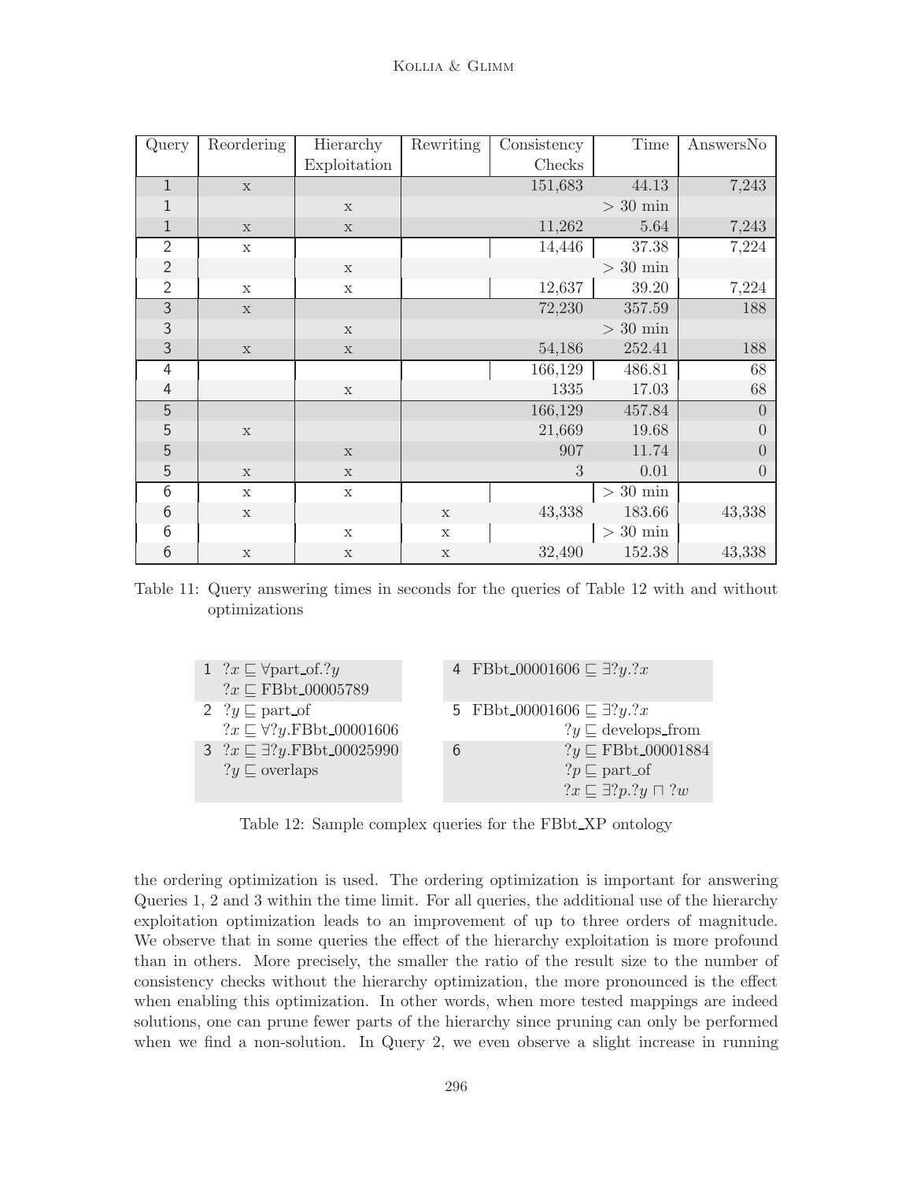| Query | Reordering | Hierarchy Exploitation | Rewriting | Consistency Checks | Time | AnswersNo |
|---|---|---|---|---|---|---|
| 1 | x | | | 151,683 | 44.13 | 7,243 |
| 1 | | x | | | > 30 min | |
| 1 | x | x | | 11,262 | 5.64 | 7,243 |
| 2 | x | | | 14,446 | 37.38 | 7,224 |
| 2 | | x | | | > 30 min | |
| 2 | x | x | | 12,637 | 39.20 | 7,224 |
| 3 | x | | | 72,230 | 357.59 | 188 |
| 3 | | x | | | > 30 min | |
| 3 | x | x | | 54,186 | 252.41 | 188 |
| 4 | | | | 166,129 | 486.81 | 68 |
| 4 | | x | | 1335 | 17.03 | 68 |
| 5 | | | | 166,129 | 457.84 | 0 |
| 5 | x | | | 21,669 | 19.68 | 0 |
| 5 | | x | | 907 | 11.74 | 0 |
| 5 | x | x | | 3 | 0.01 | 0 |
| 6 | x | x | | | > 30 min | |
| 6 | x | | x | 43,338 | 183.66 | 43,338 |
| 6 | | x | x | | > 30 min | |
| 6 | x | x | x | 32,490 | 152.38 | 43,338 |

Table 11: Query answering times in seconds for the queries of Table 12 with and without optimizations

| | Query | | Query |
|---|---|---|---|
| 1 | $?x \sqsubseteq \forall \text{part\_of}.?y$ <br> $?x \sqsubseteq \text{FBbt\_00005789}$ | 4 | $\text{FBbt\_00001606} \sqsubseteq \exists ?y.?x$ |
| 2 | $?y \sqsubseteq \text{part\_of}$ <br> $?x \sqsubseteq \forall ?y.\text{FBbt\_00001606}$ | 5 | $\text{FBbt\_00001606} \sqsubseteq \exists ?y.?x$ <br> $?y \sqsubseteq \text{develops\_from}$ |
| 3 | $?x \sqsubseteq \exists ?y.\text{FBbt\_00025990}$ <br> $?y \sqsubseteq \text{overlaps}$ | 6 | $?y \sqsubseteq \text{FBbt\_00001884}$ <br> $?p \sqsubseteq \text{part\_of}$ <br> $?x \sqsubseteq \exists ?p.?y \sqcap ?w$ |

Table 12: Sample complex queries for the FBbt_XP ontology

the ordering optimization is used. The ordering optimization is important for answering Queries 1, 2 and 3 within the time limit. For all queries, the additional use of the hierarchy exploitation optimization leads to an improvement of up to three orders of magnitude. We observe that in some queries the effect of the hierarchy exploitation is more profound than in others. More precisely, the smaller the ratio of the result size to the number of consistency checks without the hierarchy optimization, the more pronounced is the effect when enabling this optimization. In other words, when more tested mappings are indeed solutions, one can prune fewer parts of the hierarchy since pruning can only be performed when we find a non-solution. In Query 2, we even observe a slight increase in running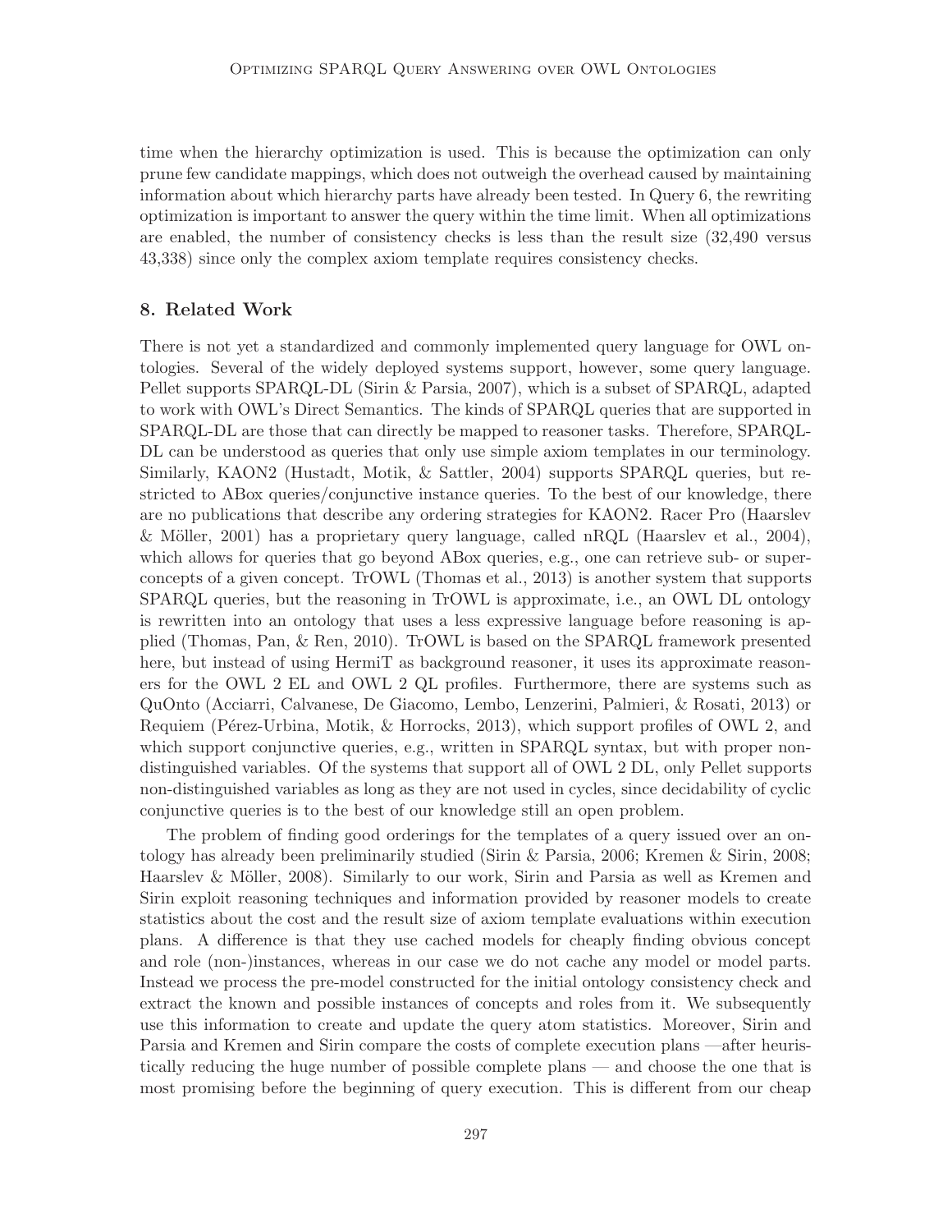time when the hierarchy optimization is used. This is because the optimization can only prune few candidate mappings, which does not outweigh the overhead caused by maintaining information about which hierarchy parts have already been tested. In Query 6, the rewriting optimization is important to answer the query within the time limit. When all optimizations are enabled, the number of consistency checks is less than the result size (32,490 versus 43,338) since only the complex axiom template requires consistency checks.

## 8. Related Work

There is not yet a standardized and commonly implemented query language for OWL ontologies. Several of the widely deployed systems support, however, some query language. Pellet supports SPARQL-DL (Sirin & Parsia, 2007), which is a subset of SPARQL, adapted to work with OWL's Direct Semantics. The kinds of SPARQL queries that are supported in SPARQL-DL are those that can directly be mapped to reasoner tasks. Therefore, SPARQL-DL can be understood as queries that only use simple axiom templates in our terminology. Similarly, KAON2 (Hustadt, Motik, & Sattler, 2004) supports SPARQL queries, but restricted to ABox queries/conjunctive instance queries. To the best of our knowledge, there are no publications that describe any ordering strategies for KAON2. Racer Pro (Haarslev & Möller, 2001) has a proprietary query language, called nRQL (Haarslev et al., 2004), which allows for queries that go beyond ABox queries, e.g., one can retrieve sub- or superconcepts of a given concept. TrOWL (Thomas et al., 2013) is another system that supports SPARQL queries, but the reasoning in TrOWL is approximate, i.e., an OWL DL ontology is rewritten into an ontology that uses a less expressive language before reasoning is applied (Thomas, Pan, & Ren, 2010). TrOWL is based on the SPARQL framework presented here, but instead of using HermiT as background reasoner, it uses its approximate reasoners for the OWL 2 EL and OWL 2 QL profiles. Furthermore, there are systems such as QuOnto (Acciarri, Calvanese, De Giacomo, Lembo, Lenzerini, Palmieri, & Rosati, 2013) or Requiem (Pérez-Urbina, Motik, & Horrocks, 2013), which support profiles of OWL 2, and which support conjunctive queries, e.g., written in SPARQL syntax, but with proper non-distinguished variables. Of the systems that support all of OWL 2 DL, only Pellet supports non-distinguished variables as long as they are not used in cycles, since decidability of cyclic conjunctive queries is to the best of our knowledge still an open problem.

The problem of finding good orderings for the templates of a query issued over an ontology has already been preliminarily studied (Sirin & Parsia, 2006; Kremen & Sirin, 2008; Haarslev & Möller, 2008). Similarly to our work, Sirin and Parsia as well as Kremen and Sirin exploit reasoning techniques and information provided by reasoner models to create statistics about the cost and the result size of axiom template evaluations within execution plans. A difference is that they use cached models for cheaply finding obvious concept and role (non-)instances, whereas in our case we do not cache any model or model parts. Instead we process the pre-model constructed for the initial ontology consistency check and extract the known and possible instances of concepts and roles from it. We subsequently use this information to create and update the query atom statistics. Moreover, Sirin and Parsia and Kremen and Sirin compare the costs of complete execution plans —after heuristically reducing the huge number of possible complete plans — and choose the one that is most promising before the beginning of query execution. This is different from our cheap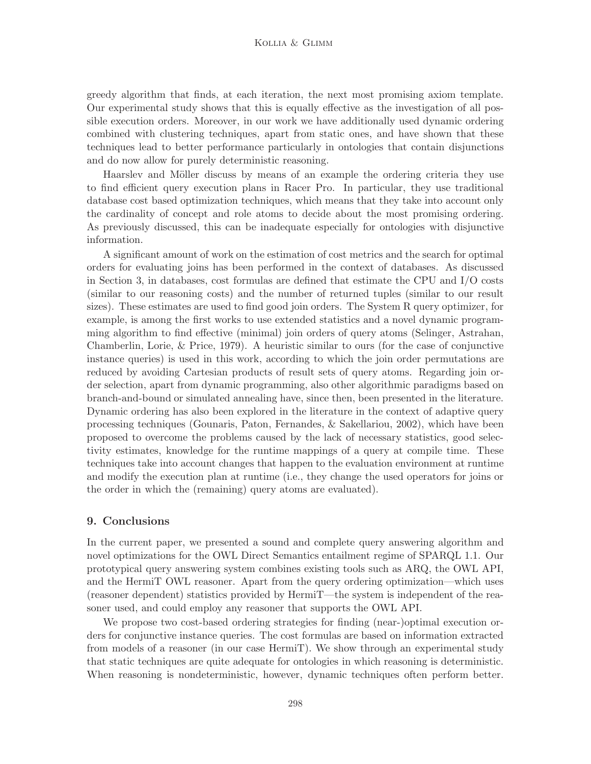greedy algorithm that finds, at each iteration, the next most promising axiom template. Our experimental study shows that this is equally effective as the investigation of all possible execution orders. Moreover, in our work we have additionally used dynamic ordering combined with clustering techniques, apart from static ones, and have shown that these techniques lead to better performance particularly in ontologies that contain disjunctions and do now allow for purely deterministic reasoning.

Haarslev and Möller discuss by means of an example the ordering criteria they use to find efficient query execution plans in Racer Pro. In particular, they use traditional database cost based optimization techniques, which means that they take into account only the cardinality of concept and role atoms to decide about the most promising ordering. As previously discussed, this can be inadequate especially for ontologies with disjunctive information.

A significant amount of work on the estimation of cost metrics and the search for optimal orders for evaluating joins has been performed in the context of databases. As discussed in Section 3, in databases, cost formulas are defined that estimate the CPU and I/O costs (similar to our reasoning costs) and the number of returned tuples (similar to our result sizes). These estimates are used to find good join orders. The System R query optimizer, for example, is among the first works to use extended statistics and a novel dynamic programming algorithm to find effective (minimal) join orders of query atoms (Selinger, Astrahan, Chamberlin, Lorie, & Price, 1979). A heuristic similar to ours (for the case of conjunctive instance queries) is used in this work, according to which the join order permutations are reduced by avoiding Cartesian products of result sets of query atoms. Regarding join order selection, apart from dynamic programming, also other algorithmic paradigms based on branch-and-bound or simulated annealing have, since then, been presented in the literature. Dynamic ordering has also been explored in the literature in the context of adaptive query processing techniques (Gounaris, Paton, Fernandes, & Sakellariou, 2002), which have been proposed to overcome the problems caused by the lack of necessary statistics, good selectivity estimates, knowledge for the runtime mappings of a query at compile time. These techniques take into account changes that happen to the evaluation environment at runtime and modify the execution plan at runtime (i.e., they change the used operators for joins or the order in which the (remaining) query atoms are evaluated).

## 9. Conclusions

In the current paper, we presented a sound and complete query answering algorithm and novel optimizations for the OWL Direct Semantics entailment regime of SPARQL 1.1. Our prototypical query answering system combines existing tools such as ARQ, the OWL API, and the HermiT OWL reasoner. Apart from the query ordering optimization—which uses (reasoner dependent) statistics provided by HermiT—the system is independent of the reasoner used, and could employ any reasoner that supports the OWL API.

We propose two cost-based ordering strategies for finding (near-)optimal execution orders for conjunctive instance queries. The cost formulas are based on information extracted from models of a reasoner (in our case HermiT). We show through an experimental study that static techniques are quite adequate for ontologies in which reasoning is deterministic. When reasoning is nondeterministic, however, dynamic techniques often perform better.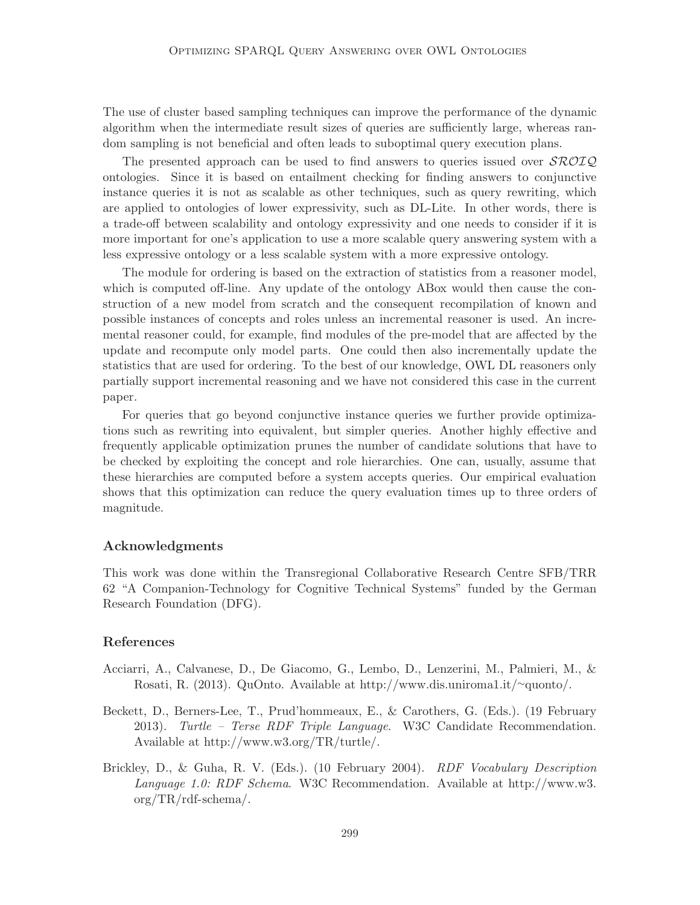The use of cluster based sampling techniques can improve the performance of the dynamic algorithm when the intermediate result sizes of queries are sufficiently large, whereas random sampling is not beneficial and often leads to suboptimal query execution plans.

The presented approach can be used to find answers to queries issued over $\mathcal{SROIQ}$ ontologies. Since it is based on entailment checking for finding answers to conjunctive instance queries it is not as scalable as other techniques, such as query rewriting, which are applied to ontologies of lower expressivity, such as DL-Lite. In other words, there is a trade-off between scalability and ontology expressivity and one needs to consider if it is more important for one's application to use a more scalable query answering system with a less expressive ontology or a less scalable system with a more expressive ontology.

The module for ordering is based on the extraction of statistics from a reasoner model, which is computed off-line. Any update of the ontology ABox would then cause the construction of a new model from scratch and the consequent recompilation of known and possible instances of concepts and roles unless an incremental reasoner is used. An incremental reasoner could, for example, find modules of the pre-model that are affected by the update and recompute only model parts. One could then also incrementally update the statistics that are used for ordering. To the best of our knowledge, OWL DL reasoners only partially support incremental reasoning and we have not considered this case in the current paper.

For queries that go beyond conjunctive instance queries we further provide optimizations such as rewriting into equivalent, but simpler queries. Another highly effective and frequently applicable optimization prunes the number of candidate solutions that have to be checked by exploiting the concept and role hierarchies. One can, usually, assume that these hierarchies are computed before a system accepts queries. Our empirical evaluation shows that this optimization can reduce the query evaluation times up to three orders of magnitude.

## Acknowledgments

This work was done within the Transregional Collaborative Research Centre SFB/TRR 62 "A Companion-Technology for Cognitive Technical Systems" funded by the German Research Foundation (DFG).

## References

Acciarri, A., Calvanese, D., De Giacomo, G., Lembo, D., Lenzerini, M., Palmieri, M., & Rosati, R. (2013). QuOnto. Available at http://www.dis.uniroma1.it/~quonto/.

Beckett, D., Berners-Lee, T., Prud'hommeaux, E., & Carothers, G. (Eds.). (19 February 2013). *Turtle – Terse RDF Triple Language*. W3C Candidate Recommendation. Available at http://www.w3.org/TR/turtle/.

Brickley, D., & Guha, R. V. (Eds.). (10 February 2004). *RDF Vocabulary Description Language 1.0: RDF Schema*. W3C Recommendation. Available at http://www.w3.org/TR/rdf-schema/.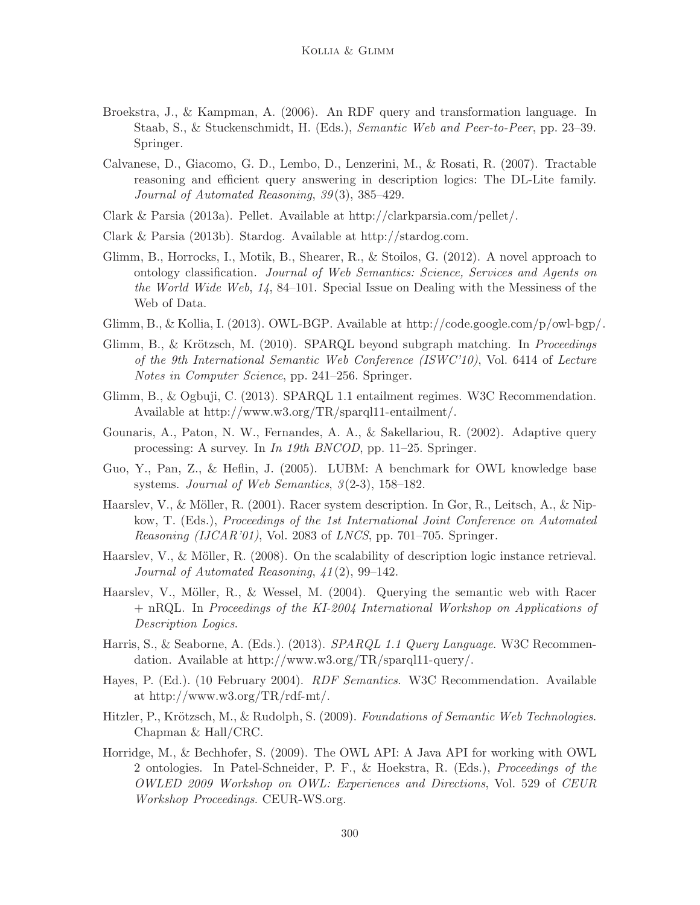Broekstra, J., & Kampman, A. (2006). An RDF query and transformation language. In Staab, S., & Stuckenschmidt, H. (Eds.), *Semantic Web and Peer-to-Peer*, pp. 23–39. Springer.

Calvanese, D., Giacomo, G. D., Lembo, D., Lenzerini, M., & Rosati, R. (2007). Tractable reasoning and efficient query answering in description logics: The DL-Lite family. *Journal of Automated Reasoning*, *39*(3), 385–429.

Clark & Parsia (2013a). Pellet. Available at http://clarkparsia.com/pellet/.

Clark & Parsia (2013b). Stardog. Available at http://stardog.com.

Glimm, B., Horrocks, I., Motik, B., Shearer, R., & Stoilos, G. (2012). A novel approach to ontology classification. *Journal of Web Semantics: Science, Services and Agents on the World Wide Web*, *14*, 84–101. Special Issue on Dealing with the Messiness of the Web of Data.

Glimm, B., & Kollia, I. (2013). OWL-BGP. Available at http://code.google.com/p/owl-bgp/.

Glimm, B., & Krötzsch, M. (2010). SPARQL beyond subgraph matching. In *Proceedings of the 9th International Semantic Web Conference (ISWC'10)*, Vol. 6414 of *Lecture Notes in Computer Science*, pp. 241–256. Springer.

Glimm, B., & Ogbuji, C. (2013). SPARQL 1.1 entailment regimes. W3C Recommendation. Available at http://www.w3.org/TR/sparql11-entailment/.

Gounaris, A., Paton, N. W., Fernandes, A. A., & Sakellariou, R. (2002). Adaptive query processing: A survey. In *In 19th BNCOD*, pp. 11–25. Springer.

Guo, Y., Pan, Z., & Heflin, J. (2005). LUBM: A benchmark for OWL knowledge base systems. *Journal of Web Semantics*, *3*(2-3), 158–182.

Haarslev, V., & Möller, R. (2001). Racer system description. In Gor, R., Leitsch, A., & Nipkow, T. (Eds.), *Proceedings of the 1st International Joint Conference on Automated Reasoning (IJCAR'01)*, Vol. 2083 of *LNCS*, pp. 701–705. Springer.

Haarslev, V., & Möller, R. (2008). On the scalability of description logic instance retrieval. *Journal of Automated Reasoning*, *41*(2), 99–142.

Haarslev, V., Möller, R., & Wessel, M. (2004). Querying the semantic web with Racer + nRQL. In *Proceedings of the KI-2004 International Workshop on Applications of Description Logics*.

Harris, S., & Seaborne, A. (Eds.). (2013). *SPARQL 1.1 Query Language*. W3C Recommendation. Available at http://www.w3.org/TR/sparql11-query/.

Hayes, P. (Ed.). (10 February 2004). *RDF Semantics*. W3C Recommendation. Available at http://www.w3.org/TR/rdf-mt/.

Hitzler, P., Krötzsch, M., & Rudolph, S. (2009). *Foundations of Semantic Web Technologies*. Chapman & Hall/CRC.

Horridge, M., & Bechhofer, S. (2009). The OWL API: A Java API for working with OWL 2 ontologies. In Patel-Schneider, P. F., & Hoekstra, R. (Eds.), *Proceedings of the OWLED 2009 Workshop on OWL: Experiences and Directions*, Vol. 529 of *CEUR Workshop Proceedings*. CEUR-WS.org.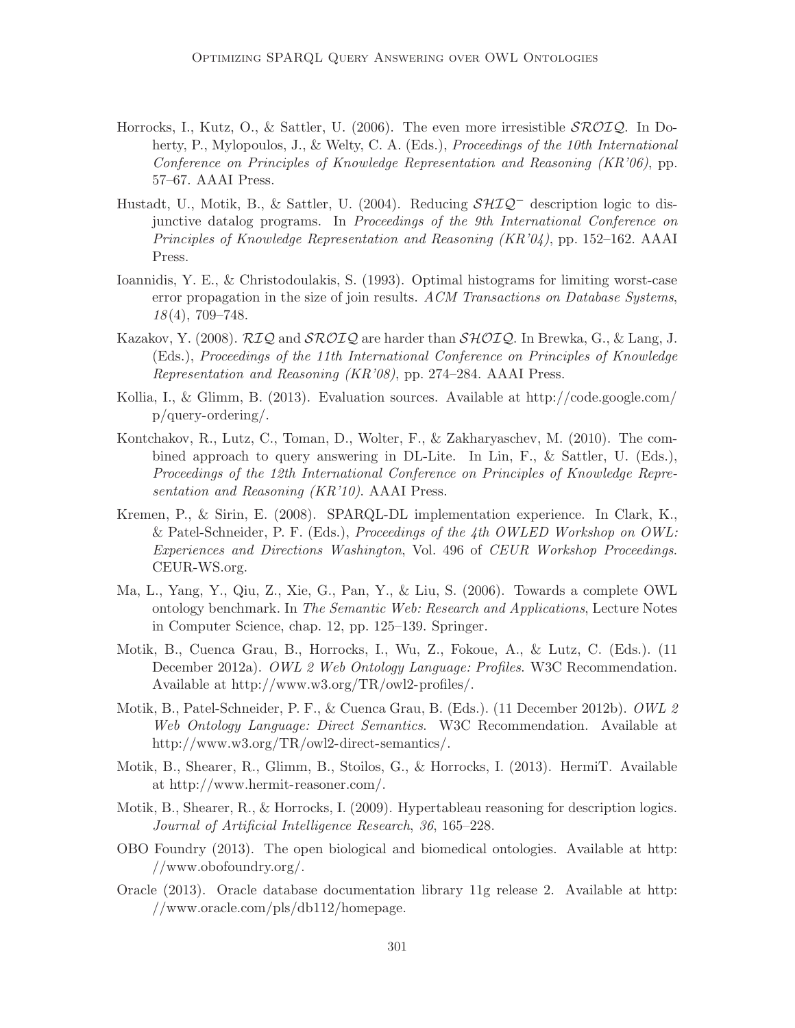Horrocks, I., Kutz, O., & Sattler, U. (2006). The even more irresistible $\mathcal{SROIQ}$. In Doherty, P., Mylopoulos, J., & Welty, C. A. (Eds.), *Proceedings of the 10th International Conference on Principles of Knowledge Representation and Reasoning (KR'06)*, pp. 57–67. AAAI Press.

Hustadt, U., Motik, B., & Sattler, U. (2004). Reducing $\mathcal{SHIQ}^-$ description logic to disjunctive datalog programs. In *Proceedings of the 9th International Conference on Principles of Knowledge Representation and Reasoning (KR'04)*, pp. 152–162. AAAI Press.

Ioannidis, Y. E., & Christodoulakis, S. (1993). Optimal histograms for limiting worst-case error propagation in the size of join results. *ACM Transactions on Database Systems*, *18*(4), 709–748.

Kazakov, Y. (2008). $\mathcal{RIQ}$ and $\mathcal{SROIQ}$ are harder than $\mathcal{SHOIQ}$. In Brewka, G., & Lang, J. (Eds.), *Proceedings of the 11th International Conference on Principles of Knowledge Representation and Reasoning (KR'08)*, pp. 274–284. AAAI Press.

Kollia, I., & Glimm, B. (2013). Evaluation sources. Available at http://code.google.com/p/query-ordering/.

Kontchakov, R., Lutz, C., Toman, D., Wolter, F., & Zakharyaschev, M. (2010). The combined approach to query answering in DL-Lite. In Lin, F., & Sattler, U. (Eds.), *Proceedings of the 12th International Conference on Principles of Knowledge Representation and Reasoning (KR'10)*. AAAI Press.

Kremen, P., & Sirin, E. (2008). SPARQL-DL implementation experience. In Clark, K., & Patel-Schneider, P. F. (Eds.), *Proceedings of the 4th OWLED Workshop on OWL: Experiences and Directions Washington*, Vol. 496 of *CEUR Workshop Proceedings*. CEUR-WS.org.

Ma, L., Yang, Y., Qiu, Z., Xie, G., Pan, Y., & Liu, S. (2006). Towards a complete OWL ontology benchmark. In *The Semantic Web: Research and Applications*, Lecture Notes in Computer Science, chap. 12, pp. 125–139. Springer.

Motik, B., Cuenca Grau, B., Horrocks, I., Wu, Z., Fokoue, A., & Lutz, C. (Eds.). (11 December 2012a). *OWL 2 Web Ontology Language: Profiles*. W3C Recommendation. Available at http://www.w3.org/TR/owl2-profiles/.

Motik, B., Patel-Schneider, P. F., & Cuenca Grau, B. (Eds.). (11 December 2012b). *OWL 2 Web Ontology Language: Direct Semantics*. W3C Recommendation. Available at http://www.w3.org/TR/owl2-direct-semantics/.

Motik, B., Shearer, R., Glimm, B., Stoilos, G., & Horrocks, I. (2013). HermiT. Available at http://www.hermit-reasoner.com/.

Motik, B., Shearer, R., & Horrocks, I. (2009). Hypertableau reasoning for description logics. *Journal of Artificial Intelligence Research*, *36*, 165–228.

OBO Foundry (2013). The open biological and biomedical ontologies. Available at http://www.obofoundry.org/.

Oracle (2013). Oracle database documentation library 11g release 2. Available at http://www.oracle.com/pls/db112/homepage.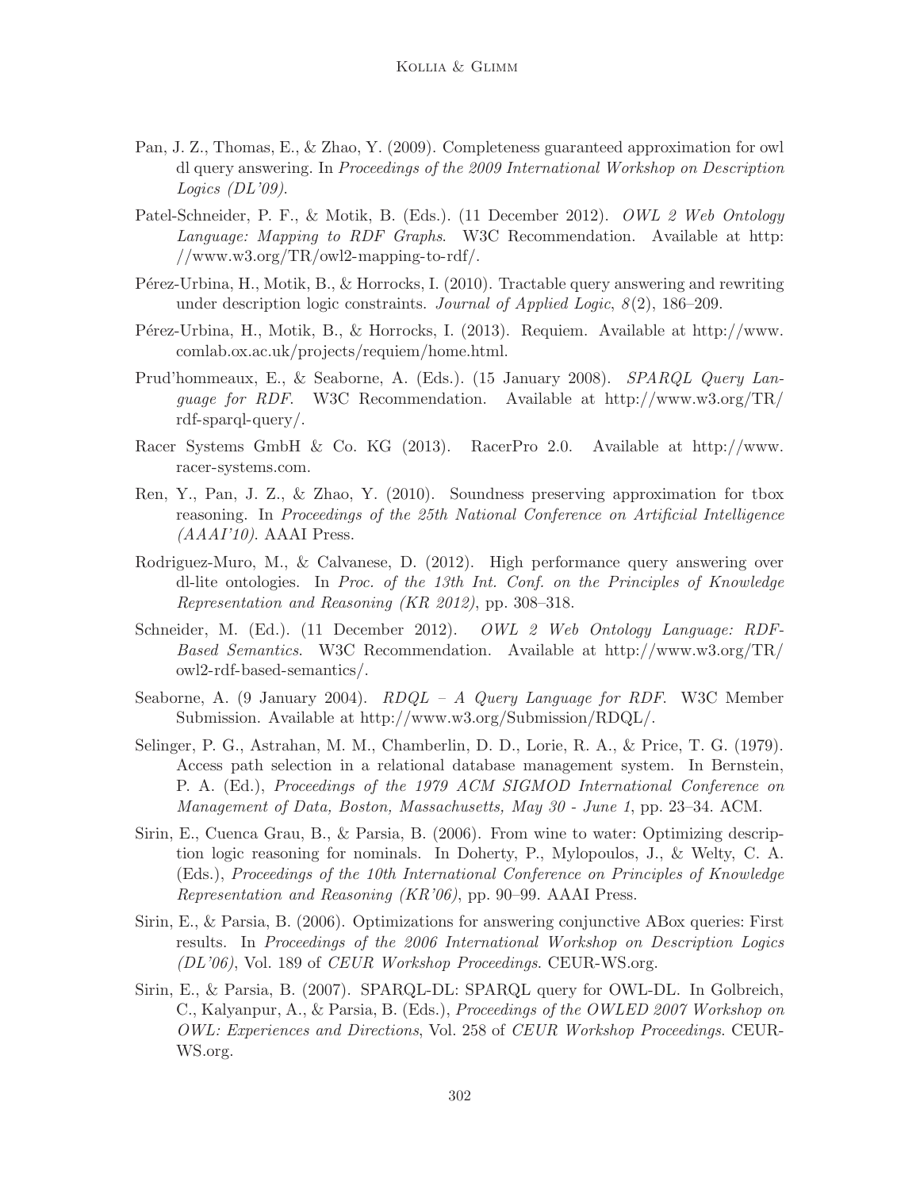Pan, J. Z., Thomas, E., & Zhao, Y. (2009). Completeness guaranteed approximation for owl dl query answering. In *Proceedings of the 2009 International Workshop on Description Logics (DL'09)*.

Patel-Schneider, P. F., & Motik, B. (Eds.). (11 December 2012). *OWL 2 Web Ontology Language: Mapping to RDF Graphs*. W3C Recommendation. Available at http://www.w3.org/TR/owl2-mapping-to-rdf/.

Pérez-Urbina, H., Motik, B., & Horrocks, I. (2010). Tractable query answering and rewriting under description logic constraints. *Journal of Applied Logic*, *8*(2), 186–209.

Pérez-Urbina, H., Motik, B., & Horrocks, I. (2013). Requiem. Available at http://www.comlab.ox.ac.uk/projects/requiem/home.html.

Prud'hommeaux, E., & Seaborne, A. (Eds.). (15 January 2008). *SPARQL Query Language for RDF*. W3C Recommendation. Available at http://www.w3.org/TR/rdf-sparql-query/.

Racer Systems GmbH & Co. KG (2013). RacerPro 2.0. Available at http://www.racer-systems.com.

Ren, Y., Pan, J. Z., & Zhao, Y. (2010). Soundness preserving approximation for tbox reasoning. In *Proceedings of the 25th National Conference on Artificial Intelligence (AAAI'10)*. AAAI Press.

Rodriguez-Muro, M., & Calvanese, D. (2012). High performance query answering over dl-lite ontologies. In *Proc. of the 13th Int. Conf. on the Principles of Knowledge Representation and Reasoning (KR 2012)*, pp. 308–318.

Schneider, M. (Ed.). (11 December 2012). *OWL 2 Web Ontology Language: RDF-Based Semantics*. W3C Recommendation. Available at http://www.w3.org/TR/owl2-rdf-based-semantics/.

Seaborne, A. (9 January 2004). *RDQL – A Query Language for RDF*. W3C Member Submission. Available at http://www.w3.org/Submission/RDQL/.

Selinger, P. G., Astrahan, M. M., Chamberlin, D. D., Lorie, R. A., & Price, T. G. (1979). Access path selection in a relational database management system. In Bernstein, P. A. (Ed.), *Proceedings of the 1979 ACM SIGMOD International Conference on Management of Data, Boston, Massachusetts, May 30 - June 1*, pp. 23–34. ACM.

Sirin, E., Cuenca Grau, B., & Parsia, B. (2006). From wine to water: Optimizing description logic reasoning for nominals. In Doherty, P., Mylopoulos, J., & Welty, C. A. (Eds.), *Proceedings of the 10th International Conference on Principles of Knowledge Representation and Reasoning (KR'06)*, pp. 90–99. AAAI Press.

Sirin, E., & Parsia, B. (2006). Optimizations for answering conjunctive ABox queries: First results. In *Proceedings of the 2006 International Workshop on Description Logics (DL'06)*, Vol. 189 of *CEUR Workshop Proceedings*. CEUR-WS.org.

Sirin, E., & Parsia, B. (2007). SPARQL-DL: SPARQL query for OWL-DL. In Golbreich, C., Kalyanpur, A., & Parsia, B. (Eds.), *Proceedings of the OWLED 2007 Workshop on OWL: Experiences and Directions*, Vol. 258 of *CEUR Workshop Proceedings*. CEUR-WS.org.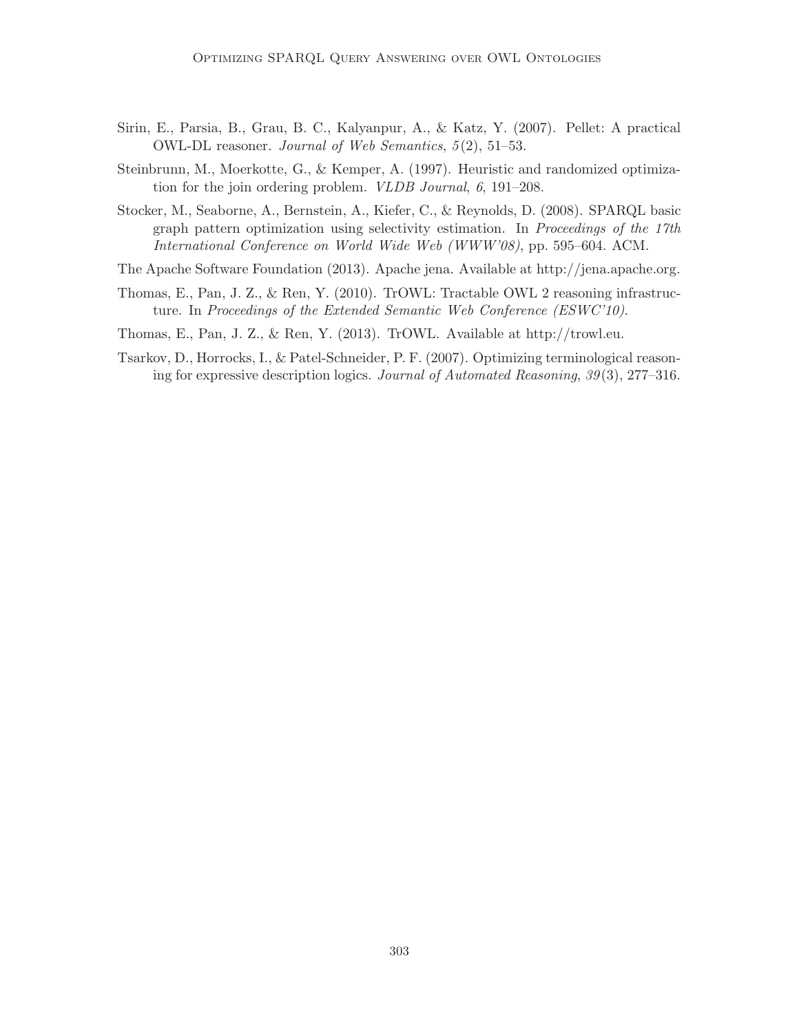Sirin, E., Parsia, B., Grau, B. C., Kalyanpur, A., & Katz, Y. (2007). Pellet: A practical OWL-DL reasoner. *Journal of Web Semantics*, *5*(2), 51–53.

Steinbrunn, M., Moerkotte, G., & Kemper, A. (1997). Heuristic and randomized optimization for the join ordering problem. *VLDB Journal*, *6*, 191–208.

Stocker, M., Seaborne, A., Bernstein, A., Kiefer, C., & Reynolds, D. (2008). SPARQL basic graph pattern optimization using selectivity estimation. In *Proceedings of the 17th International Conference on World Wide Web (WWW'08)*, pp. 595–604. ACM.

The Apache Software Foundation (2013). Apache jena. Available at http://jena.apache.org.

Thomas, E., Pan, J. Z., & Ren, Y. (2010). TrOWL: Tractable OWL 2 reasoning infrastructure. In *Proceedings of the Extended Semantic Web Conference (ESWC'10)*.

Thomas, E., Pan, J. Z., & Ren, Y. (2013). TrOWL. Available at http://trowl.eu.

Tsarkov, D., Horrocks, I., & Patel-Schneider, P. F. (2007). Optimizing terminological reasoning for expressive description logics. *Journal of Automated Reasoning*, *39*(3), 277–316.